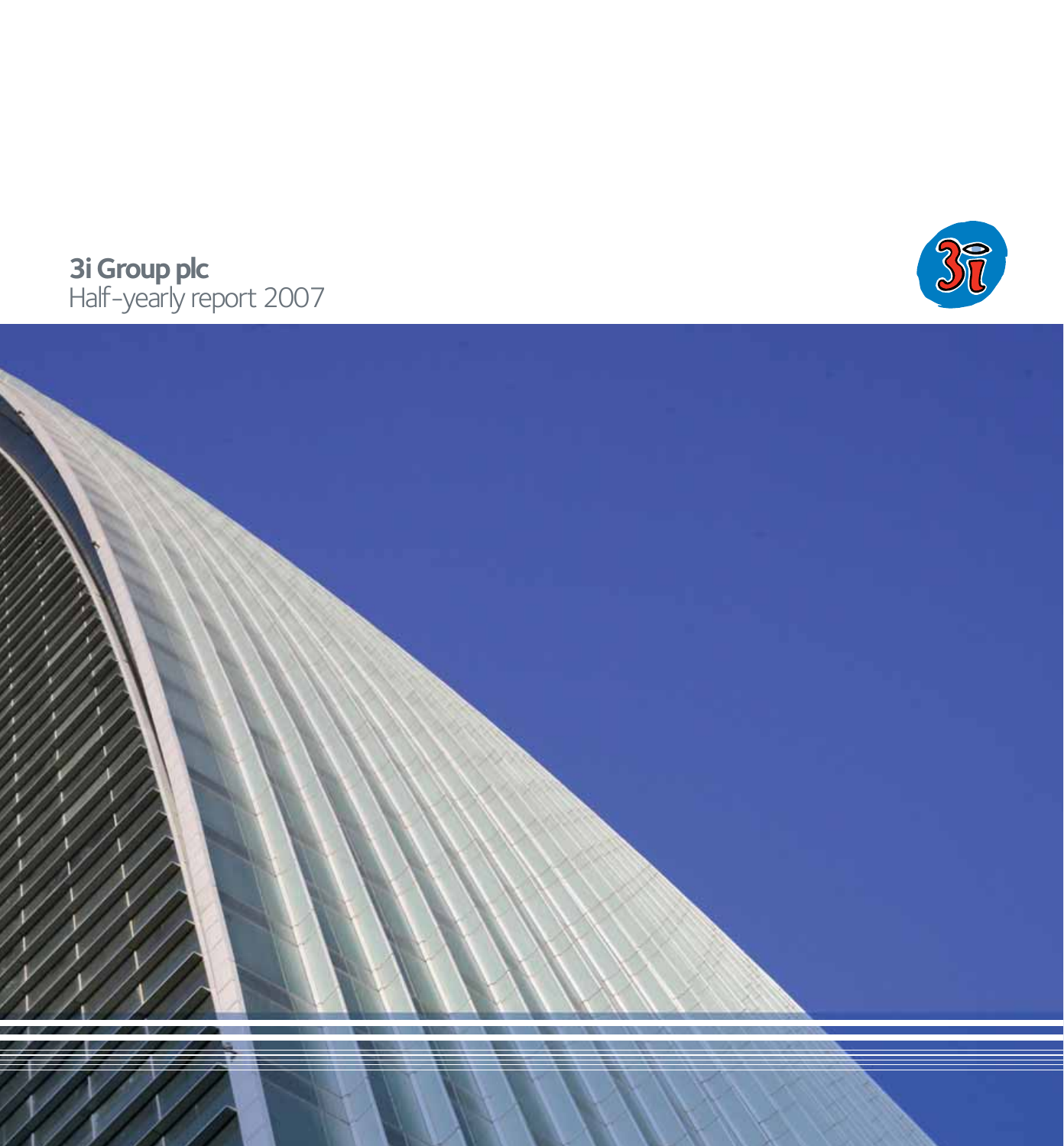# 3i Group plc
Half-yearly report 2007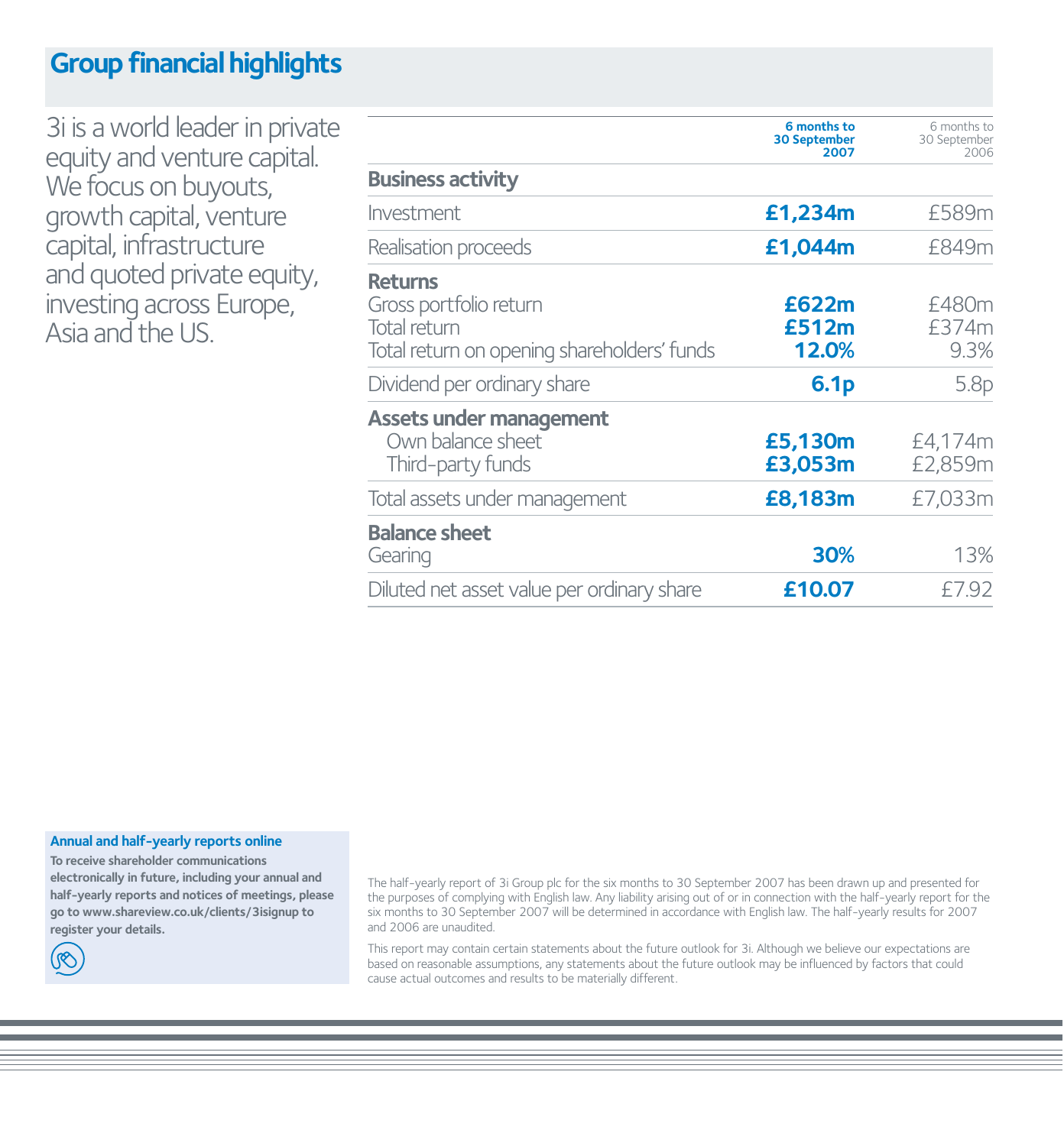# Group financial highlights

3i is a world leader in private equity and venture capital. We focus on buyouts, growth capital, venture capital, infrastructure and quoted private equity, investing across Europe, Asia and the US.

| | 6 months to 30 September 2007 | 6 months to 30 September 2006 |
|---|---|---|
| **Business activity** | | |
| Investment | **£1,234m** | £589m |
| Realisation proceeds | **£1,044m** | £849m |
| **Returns** | | |
| Gross portfolio return | **£622m** | £480m |
| Total return | **£512m** | £374m |
| Total return on opening shareholders' funds | **12.0%** | 9.3% |
| Dividend per ordinary share | **6.1p** | 5.8p |
| **Assets under management** | | |
| Own balance sheet | **£5,130m** | £4,174m |
| Third-party funds | **£3,053m** | £2,859m |
| Total assets under management | **£8,183m** | £7,033m |
| **Balance sheet** | | |
| Gearing | **30%** | 13% |
| Diluted net asset value per ordinary share | **£10.07** | £7.92 |

**Annual and half-yearly reports online**

**To receive shareholder communications electronically in future, including your annual and half-yearly reports and notices of meetings, please go to www.shareview.co.uk/clients/3isignup to register your details.**

The half-yearly report of 3i Group plc for the six months to 30 September 2007 has been drawn up and presented for the purposes of complying with English law. Any liability arising out of or in connection with the half-yearly report for the six months to 30 September 2007 will be determined in accordance with English law. The half-yearly results for 2007 and 2006 are unaudited.

This report may contain certain statements about the future outlook for 3i. Although we believe our expectations are based on reasonable assumptions, any statements about the future outlook may be influenced by factors that could cause actual outcomes and results to be materially different.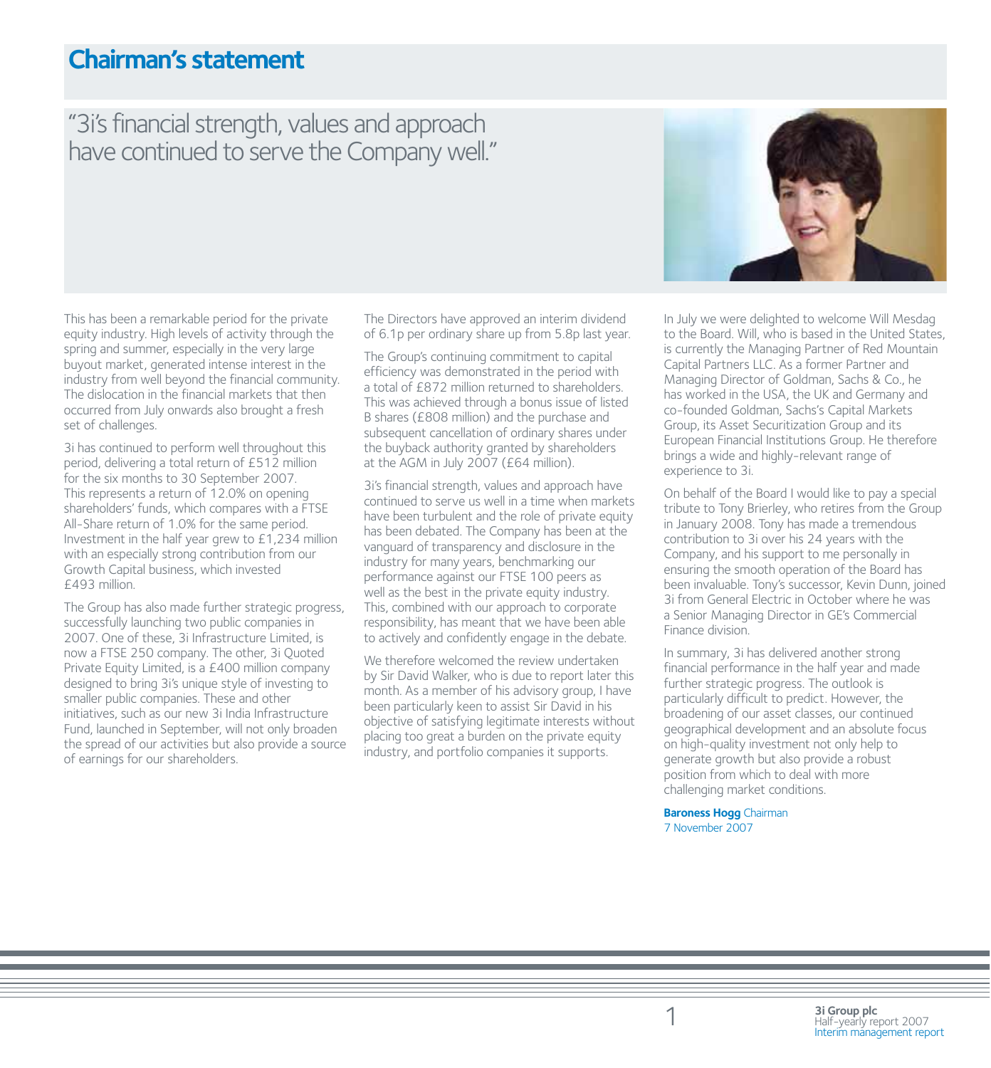# Chairman's statement

"3i's financial strength, values and approach have continued to serve the Company well."

This has been a remarkable period for the private equity industry. High levels of activity through the spring and summer, especially in the very large buyout market, generated intense interest in the industry from well beyond the financial community. The dislocation in the financial markets that then occurred from July onwards also brought a fresh set of challenges.

3i has continued to perform well throughout this period, delivering a total return of £512 million for the six months to 30 September 2007. This represents a return of 12.0% on opening shareholders' funds, which compares with a FTSE All-Share return of 1.0% for the same period. Investment in the half year grew to £1,234 million with an especially strong contribution from our Growth Capital business, which invested £493 million.

The Group has also made further strategic progress, successfully launching two public companies in 2007. One of these, 3i Infrastructure Limited, is now a FTSE 250 company. The other, 3i Quoted Private Equity Limited, is a £400 million company designed to bring 3i's unique style of investing to smaller public companies. These and other initiatives, such as our new 3i India Infrastructure Fund, launched in September, will not only broaden the spread of our activities but also provide a source of earnings for our shareholders.

The Directors have approved an interim dividend of 6.1p per ordinary share up from 5.8p last year.

The Group's continuing commitment to capital efficiency was demonstrated in the period with a total of £872 million returned to shareholders. This was achieved through a bonus issue of listed B shares (£808 million) and the purchase and subsequent cancellation of ordinary shares under the buyback authority granted by shareholders at the AGM in July 2007 (£64 million).

3i's financial strength, values and approach have continued to serve us well in a time when markets have been turbulent and the role of private equity has been debated. The Company has been at the vanguard of transparency and disclosure in the industry for many years, benchmarking our performance against our FTSE 100 peers as well as the best in the private equity industry. This, combined with our approach to corporate responsibility, has meant that we have been able to actively and confidently engage in the debate.

We therefore welcomed the review undertaken by Sir David Walker, who is due to report later this month. As a member of his advisory group, I have been particularly keen to assist Sir David in his objective of satisfying legitimate interests without placing too great a burden on the private equity industry, and portfolio companies it supports.

In July we were delighted to welcome Will Mesdag to the Board. Will, who is based in the United States, is currently the Managing Partner of Red Mountain Capital Partners LLC. As a former Partner and Managing Director of Goldman, Sachs & Co., he has worked in the USA, the UK and Germany and co-founded Goldman, Sachs's Capital Markets Group, its Asset Securitization Group and its European Financial Institutions Group. He therefore brings a wide and highly-relevant range of experience to 3i.

On behalf of the Board I would like to pay a special tribute to Tony Brierley, who retires from the Group in January 2008. Tony has made a tremendous contribution to 3i over his 24 years with the Company, and his support to me personally in ensuring the smooth operation of the Board has been invaluable. Tony's successor, Kevin Dunn, joined 3i from General Electric in October where he was a Senior Managing Director in GE's Commercial Finance division.

In summary, 3i has delivered another strong financial performance in the half year and made further strategic progress. The outlook is particularly difficult to predict. However, the broadening of our asset classes, our continued geographical development and an absolute focus on high-quality investment not only help to generate growth but also provide a robust position from which to deal with more challenging market conditions.

**Baroness Hogg** Chairman
7 November 2007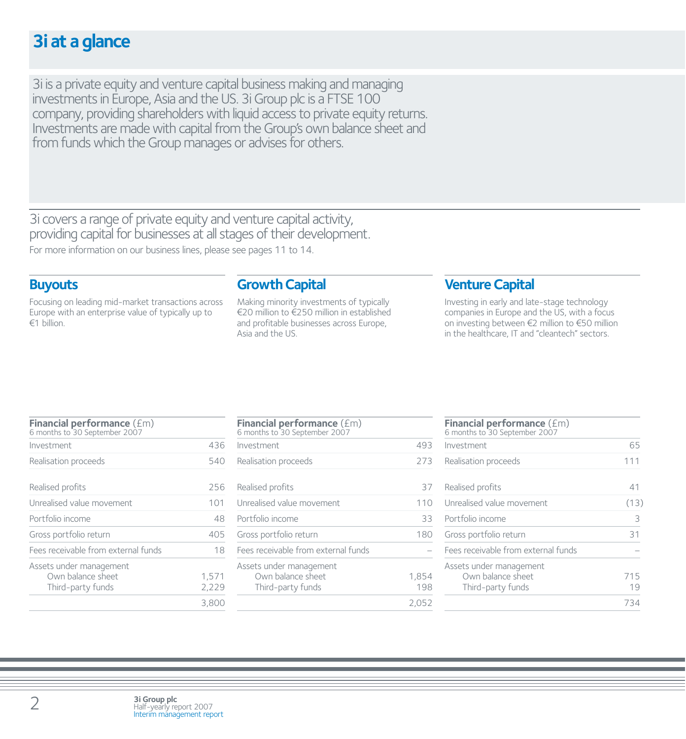# 3i at a glance

3i is a private equity and venture capital business making and managing investments in Europe, Asia and the US. 3i Group plc is a FTSE 100 company, providing shareholders with liquid access to private equity returns. Investments are made with capital from the Group's own balance sheet and from funds which the Group manages or advises for others.

3i covers a range of private equity and venture capital activity, providing capital for businesses at all stages of their development.

For more information on our business lines, please see pages 11 to 14.

## Buyouts

Focusing on leading mid-market transactions across Europe with an enterprise value of typically up to €1 billion.

| **Financial performance** (£m) 6 months to 30 September 2007 | |
|---|---|
| Investment | 436 |
| Realisation proceeds | 540 |
| Realised profits | 256 |
| Unrealised value movement | 101 |
| Portfolio income | 48 |
| Gross portfolio return | 405 |
| Fees receivable from external funds | 18 |
| Assets under management | |
| Own balance sheet | 1,571 |
| Third-party funds | 2,229 |
| | 3,800 |

## Growth Capital

Making minority investments of typically €20 million to €250 million in established and profitable businesses across Europe, Asia and the US.

| **Financial performance** (£m) 6 months to 30 September 2007 | |
|---|---|
| Investment | 493 |
| Realisation proceeds | 273 |
| Realised profits | 37 |
| Unrealised value movement | 110 |
| Portfolio income | 33 |
| Gross portfolio return | 180 |
| Fees receivable from external funds | – |
| Assets under management | |
| Own balance sheet | 1,854 |
| Third-party funds | 198 |
| | 2,052 |

## Venture Capital

Investing in early and late-stage technology companies in Europe and the US, with a focus on investing between €2 million to €50 million in the healthcare, IT and "cleantech" sectors.

| **Financial performance** (£m) 6 months to 30 September 2007 | |
|---|---|
| Investment | 65 |
| Realisation proceeds | 111 |
| Realised profits | 41 |
| Unrealised value movement | (13) |
| Portfolio income | 3 |
| Gross portfolio return | 31 |
| Fees receivable from external funds | – |
| Assets under management | |
| Own balance sheet | 715 |
| Third-party funds | 19 |
| | 734 |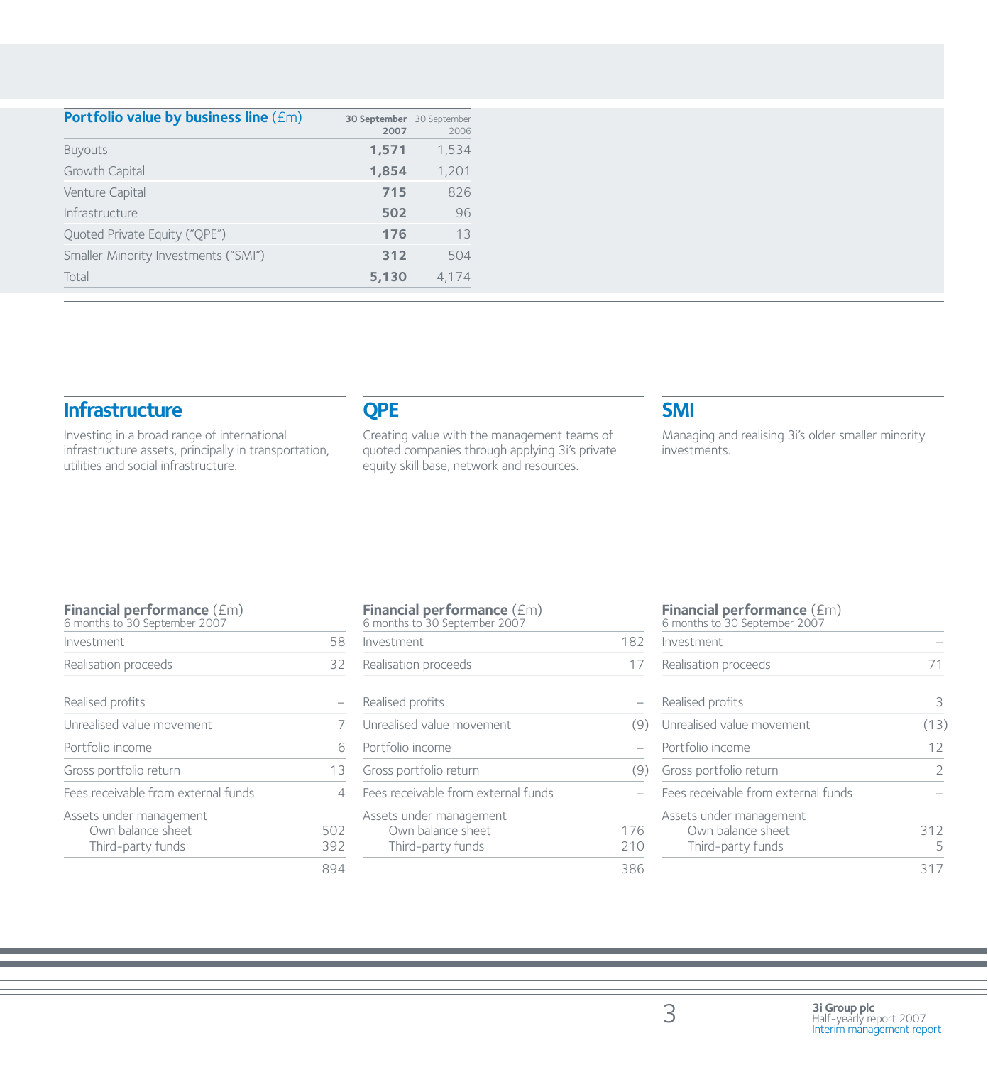| Portfolio value by business line (£m) | 30 September 2007 | 30 September 2006 |
|---|---|---|
| Buyouts | **1,571** | 1,534 |
| Growth Capital | **1,854** | 1,201 |
| Venture Capital | **715** | 826 |
| Infrastructure | **502** | 96 |
| Quoted Private Equity ("QPE") | **176** | 13 |
| Smaller Minority Investments ("SMI") | **312** | 504 |
| Total | **5,130** | 4,174 |

## Infrastructure

Investing in a broad range of international infrastructure assets, principally in transportation, utilities and social infrastructure.

| Financial performance (£m) 6 months to 30 September 2007 | |
|---|---|
| Investment | 58 |
| Realisation proceeds | 32 |
| Realised profits | – |
| Unrealised value movement | 7 |
| Portfolio income | 6 |
| Gross portfolio return | 13 |
| Fees receivable from external funds | 4 |
| Assets under management | |
| Own balance sheet | 502 |
| Third-party funds | 392 |
| | 894 |

## QPE

Creating value with the management teams of quoted companies through applying 3i's private equity skill base, network and resources.

| Financial performance (£m) 6 months to 30 September 2007 | |
|---|---|
| Investment | 182 |
| Realisation proceeds | 17 |
| Realised profits | – |
| Unrealised value movement | (9) |
| Portfolio income | – |
| Gross portfolio return | (9) |
| Fees receivable from external funds | – |
| Assets under management | |
| Own balance sheet | 176 |
| Third-party funds | 210 |
| | 386 |

## SMI

Managing and realising 3i's older smaller minority investments.

| Financial performance (£m) 6 months to 30 September 2007 | |
|---|---|
| Investment | – |
| Realisation proceeds | 71 |
| Realised profits | 3 |
| Unrealised value movement | (13) |
| Portfolio income | 12 |
| Gross portfolio return | 2 |
| Fees receivable from external funds | – |
| Assets under management | |
| Own balance sheet | 312 |
| Third-party funds | 5 |
| | 317 |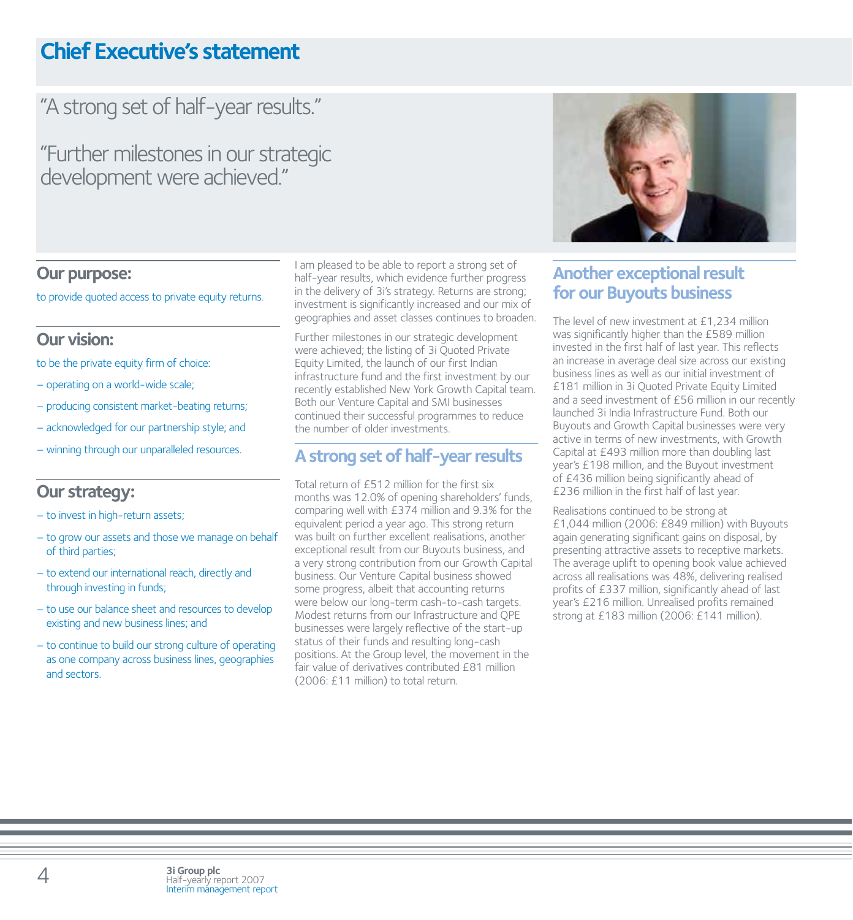# Chief Executive's statement

"A strong set of half-year results."

"Further milestones in our strategic development were achieved."

## Our purpose:

to provide quoted access to private equity returns.

## Our vision:

to be the private equity firm of choice:

- operating on a world-wide scale;
- producing consistent market-beating returns;
- acknowledged for our partnership style; and
- winning through our unparalleled resources.

## Our strategy:

- to invest in high-return assets;
- to grow our assets and those we manage on behalf of third parties;
- to extend our international reach, directly and through investing in funds;
- to use our balance sheet and resources to develop existing and new business lines; and
- to continue to build our strong culture of operating as one company across business lines, geographies and sectors.

I am pleased to be able to report a strong set of half-year results, which evidence further progress in the delivery of 3i's strategy. Returns are strong; investment is significantly increased and our mix of geographies and asset classes continues to broaden.

Further milestones in our strategic development were achieved; the listing of 3i Quoted Private Equity Limited, the launch of our first Indian infrastructure fund and the first investment by our recently established New York Growth Capital team. Both our Venture Capital and SMI businesses continued their successful programmes to reduce the number of older investments.

## A strong set of half-year results

Total return of £512 million for the first six months was 12.0% of opening shareholders' funds, comparing well with £374 million and 9.3% for the equivalent period a year ago. This strong return was built on further excellent realisations, another exceptional result from our Buyouts business, and a very strong contribution from our Growth Capital business. Our Venture Capital business showed some progress, albeit that accounting returns were below our long-term cash-to-cash targets. Modest returns from our Infrastructure and QPE businesses were largely reflective of the start-up status of their funds and resulting long-cash positions. At the Group level, the movement in the fair value of derivatives contributed £81 million (2006: £11 million) to total return.

## Another exceptional result for our Buyouts business

The level of new investment at £1,234 million was significantly higher than the £589 million invested in the first half of last year. This reflects an increase in average deal size across our existing business lines as well as our initial investment of £181 million in 3i Quoted Private Equity Limited and a seed investment of £56 million in our recently launched 3i India Infrastructure Fund. Both our Buyouts and Growth Capital businesses were very active in terms of new investments, with Growth Capital at £493 million more than doubling last year's £198 million, and the Buyout investment of £436 million being significantly ahead of £236 million in the first half of last year.

Realisations continued to be strong at £1,044 million (2006: £849 million) with Buyouts again generating significant gains on disposal, by presenting attractive assets to receptive markets. The average uplift to opening book value achieved across all realisations was 48%, delivering realised profits of £337 million, significantly ahead of last year's £216 million. Unrealised profits remained strong at £183 million (2006: £141 million).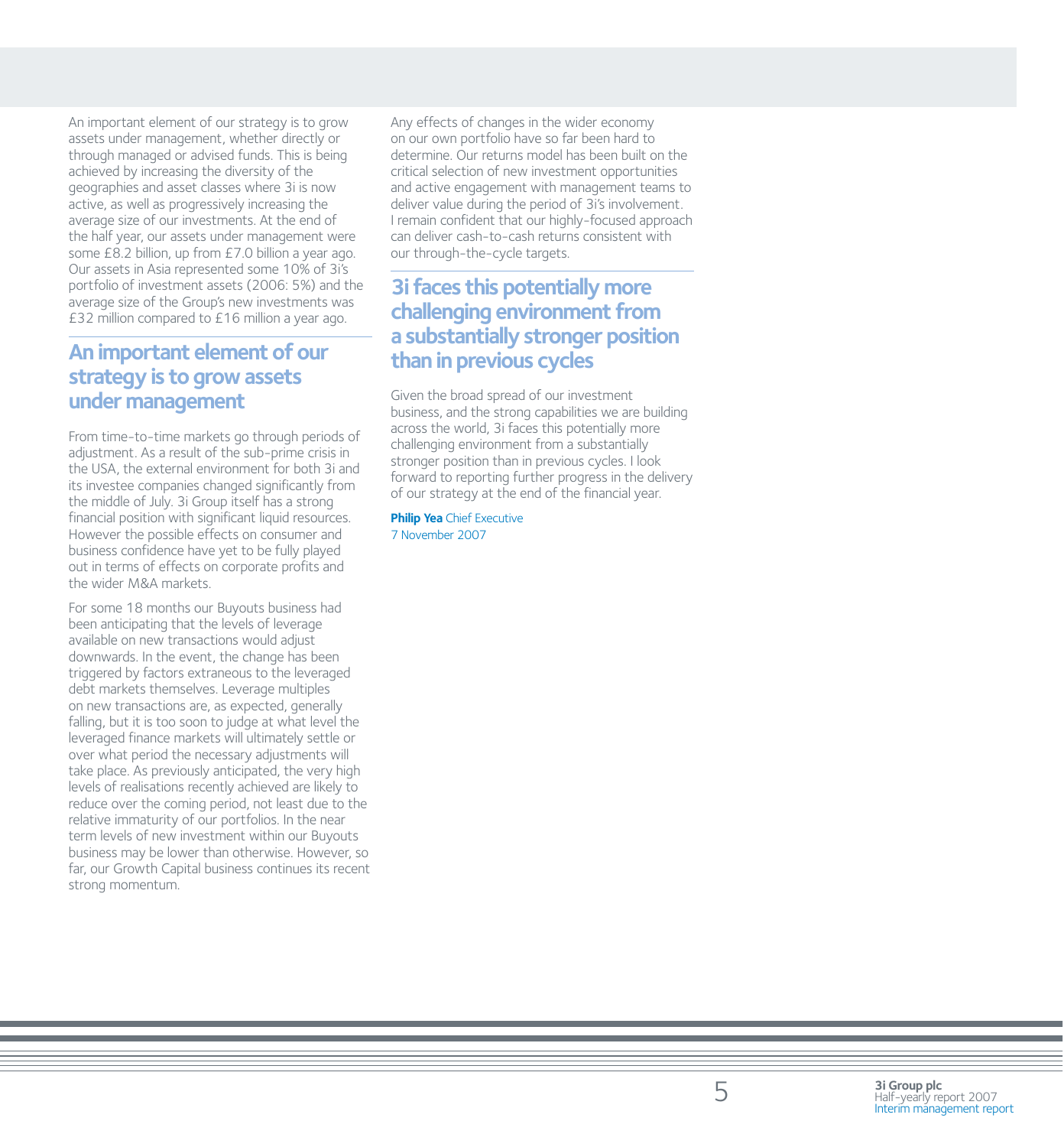An important element of our strategy is to grow assets under management, whether directly or through managed or advised funds. This is being achieved by increasing the diversity of the geographies and asset classes where 3i is now active, as well as progressively increasing the average size of our investments. At the end of the half year, our assets under management were some £8.2 billion, up from £7.0 billion a year ago. Our assets in Asia represented some 10% of 3i's portfolio of investment assets (2006: 5%) and the average size of the Group's new investments was £32 million compared to £16 million a year ago.

## An important element of our strategy is to grow assets under management

From time-to-time markets go through periods of adjustment. As a result of the sub-prime crisis in the USA, the external environment for both 3i and its investee companies changed significantly from the middle of July. 3i Group itself has a strong financial position with significant liquid resources. However the possible effects on consumer and business confidence have yet to be fully played out in terms of effects on corporate profits and the wider M&A markets.

For some 18 months our Buyouts business had been anticipating that the levels of leverage available on new transactions would adjust downwards. In the event, the change has been triggered by factors extraneous to the leveraged debt markets themselves. Leverage multiples on new transactions are, as expected, generally falling, but it is too soon to judge at what level the leveraged finance markets will ultimately settle or over what period the necessary adjustments will take place. As previously anticipated, the very high levels of realisations recently achieved are likely to reduce over the coming period, not least due to the relative immaturity of our portfolios. In the near term levels of new investment within our Buyouts business may be lower than otherwise. However, so far, our Growth Capital business continues its recent strong momentum.

Any effects of changes in the wider economy on our own portfolio have so far been hard to determine. Our returns model has been built on the critical selection of new investment opportunities and active engagement with management teams to deliver value during the period of 3i's involvement. I remain confident that our highly-focused approach can deliver cash-to-cash returns consistent with our through-the-cycle targets.

## 3i faces this potentially more challenging environment from a substantially stronger position than in previous cycles

Given the broad spread of our investment business, and the strong capabilities we are building across the world, 3i faces this potentially more challenging environment from a substantially stronger position than in previous cycles. I look forward to reporting further progress in the delivery of our strategy at the end of the financial year.

**Philip Yea** Chief Executive
7 November 2007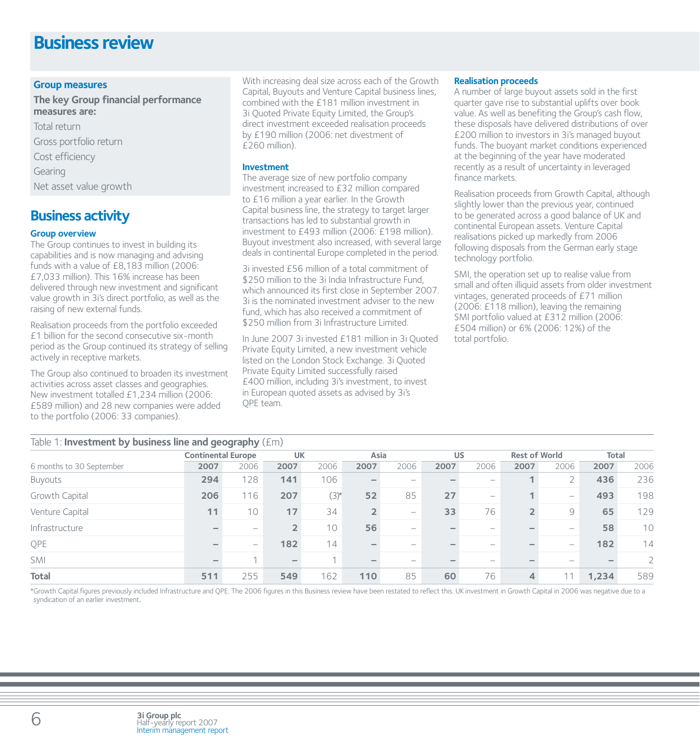# Business review

## Group measures

**The key Group financial performance measures are:**

Total return

Gross portfolio return

Cost efficiency

Gearing

Net asset value growth

## Business activity

### Group overview

The Group continues to invest in building its capabilities and is now managing and advising funds with a value of £8,183 million (2006: £7,033 million). This 16% increase has been delivered through new investment and significant value growth in 3i's direct portfolio, as well as the raising of new external funds.

Realisation proceeds from the portfolio exceeded £1 billion for the second consecutive six-month period as the Group continued its strategy of selling actively in receptive markets.

The Group also continued to broaden its investment activities across asset classes and geographies. New investment totalled £1,234 million (2006: £589 million) and 28 new companies were added to the portfolio (2006: 33 companies).

With increasing deal size across each of the Growth Capital, Buyouts and Venture Capital business lines, combined with the £181 million investment in 3i Quoted Private Equity Limited, the Group's direct investment exceeded realisation proceeds by £190 million (2006: net divestment of £260 million).

### Investment

The average size of new portfolio company investment increased to £32 million compared to £16 million a year earlier. In the Growth Capital business line, the strategy to target larger transactions has led to substantial growth in investment to £493 million (2006: £198 million). Buyout investment also increased, with several large deals in continental Europe completed in the period.

3i invested £56 million of a total commitment of $250 million to the 3i India Infrastructure Fund, which announced its first close in September 2007. 3i is the nominated investment adviser to the new fund, which has also received a commitment of $250 million from 3i Infrastructure Limited.

In June 2007 3i invested £181 million in 3i Quoted Private Equity Limited, a new investment vehicle listed on the London Stock Exchange. 3i Quoted Private Equity Limited successfully raised £400 million, including 3i's investment, to invest in European quoted assets as advised by 3i's QPE team.

### Realisation proceeds

A number of large buyout assets sold in the first quarter gave rise to substantial uplifts over book value. As well as benefiting the Group's cash flow, these disposals have delivered distributions of over £200 million to investors in 3i's managed buyout funds. The buoyant market conditions experienced at the beginning of the year have moderated recently as a result of uncertainty in leveraged finance markets.

Realisation proceeds from Growth Capital, although slightly lower than the previous year, continued to be generated across a good balance of UK and continental European assets. Venture Capital realisations picked up markedly from 2006 following disposals from the German early stage technology portfolio.

SMI, the operation set up to realise value from small and often illiquid assets from older investment vintages, generated proceeds of £71 million (2006: £118 million), leaving the remaining SMI portfolio valued at £312 million (2006: £504 million) or 6% (2006: 12%) of the total portfolio.

Table 1: **Investment by business line and geography** (£m)

| | Continental Europe | | UK | | Asia | | US | | Rest of World | | Total | |
|---|---|---|---|---|---|---|---|---|---|---|---|---|
| 6 months to 30 September | **2007** | 2006 | **2007** | 2006 | **2007** | 2006 | **2007** | 2006 | **2007** | 2006 | **2007** | 2006 |
| Buyouts | **294** | 128 | **141** | 106 | **–** | – | **–** | – | **1** | 2 | **436** | 236 |
| Growth Capital | **206** | 116 | **207** | (3)* | **52** | 85 | **27** | – | **1** | – | **493** | 198 |
| Venture Capital | **11** | 10 | **17** | 34 | **2** | – | **33** | 76 | **2** | 9 | **65** | 129 |
| Infrastructure | **–** | – | **2** | 10 | **56** | – | **–** | – | **–** | – | **58** | 10 |
| QPE | **–** | – | **182** | 14 | **–** | – | **–** | – | **–** | – | **182** | 14 |
| SMI | **–** | 1 | **–** | 1 | **–** | – | **–** | – | **–** | – | **–** | 2 |
| **Total** | **511** | 255 | **549** | 162 | **110** | 85 | **60** | 76 | **4** | 11 | **1,234** | 589 |

*Growth Capital figures previously included Infrastructure and QPE. The 2006 figures in this Business review have been restated to reflect this. UK investment in Growth Capital in 2006 was negative due to a syndication of an earlier investment.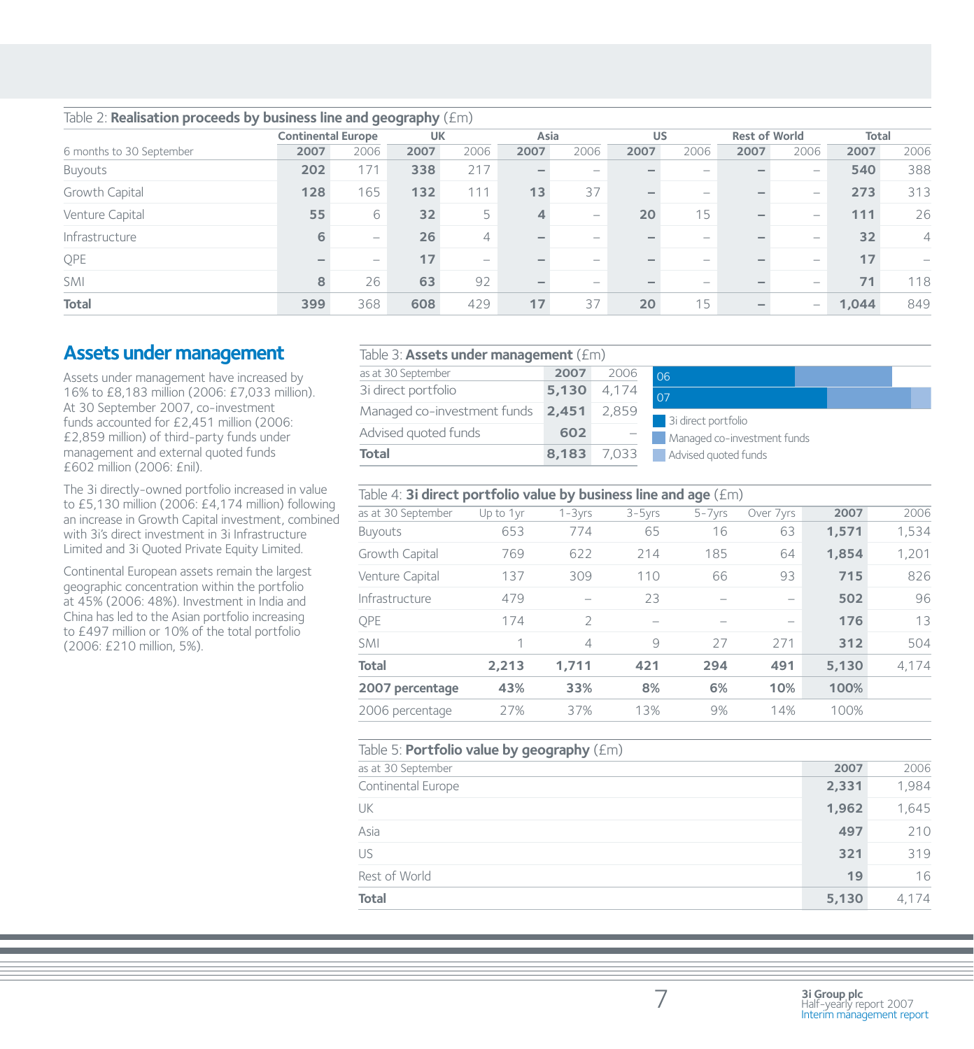Table 2: **Realisation proceeds by business line and geography** (£m)

| 6 months to 30 September | Continental Europe | | UK | | Asia | | US | | Rest of World | | Total | |
|---|---|---|---|---|---|---|---|---|---|---|---|---|
| | **2007** | 2006 | **2007** | 2006 | **2007** | 2006 | **2007** | 2006 | **2007** | 2006 | **2007** | 2006 |
| Buyouts | **202** | 171 | **338** | 217 | **–** | – | **–** | – | **–** | – | **540** | 388 |
| Growth Capital | **128** | 165 | **132** | 111 | **13** | 37 | **–** | – | **–** | – | **273** | 313 |
| Venture Capital | **55** | 6 | **32** | 5 | **4** | – | **20** | 15 | **–** | – | **111** | 26 |
| Infrastructure | **6** | – | **26** | 4 | **–** | – | **–** | – | **–** | – | **32** | 4 |
| QPE | **–** | – | **17** | – | **–** | – | **–** | – | **–** | – | **17** | – |
| SMI | **8** | 26 | **63** | 92 | **–** | – | **–** | – | **–** | – | **71** | 118 |
| **Total** | **399** | 368 | **608** | 429 | **17** | 37 | **20** | 15 | **–** | – | **1,044** | 849 |

## Assets under management

Assets under management have increased by 16% to £8,183 million (2006: £7,033 million). At 30 September 2007, co-investment funds accounted for £2,451 million (2006: £2,859 million) of third-party funds under management and external quoted funds £602 million (2006: £nil).

The 3i directly-owned portfolio increased in value to £5,130 million (2006: £4,174 million) following an increase in Growth Capital investment, combined with 3i's direct investment in 3i Infrastructure Limited and 3i Quoted Private Equity Limited.

Continental European assets remain the largest geographic concentration within the portfolio at 45% (2006: 48%). Investment in India and China has led to the Asian portfolio increasing to £497 million or 10% of the total portfolio (2006: £210 million, 5%).

Table 3: **Assets under management** (£m)

| as at 30 September | **2007** | 2006 |
|---|---|---|
| 3i direct portfolio | **5,130** | 4,174 |
| Managed co-investment funds | **2,451** | 2,859 |
| Advised quoted funds | **602** | – |
| **Total** | **8,183** | 7,033 |

Chart legend: 06, 07 — 3i direct portfolio; Managed co-investment funds; Advised quoted funds

Table 4: **3i direct portfolio value by business line and age** (£m)

| as at 30 September | Up to 1yr | 1-3yrs | 3-5yrs | 5-7yrs | Over 7yrs | **2007** | 2006 |
|---|---|---|---|---|---|---|---|
| Buyouts | 653 | 774 | 65 | 16 | 63 | **1,571** | 1,534 |
| Growth Capital | 769 | 622 | 214 | 185 | 64 | **1,854** | 1,201 |
| Venture Capital | 137 | 309 | 110 | 66 | 93 | **715** | 826 |
| Infrastructure | 479 | – | 23 | – | – | **502** | 96 |
| QPE | 174 | 2 | – | – | – | **176** | 13 |
| SMI | 1 | 4 | 9 | 27 | 271 | **312** | 504 |
| **Total** | **2,213** | **1,711** | **421** | **294** | **491** | **5,130** | 4,174 |
| **2007 percentage** | **43%** | **33%** | **8%** | **6%** | **10%** | **100%** | |
| 2006 percentage | 27% | 37% | 13% | 9% | 14% | 100% | |

Table 5: **Portfolio value by geography** (£m)

| as at 30 September | **2007** | 2006 |
|---|---|---|
| Continental Europe | **2,331** | 1,984 |
| UK | **1,962** | 1,645 |
| Asia | **497** | 210 |
| US | **321** | 319 |
| Rest of World | **19** | 16 |
| **Total** | **5,130** | 4,174 |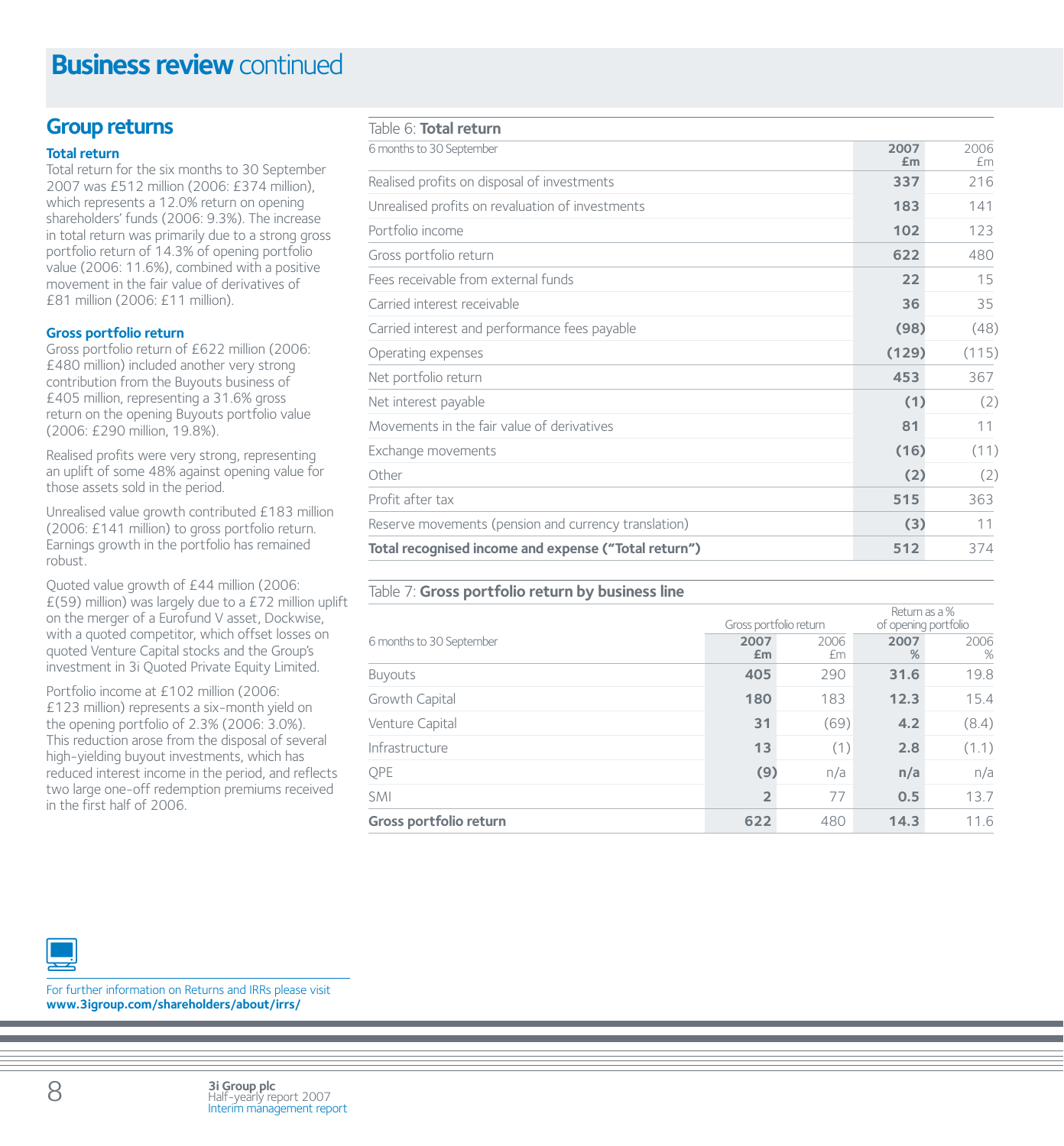# Business review continued

## Group returns

### Total return

Total return for the six months to 30 September 2007 was £512 million (2006: £374 million), which represents a 12.0% return on opening shareholders' funds (2006: 9.3%). The increase in total return was primarily due to a strong gross portfolio return of 14.3% of opening portfolio value (2006: 11.6%), combined with a positive movement in the fair value of derivatives of £81 million (2006: £11 million).

### Gross portfolio return

Gross portfolio return of £622 million (2006: £480 million) included another very strong contribution from the Buyouts business of £405 million, representing a 31.6% gross return on the opening Buyouts portfolio value (2006: £290 million, 19.8%).

Realised profits were very strong, representing an uplift of some 48% against opening value for those assets sold in the period.

Unrealised value growth contributed £183 million (2006: £141 million) to gross portfolio return. Earnings growth in the portfolio has remained robust.

Quoted value growth of £44 million (2006: £(59) million) was largely due to a £72 million uplift on the merger of a Eurofund V asset, Dockwise, with a quoted competitor, which offset losses on quoted Venture Capital stocks and the Group's investment in 3i Quoted Private Equity Limited.

Portfolio income at £102 million (2006: £123 million) represents a six-month yield on the opening portfolio of 2.3% (2006: 3.0%). This reduction arose from the disposal of several high-yielding buyout investments, which has reduced interest income in the period, and reflects two large one-off redemption premiums received in the first half of 2006.

Table 6: **Total return**

| 6 months to 30 September | 2007 £m | 2006 £m |
|---|---|---|
| Realised profits on disposal of investments | 337 | 216 |
| Unrealised profits on revaluation of investments | 183 | 141 |
| Portfolio income | 102 | 123 |
| Gross portfolio return | 622 | 480 |
| Fees receivable from external funds | 22 | 15 |
| Carried interest receivable | 36 | 35 |
| Carried interest and performance fees payable | (98) | (48) |
| Operating expenses | (129) | (115) |
| Net portfolio return | 453 | 367 |
| Net interest payable | (1) | (2) |
| Movements in the fair value of derivatives | 81 | 11 |
| Exchange movements | (16) | (11) |
| Other | (2) | (2) |
| Profit after tax | 515 | 363 |
| Reserve movements (pension and currency translation) | (3) | 11 |
| **Total recognised income and expense ("Total return")** | **512** | **374** |

Table 7: **Gross portfolio return by business line**

| | Gross portfolio return | | Return as a % of opening portfolio | |
|---|---|---|---|---|
| 6 months to 30 September | 2007 £m | 2006 £m | 2007 % | 2006 % |
| Buyouts | 405 | 290 | 31.6 | 19.8 |
| Growth Capital | 180 | 183 | 12.3 | 15.4 |
| Venture Capital | 31 | (69) | 4.2 | (8.4) |
| Infrastructure | 13 | (1) | 2.8 | (1.1) |
| QPE | (9) | n/a | n/a | n/a |
| SMI | 2 | 77 | 0.5 | 13.7 |
| **Gross portfolio return** | **622** | **480** | **14.3** | **11.6** |

For further information on Returns and IRRs please visit **www.3igroup.com/shareholders/about/irrs/**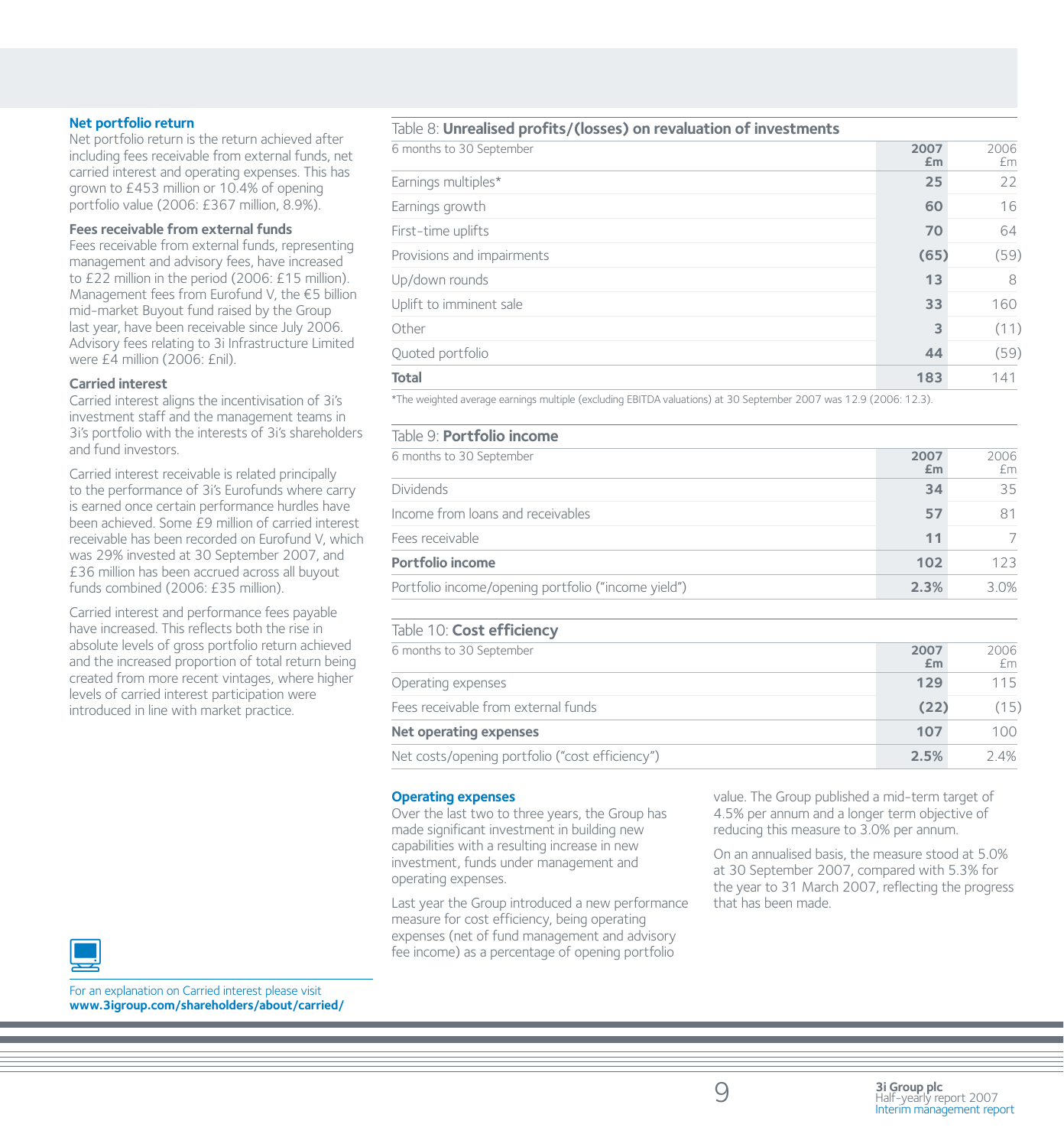## Net portfolio return

Net portfolio return is the return achieved after including fees receivable from external funds, net carried interest and operating expenses. This has grown to £453 million or 10.4% of opening portfolio value (2006: £367 million, 8.9%).

### Fees receivable from external funds

Fees receivable from external funds, representing management and advisory fees, have increased to £22 million in the period (2006: £15 million). Management fees from Eurofund V, the €5 billion mid-market Buyout fund raised by the Group last year, have been receivable since July 2006. Advisory fees relating to 3i Infrastructure Limited were £4 million (2006: £nil).

### Carried interest

Carried interest aligns the incentivisation of 3i's investment staff and the management teams in 3i's portfolio with the interests of 3i's shareholders and fund investors.

Carried interest receivable is related principally to the performance of 3i's Eurofunds where carry is earned once certain performance hurdles have been achieved. Some £9 million of carried interest receivable has been recorded on Eurofund V, which was 29% invested at 30 September 2007, and £36 million has been accrued across all buyout funds combined (2006: £35 million).

Carried interest and performance fees payable have increased. This reflects both the rise in absolute levels of gross portfolio return achieved and the increased proportion of total return being created from more recent vintages, where higher levels of carried interest participation were introduced in line with market practice.

For an explanation on Carried interest please visit **www.3igroup.com/shareholders/about/carried/**

Table 8: **Unrealised profits/(losses) on revaluation of investments**

| 6 months to 30 September | 2007 £m | 2006 £m |
|---|---|---|
| Earnings multiples* | **25** | 22 |
| Earnings growth | **60** | 16 |
| First-time uplifts | **70** | 64 |
| Provisions and impairments | **(65)** | (59) |
| Up/down rounds | **13** | 8 |
| Uplift to imminent sale | **33** | 160 |
| Other | **3** | (11) |
| Quoted portfolio | **44** | (59) |
| **Total** | **183** | 141 |

*The weighted average earnings multiple (excluding EBITDA valuations) at 30 September 2007 was 12.9 (2006: 12.3).

Table 9: **Portfolio income**

| 6 months to 30 September | 2007 £m | 2006 £m |
|---|---|---|
| Dividends | **34** | 35 |
| Income from loans and receivables | **57** | 81 |
| Fees receivable | **11** | 7 |
| **Portfolio income** | **102** | 123 |
| Portfolio income/opening portfolio ("income yield") | **2.3%** | 3.0% |

Table 10: **Cost efficiency**

| 6 months to 30 September | 2007 £m | 2006 £m |
|---|---|---|
| Operating expenses | **129** | 115 |
| Fees receivable from external funds | **(22)** | (15) |
| **Net operating expenses** | **107** | 100 |
| Net costs/opening portfolio ("cost efficiency") | **2.5%** | 2.4% |

## Operating expenses

Over the last two to three years, the Group has made significant investment in building new capabilities with a resulting increase in new investment, funds under management and operating expenses.

Last year the Group introduced a new performance measure for cost efficiency, being operating expenses (net of fund management and advisory fee income) as a percentage of opening portfolio value. The Group published a mid-term target of 4.5% per annum and a longer term objective of reducing this measure to 3.0% per annum.

On an annualised basis, the measure stood at 5.0% at 30 September 2007, compared with 5.3% for the year to 31 March 2007, reflecting the progress that has been made.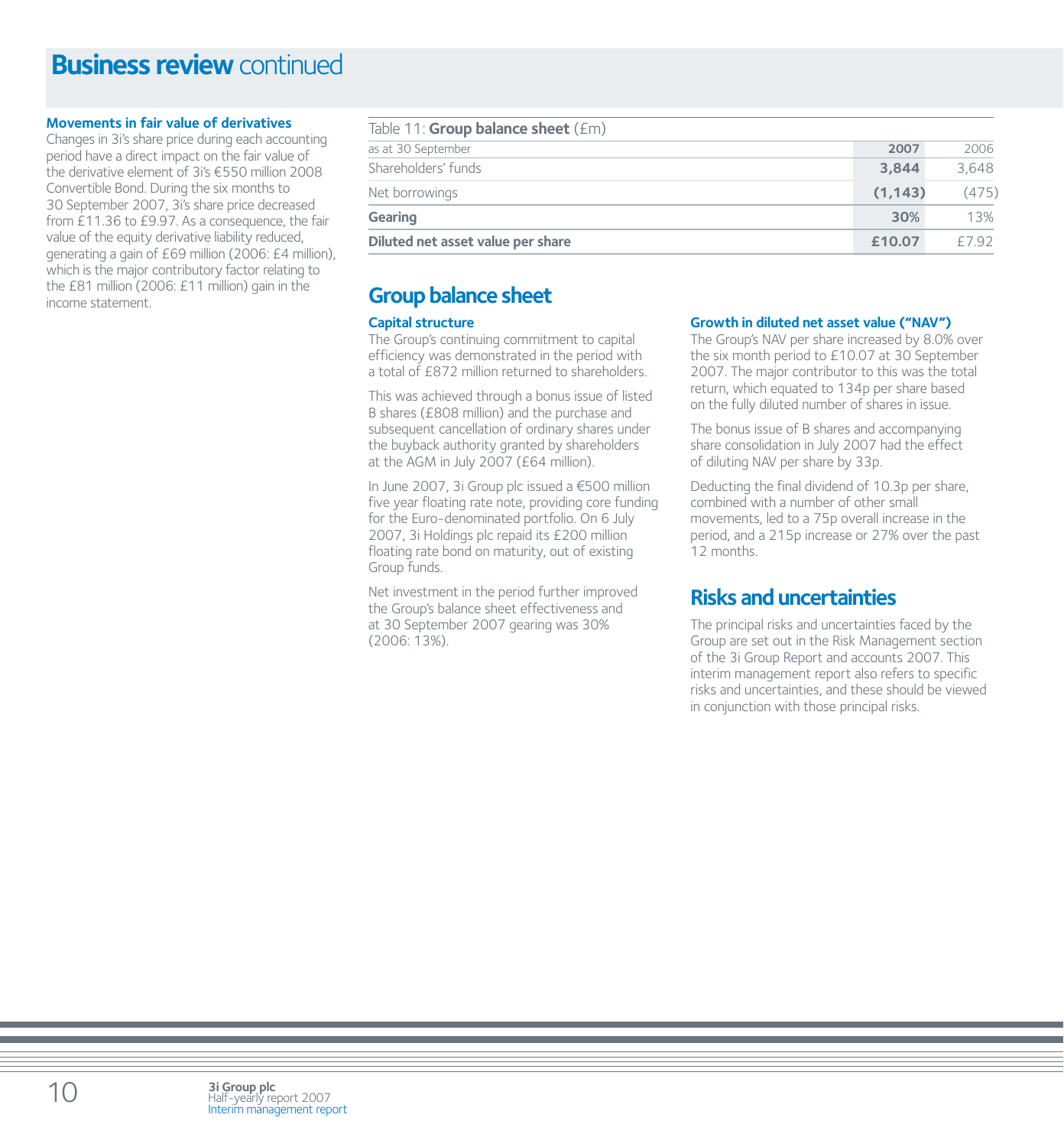# Business review continued

### Movements in fair value of derivatives

Changes in 3i's share price during each accounting period have a direct impact on the fair value of the derivative element of 3i's €550 million 2008 Convertible Bond. During the six months to 30 September 2007, 3i's share price decreased from £11.36 to £9.97. As a consequence, the fair value of the equity derivative liability reduced, generating a gain of £69 million (2006: £4 million), which is the major contributory factor relating to the £81 million (2006: £11 million) gain in the income statement.

Table 11: **Group balance sheet** (£m)

| as at 30 September | 2007 | 2006 |
|---|---|---|
| Shareholders' funds | **3,844** | 3,648 |
| Net borrowings | **(1,143)** | (475) |
| **Gearing** | **30%** | 13% |
| **Diluted net asset value per share** | **£10.07** | £7.92 |

## Group balance sheet

### Capital structure

The Group's continuing commitment to capital efficiency was demonstrated in the period with a total of £872 million returned to shareholders.

This was achieved through a bonus issue of listed B shares (£808 million) and the purchase and subsequent cancellation of ordinary shares under the buyback authority granted by shareholders at the AGM in July 2007 (£64 million).

In June 2007, 3i Group plc issued a €500 million five year floating rate note, providing core funding for the Euro-denominated portfolio. On 6 July 2007, 3i Holdings plc repaid its £200 million floating rate bond on maturity, out of existing Group funds.

Net investment in the period further improved the Group's balance sheet effectiveness and at 30 September 2007 gearing was 30% (2006: 13%).

### Growth in diluted net asset value ("NAV")

The Group's NAV per share increased by 8.0% over the six month period to £10.07 at 30 September 2007. The major contributor to this was the total return, which equated to 134p per share based on the fully diluted number of shares in issue.

The bonus issue of B shares and accompanying share consolidation in July 2007 had the effect of diluting NAV per share by 33p.

Deducting the final dividend of 10.3p per share, combined with a number of other small movements, led to a 75p overall increase in the period, and a 215p increase or 27% over the past 12 months.

## Risks and uncertainties

The principal risks and uncertainties faced by the Group are set out in the Risk Management section of the 3i Group Report and accounts 2007. This interim management report also refers to specific risks and uncertainties, and these should be viewed in conjunction with those principal risks.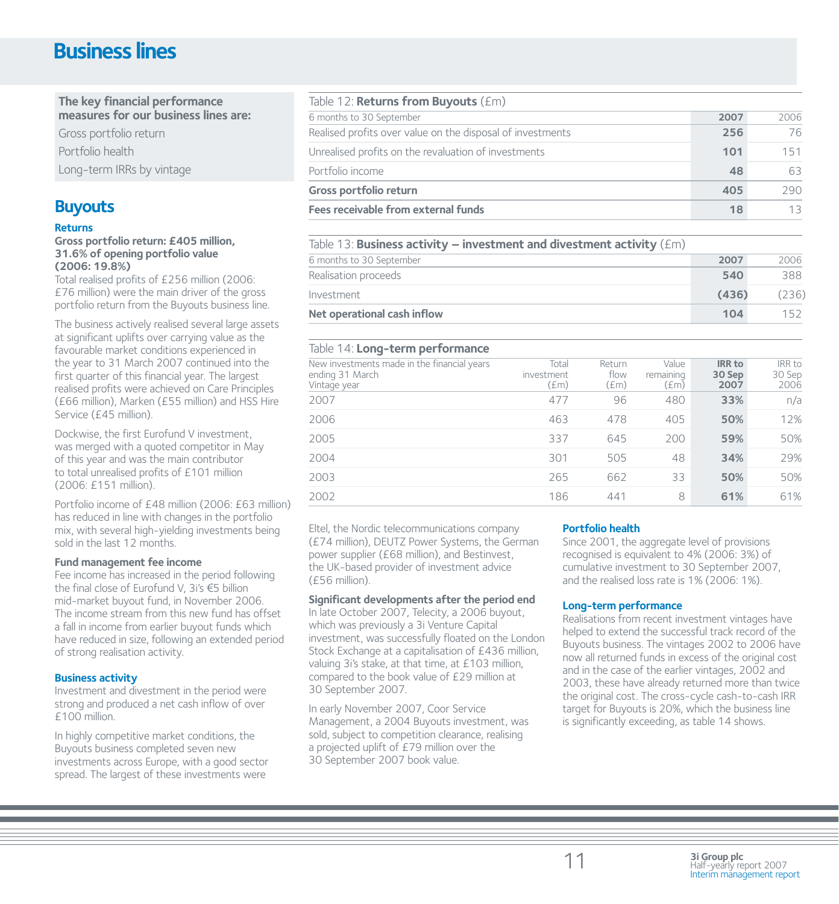# Business lines

**The key financial performance measures for our business lines are:**

Gross portfolio return

Portfolio health

Long-term IRRs by vintage

## Buyouts

### Returns

**Gross portfolio return: £405 million, 31.6% of opening portfolio value (2006: 19.8%)**

Total realised profits of £256 million (2006: £76 million) were the main driver of the gross portfolio return from the Buyouts business line.

The business actively realised several large assets at significant uplifts over carrying value as the favourable market conditions experienced in the year to 31 March 2007 continued into the first quarter of this financial year. The largest realised profits were achieved on Care Principles (£66 million), Marken (£55 million) and HSS Hire Service (£45 million).

Dockwise, the first Eurofund V investment, was merged with a quoted competitor in May of this year and was the main contributor to total unrealised profits of £101 million (2006: £151 million).

Portfolio income of £48 million (2006: £63 million) has reduced in line with changes in the portfolio mix, with several high-yielding investments being sold in the last 12 months.

**Fund management fee income**

Fee income has increased in the period following the final close of Eurofund V, 3i's €5 billion mid-market buyout fund, in November 2006. The income stream from this new fund has offset a fall in income from earlier buyout funds which have reduced in size, following an extended period of strong realisation activity.

### Business activity

Investment and divestment in the period were strong and produced a net cash inflow of over £100 million.

In highly competitive market conditions, the Buyouts business completed seven new investments across Europe, with a good sector spread. The largest of these investments were Eltel, the Nordic telecommunications company (£74 million), DEUTZ Power Systems, the German power supplier (£68 million), and Bestinvest, the UK-based provider of investment advice (£56 million).

**Significant developments after the period end**

In late October 2007, Telecity, a 2006 buyout, which was previously a 3i Venture Capital investment, was successfully floated on the London Stock Exchange at a capitalisation of £436 million, valuing 3i's stake, at that time, at £103 million, compared to the book value of £29 million at 30 September 2007.

In early November 2007, Coor Service Management, a 2004 Buyouts investment, was sold, subject to competition clearance, realising a projected uplift of £79 million over the 30 September 2007 book value.

### Portfolio health

Since 2001, the aggregate level of provisions recognised is equivalent to 4% (2006: 3%) of cumulative investment to 30 September 2007, and the realised loss rate is 1% (2006: 1%).

### Long-term performance

Realisations from recent investment vintages have helped to extend the successful track record of the Buyouts business. The vintages 2002 to 2006 have now all returned funds in excess of the original cost and in the case of the earlier vintages, 2002 and 2003, these have already returned more than twice the original cost. The cross-cycle cash-to-cash IRR target for Buyouts is 20%, which the business line is significantly exceeding, as table 14 shows.

Table 12: **Returns from Buyouts** (£m)

| 6 months to 30 September | 2007 | 2006 |
|---|---|---|
| Realised profits over value on the disposal of investments | 256 | 76 |
| Unrealised profits on the revaluation of investments | 101 | 151 |
| Portfolio income | 48 | 63 |
| **Gross portfolio return** | **405** | 290 |
| **Fees receivable from external funds** | **18** | 13 |

Table 13: **Business activity – investment and divestment activity** (£m)

| 6 months to 30 September | 2007 | 2006 |
|---|---|---|
| Realisation proceeds | 540 | 388 |
| Investment | (436) | (236) |
| **Net operational cash inflow** | **104** | 152 |

Table 14: **Long-term performance**

| New investments made in the financial years ending 31 March Vintage year | Total investment (£m) | Return flow (£m) | Value remaining (£m) | IRR to 30 Sep 2007 | IRR to 30 Sep 2006 |
|---|---|---|---|---|---|
| 2007 | 477 | 96 | 480 | 33% | n/a |
| 2006 | 463 | 478 | 405 | 50% | 12% |
| 2005 | 337 | 645 | 200 | 59% | 50% |
| 2004 | 301 | 505 | 48 | 34% | 29% |
| 2003 | 265 | 662 | 33 | 50% | 50% |
| 2002 | 186 | 441 | 8 | 61% | 61% |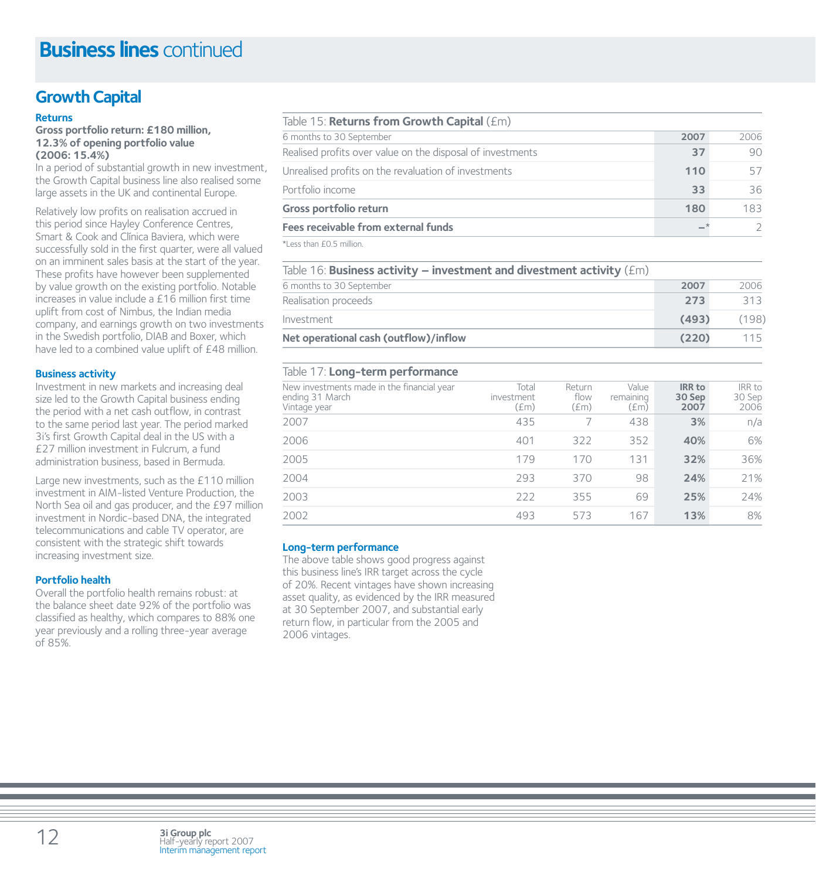# Business lines continued

## Growth Capital

### Returns

**Gross portfolio return: £180 million, 12.3% of opening portfolio value (2006: 15.4%)**

In a period of substantial growth in new investment, the Growth Capital business line also realised some large assets in the UK and continental Europe.

Relatively low profits on realisation accrued in this period since Hayley Conference Centres, Smart & Cook and Clínica Baviera, which were successfully sold in the first quarter, were all valued on an imminent sales basis at the start of the year. These profits have however been supplemented by value growth on the existing portfolio. Notable increases in value include a £16 million first time uplift from cost of Nimbus, the Indian media company, and earnings growth on two investments in the Swedish portfolio, DIAB and Boxer, which have led to a combined value uplift of £48 million.

### Business activity

Investment in new markets and increasing deal size led to the Growth Capital business ending the period with a net cash outflow, in contrast to the same period last year. The period marked 3i's first Growth Capital deal in the US with a £27 million investment in Fulcrum, a fund administration business, based in Bermuda.

Large new investments, such as the £110 million investment in AIM-listed Venture Production, the North Sea oil and gas producer, and the £97 million investment in Nordic-based DNA, the integrated telecommunications and cable TV operator, are consistent with the strategic shift towards increasing investment size.

### Portfolio health

Overall the portfolio health remains robust: at the balance sheet date 92% of the portfolio was classified as healthy, which compares to 88% one year previously and a rolling three-year average of 85%.

Table 15: **Returns from Growth Capital** (£m)

| 6 months to 30 September | 2007 | 2006 |
|---|---|---|
| Realised profits over value on the disposal of investments | 37 | 90 |
| Unrealised profits on the revaluation of investments | 110 | 57 |
| Portfolio income | 33 | 36 |
| **Gross portfolio return** | **180** | 183 |
| **Fees receivable from external funds** | –* | 2 |

*Less than £0.5 million.

Table 16: **Business activity – investment and divestment activity** (£m)

| 6 months to 30 September | 2007 | 2006 |
|---|---|---|
| Realisation proceeds | 273 | 313 |
| Investment | (493) | (198) |
| **Net operational cash (outflow)/inflow** | **(220)** | 115 |

Table 17: **Long-term performance**

| New investments made in the financial year ending 31 March Vintage year | Total investment (£m) | Return flow (£m) | Value remaining (£m) | IRR to 30 Sep 2007 | IRR to 30 Sep 2006 |
|---|---|---|---|---|---|
| 2007 | 435 | 7 | 438 | 3% | n/a |
| 2006 | 401 | 322 | 352 | 40% | 6% |
| 2005 | 179 | 170 | 131 | 32% | 36% |
| 2004 | 293 | 370 | 98 | 24% | 21% |
| 2003 | 222 | 355 | 69 | 25% | 24% |
| 2002 | 493 | 573 | 167 | 13% | 8% |

### Long-term performance

The above table shows good progress against this business line's IRR target across the cycle of 20%. Recent vintages have shown increasing asset quality, as evidenced by the IRR measured at 30 September 2007, and substantial early return flow, in particular from the 2005 and 2006 vintages.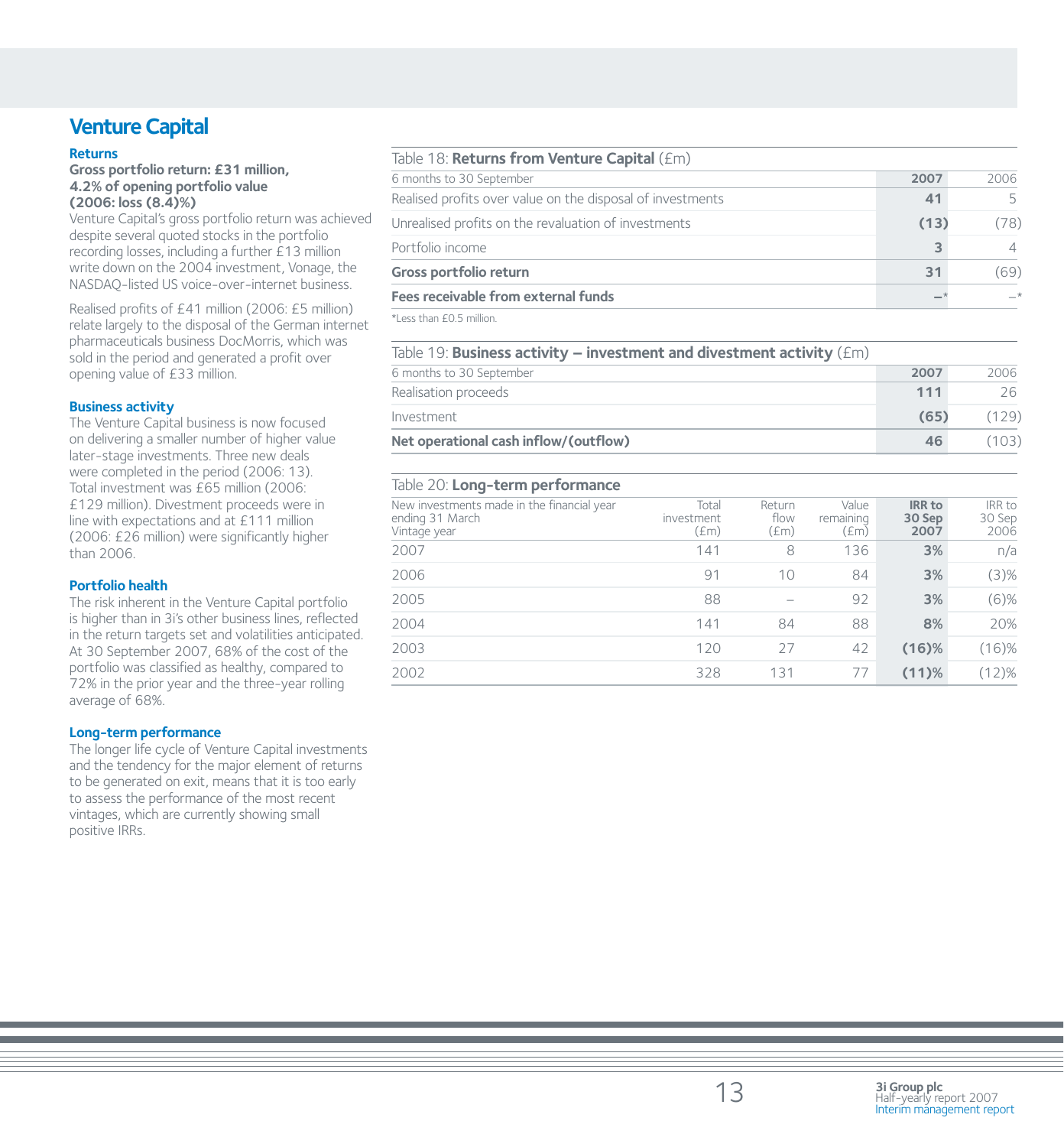# Venture Capital

### Returns

**Gross portfolio return: £31 million, 4.2% of opening portfolio value (2006: loss (8.4)%)**

Venture Capital's gross portfolio return was achieved despite several quoted stocks in the portfolio recording losses, including a further £13 million write down on the 2004 investment, Vonage, the NASDAQ-listed US voice-over-internet business.

Realised profits of £41 million (2006: £5 million) relate largely to the disposal of the German internet pharmaceuticals business DocMorris, which was sold in the period and generated a profit over opening value of £33 million.

### Business activity

The Venture Capital business is now focused on delivering a smaller number of higher value later-stage investments. Three new deals were completed in the period (2006: 13). Total investment was £65 million (2006: £129 million). Divestment proceeds were in line with expectations and at £111 million (2006: £26 million) were significantly higher than 2006.

### Portfolio health

The risk inherent in the Venture Capital portfolio is higher than in 3i's other business lines, reflected in the return targets set and volatilities anticipated. At 30 September 2007, 68% of the cost of the portfolio was classified as healthy, compared to 72% in the prior year and the three-year rolling average of 68%.

### Long-term performance

The longer life cycle of Venture Capital investments and the tendency for the major element of returns to be generated on exit, means that it is too early to assess the performance of the most recent vintages, which are currently showing small positive IRRs.

Table 18: **Returns from Venture Capital** (£m)

| 6 months to 30 September | **2007** | 2006 |
|---|---|---|
| Realised profits over value on the disposal of investments | **41** | 5 |
| Unrealised profits on the revaluation of investments | **(13)** | (78) |
| Portfolio income | **3** | 4 |
| **Gross portfolio return** | **31** | (69) |
| **Fees receivable from external funds** | **–*** | –* |

*Less than £0.5 million.

Table 19: **Business activity – investment and divestment activity** (£m)

| 6 months to 30 September | **2007** | 2006 |
|---|---|---|
| Realisation proceeds | **111** | 26 |
| Investment | **(65)** | (129) |
| **Net operational cash inflow/(outflow)** | **46** | (103) |

Table 20: **Long-term performance**

| New investments made in the financial year ending 31 March Vintage year | Total investment (£m) | Return flow (£m) | Value remaining (£m) | **IRR to 30 Sep 2007** | IRR to 30 Sep 2006 |
|---|---|---|---|---|---|
| 2007 | 141 | 8 | 136 | **3%** | n/a |
| 2006 | 91 | 10 | 84 | **3%** | (3)% |
| 2005 | 88 | – | 92 | **3%** | (6)% |
| 2004 | 141 | 84 | 88 | **8%** | 20% |
| 2003 | 120 | 27 | 42 | **(16)%** | (16)% |
| 2002 | 328 | 131 | 77 | **(11)%** | (12)% |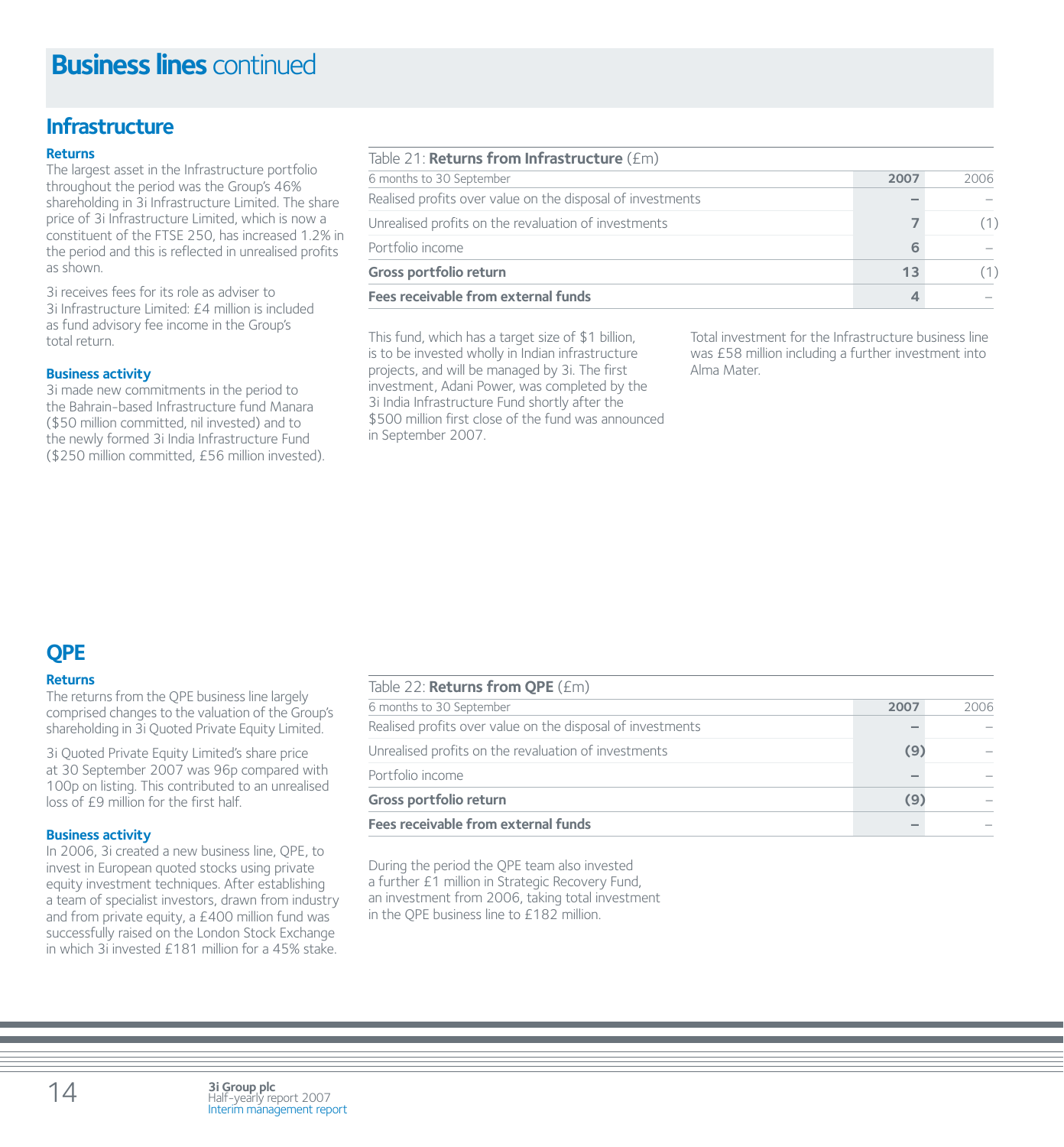# Business lines continued

## Infrastructure

### Returns

The largest asset in the Infrastructure portfolio throughout the period was the Group's 46% shareholding in 3i Infrastructure Limited. The share price of 3i Infrastructure Limited, which is now a constituent of the FTSE 250, has increased 1.2% in the period and this is reflected in unrealised profits as shown.

3i receives fees for its role as adviser to 3i Infrastructure Limited: £4 million is included as fund advisory fee income in the Group's total return.

Table 21: **Returns from Infrastructure** (£m)

| 6 months to 30 September | 2007 | 2006 |
|---|---|---|
| Realised profits over value on the disposal of investments | – | – |
| Unrealised profits on the revaluation of investments | 7 | (1) |
| Portfolio income | 6 | – |
| **Gross portfolio return** | **13** | **(1)** |
| **Fees receivable from external funds** | **4** | **–** |

### Business activity

3i made new commitments in the period to the Bahrain-based Infrastructure fund Manara ($50 million committed, nil invested) and to the newly formed 3i India Infrastructure Fund ($250 million committed, £56 million invested).

This fund, which has a target size of $1 billion, is to be invested wholly in Indian infrastructure projects, and will be managed by 3i. The first investment, Adani Power, was completed by the 3i India Infrastructure Fund shortly after the $500 million first close of the fund was announced in September 2007.

Total investment for the Infrastructure business line was £58 million including a further investment into Alma Mater.

## QPE

### Returns

The returns from the QPE business line largely comprised changes to the valuation of the Group's shareholding in 3i Quoted Private Equity Limited.

3i Quoted Private Equity Limited's share price at 30 September 2007 was 96p compared with 100p on listing. This contributed to an unrealised loss of £9 million for the first half.

Table 22: **Returns from QPE** (£m)

| 6 months to 30 September | 2007 | 2006 |
|---|---|---|
| Realised profits over value on the disposal of investments | – | – |
| Unrealised profits on the revaluation of investments | (9) | – |
| Portfolio income | – | – |
| **Gross portfolio return** | **(9)** | **–** |
| **Fees receivable from external funds** | **–** | **–** |

### Business activity

In 2006, 3i created a new business line, QPE, to invest in European quoted stocks using private equity investment techniques. After establishing a team of specialist investors, drawn from industry and from private equity, a £400 million fund was successfully raised on the London Stock Exchange in which 3i invested £181 million for a 45% stake.

During the period the QPE team also invested a further £1 million in Strategic Recovery Fund, an investment from 2006, taking total investment in the QPE business line to £182 million.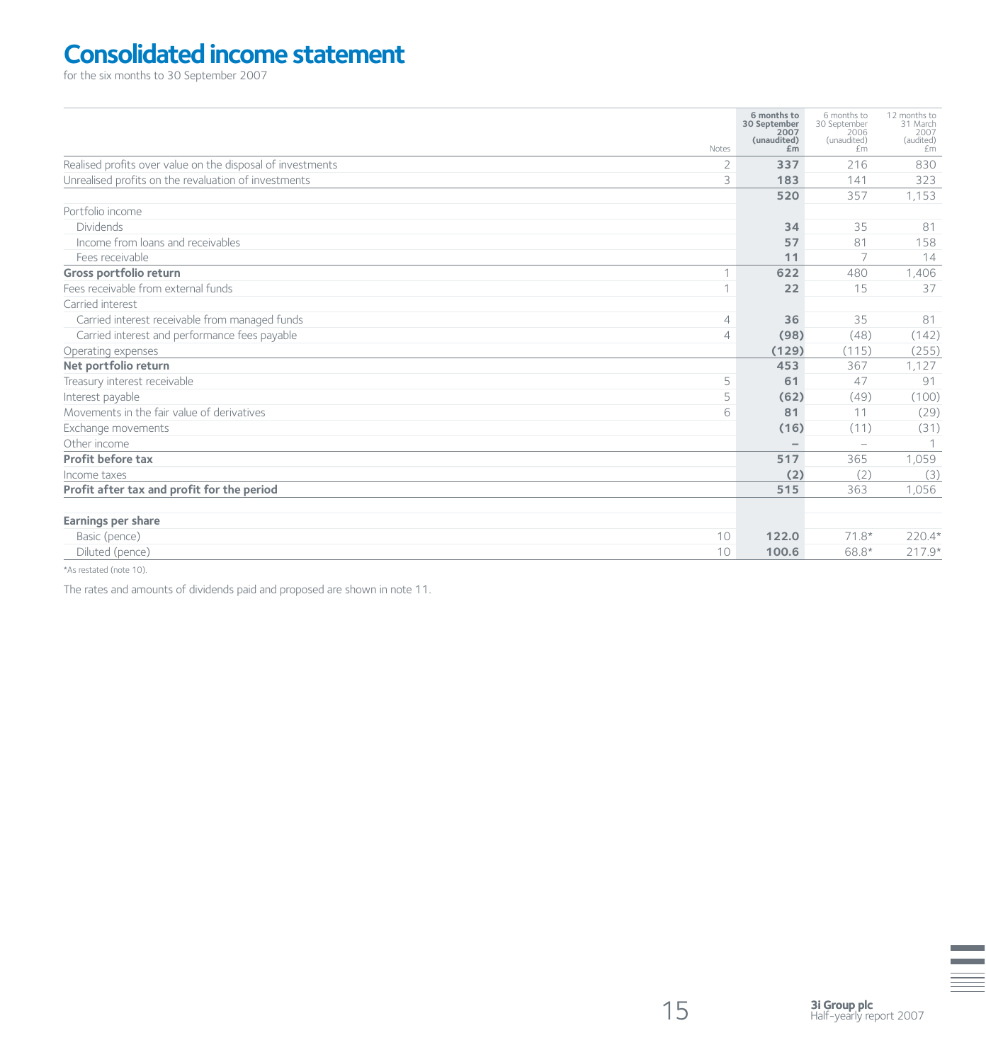# Consolidated income statement

for the six months to 30 September 2007

| | Notes | **6 months to 30 September 2007 (unaudited) £m** | 6 months to 30 September 2006 (unaudited) £m | 12 months to 31 March 2007 (audited) £m |
|---|---|---|---|---|
| Realised profits over value on the disposal of investments | 2 | **337** | 216 | 830 |
| Unrealised profits on the revaluation of investments | 3 | **183** | 141 | 323 |
| | | **520** | 357 | 1,153 |
| Portfolio income | | | | |
| Dividends | | **34** | 35 | 81 |
| Income from loans and receivables | | **57** | 81 | 158 |
| Fees receivable | | **11** | 7 | 14 |
| **Gross portfolio return** | 1 | **622** | 480 | 1,406 |
| Fees receivable from external funds | 1 | **22** | 15 | 37 |
| Carried interest | | | | |
| Carried interest receivable from managed funds | 4 | **36** | 35 | 81 |
| Carried interest and performance fees payable | 4 | **(98)** | (48) | (142) |
| Operating expenses | | **(129)** | (115) | (255) |
| **Net portfolio return** | | **453** | 367 | 1,127 |
| Treasury interest receivable | 5 | **61** | 47 | 91 |
| Interest payable | 5 | **(62)** | (49) | (100) |
| Movements in the fair value of derivatives | 6 | **81** | 11 | (29) |
| Exchange movements | | **(16)** | (11) | (31) |
| Other income | | **–** | – | 1 |
| **Profit before tax** | | **517** | 365 | 1,059 |
| Income taxes | | **(2)** | (2) | (3) |
| **Profit after tax and profit for the period** | | **515** | 363 | 1,056 |
| | | | | |
| **Earnings per share** | | | | |
| Basic (pence) | 10 | **122.0** | 71.8* | 220.4* |
| Diluted (pence) | 10 | **100.6** | 68.8* | 217.9* |

*As restated (note 10).

The rates and amounts of dividends paid and proposed are shown in note 11.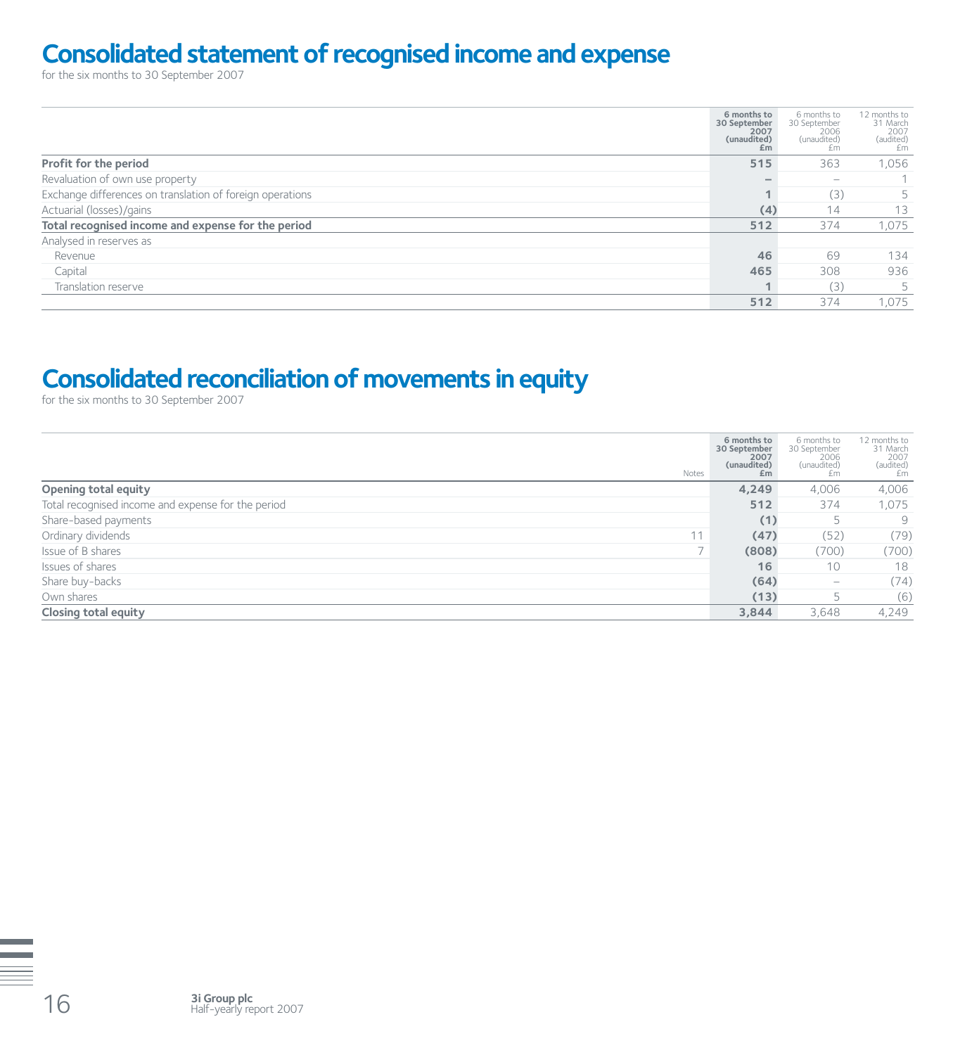# Consolidated statement of recognised income and expense

for the six months to 30 September 2007

| | 6 months to 30 September 2007 (unaudited) £m | 6 months to 30 September 2006 (unaudited) £m | 12 months to 31 March 2007 (audited) £m |
|---|---|---|---|
| **Profit for the period** | **515** | 363 | 1,056 |
| Revaluation of own use property | – | – | 1 |
| Exchange differences on translation of foreign operations | 1 | (3) | 5 |
| Actuarial (losses)/gains | (4) | 14 | 13 |
| **Total recognised income and expense for the period** | **512** | 374 | 1,075 |
| Analysed in reserves as | | | |
| Revenue | 46 | 69 | 134 |
| Capital | 465 | 308 | 936 |
| Translation reserve | 1 | (3) | 5 |
| | **512** | 374 | 1,075 |

# Consolidated reconciliation of movements in equity

for the six months to 30 September 2007

| | Notes | 6 months to 30 September 2007 (unaudited) £m | 6 months to 30 September 2006 (unaudited) £m | 12 months to 31 March 2007 (audited) £m |
|---|---|---|---|---|
| **Opening total equity** | | **4,249** | 4,006 | 4,006 |
| Total recognised income and expense for the period | | 512 | 374 | 1,075 |
| Share-based payments | | (1) | 5 | 9 |
| Ordinary dividends | 11 | (47) | (52) | (79) |
| Issue of B shares | 7 | (808) | (700) | (700) |
| Issues of shares | | 16 | 10 | 18 |
| Share buy-backs | | (64) | – | (74) |
| Own shares | | (13) | 5 | (6) |
| **Closing total equity** | | **3,844** | 3,648 | 4,249 |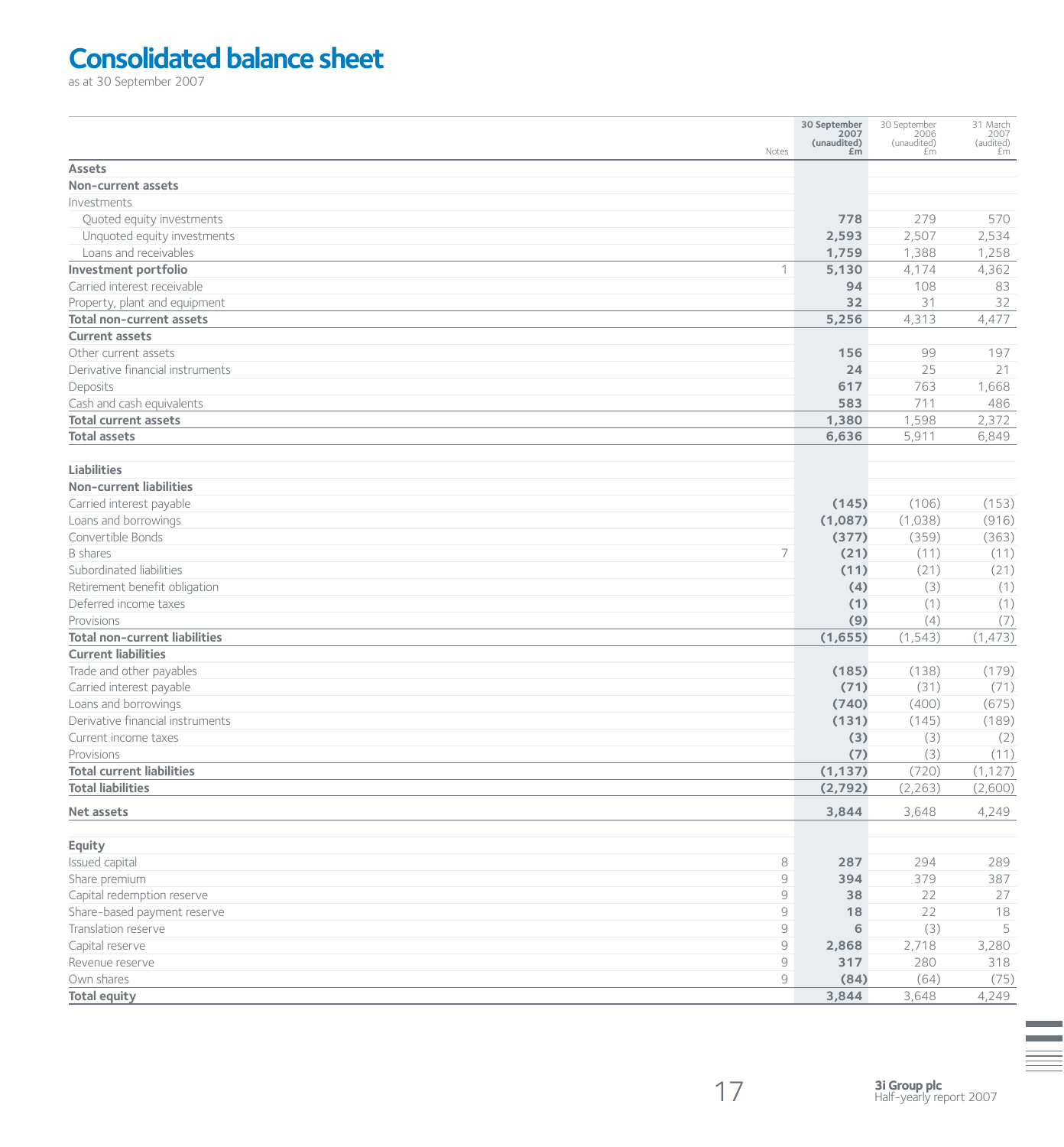# Consolidated balance sheet

as at 30 September 2007

| | Notes | 30 September 2007 (unaudited) £m | 30 September 2006 (unaudited) £m | 31 March 2007 (audited) £m |
|---|---|---|---|---|
| **Assets** | | | | |
| **Non-current assets** | | | | |
| Investments | | | | |
| Quoted equity investments | | **778** | 279 | 570 |
| Unquoted equity investments | | **2,593** | 2,507 | 2,534 |
| Loans and receivables | | **1,759** | 1,388 | 1,258 |
| **Investment portfolio** | 1 | **5,130** | 4,174 | 4,362 |
| Carried interest receivable | | **94** | 108 | 83 |
| Property, plant and equipment | | **32** | 31 | 32 |
| **Total non-current assets** | | **5,256** | 4,313 | 4,477 |
| **Current assets** | | | | |
| Other current assets | | **156** | 99 | 197 |
| Derivative financial instruments | | **24** | 25 | 21 |
| Deposits | | **617** | 763 | 1,668 |
| Cash and cash equivalents | | **583** | 711 | 486 |
| **Total current assets** | | **1,380** | 1,598 | 2,372 |
| **Total assets** | | **6,636** | 5,911 | 6,849 |
| | | | | |
| **Liabilities** | | | | |
| **Non-current liabilities** | | | | |
| Carried interest payable | | **(145)** | (106) | (153) |
| Loans and borrowings | | **(1,087)** | (1,038) | (916) |
| Convertible Bonds | | **(377)** | (359) | (363) |
| B shares | 7 | **(21)** | (11) | (11) |
| Subordinated liabilities | | **(11)** | (21) | (21) |
| Retirement benefit obligation | | **(4)** | (3) | (1) |
| Deferred income taxes | | **(1)** | (1) | (1) |
| Provisions | | **(9)** | (4) | (7) |
| **Total non-current liabilities** | | **(1,655)** | (1,543) | (1,473) |
| **Current liabilities** | | | | |
| Trade and other payables | | **(185)** | (138) | (179) |
| Carried interest payable | | **(71)** | (31) | (71) |
| Loans and borrowings | | **(740)** | (400) | (675) |
| Derivative financial instruments | | **(131)** | (145) | (189) |
| Current income taxes | | **(3)** | (3) | (2) |
| Provisions | | **(7)** | (3) | (11) |
| **Total current liabilities** | | **(1,137)** | (720) | (1,127) |
| **Total liabilities** | | **(2,792)** | (2,263) | (2,600) |
| **Net assets** | | **3,844** | 3,648 | 4,249 |
| | | | | |
| **Equity** | | | | |
| Issued capital | 8 | **287** | 294 | 289 |
| Share premium | 9 | **394** | 379 | 387 |
| Capital redemption reserve | 9 | **38** | 22 | 27 |
| Share-based payment reserve | 9 | **18** | 22 | 18 |
| Translation reserve | 9 | **6** | (3) | 5 |
| Capital reserve | 9 | **2,868** | 2,718 | 3,280 |
| Revenue reserve | 9 | **317** | 280 | 318 |
| Own shares | 9 | **(84)** | (64) | (75) |
| **Total equity** | | **3,844** | 3,648 | 4,249 |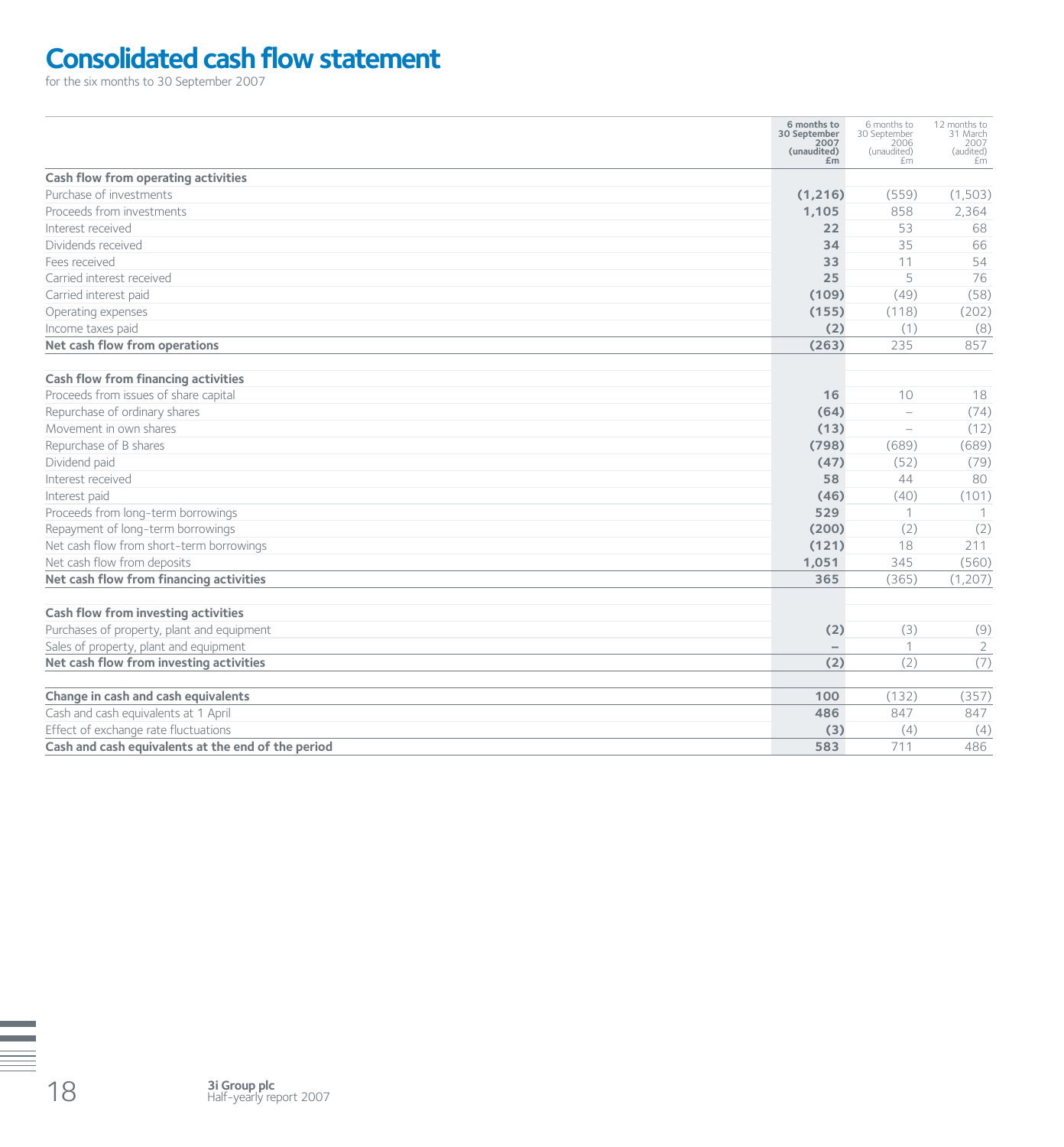# Consolidated cash flow statement

for the six months to 30 September 2007

| | 6 months to 30 September 2007 (unaudited) £m | 6 months to 30 September 2006 (unaudited) £m | 12 months to 31 March 2007 (audited) £m |
|---|---|---|---|
| **Cash flow from operating activities** | | | |
| Purchase of investments | **(1,216)** | (559) | (1,503) |
| Proceeds from investments | **1,105** | 858 | 2,364 |
| Interest received | **22** | 53 | 68 |
| Dividends received | **34** | 35 | 66 |
| Fees received | **33** | 11 | 54 |
| Carried interest received | **25** | 5 | 76 |
| Carried interest paid | **(109)** | (49) | (58) |
| Operating expenses | **(155)** | (118) | (202) |
| Income taxes paid | **(2)** | (1) | (8) |
| **Net cash flow from operations** | **(263)** | 235 | 857 |
| | | | |
| **Cash flow from financing activities** | | | |
| Proceeds from issues of share capital | **16** | 10 | 18 |
| Repurchase of ordinary shares | **(64)** | – | (74) |
| Movement in own shares | **(13)** | – | (12) |
| Repurchase of B shares | **(798)** | (689) | (689) |
| Dividend paid | **(47)** | (52) | (79) |
| Interest received | **58** | 44 | 80 |
| Interest paid | **(46)** | (40) | (101) |
| Proceeds from long-term borrowings | **529** | 1 | 1 |
| Repayment of long-term borrowings | **(200)** | (2) | (2) |
| Net cash flow from short-term borrowings | **(121)** | 18 | 211 |
| Net cash flow from deposits | **1,051** | 345 | (560) |
| **Net cash flow from financing activities** | **365** | (365) | (1,207) |
| | | | |
| **Cash flow from investing activities** | | | |
| Purchases of property, plant and equipment | **(2)** | (3) | (9) |
| Sales of property, plant and equipment | **–** | 1 | 2 |
| **Net cash flow from investing activities** | **(2)** | (2) | (7) |
| | | | |
| **Change in cash and cash equivalents** | **100** | (132) | (357) |
| Cash and cash equivalents at 1 April | **486** | 847 | 847 |
| Effect of exchange rate fluctuations | **(3)** | (4) | (4) |
| **Cash and cash equivalents at the end of the period** | **583** | 711 | 486 |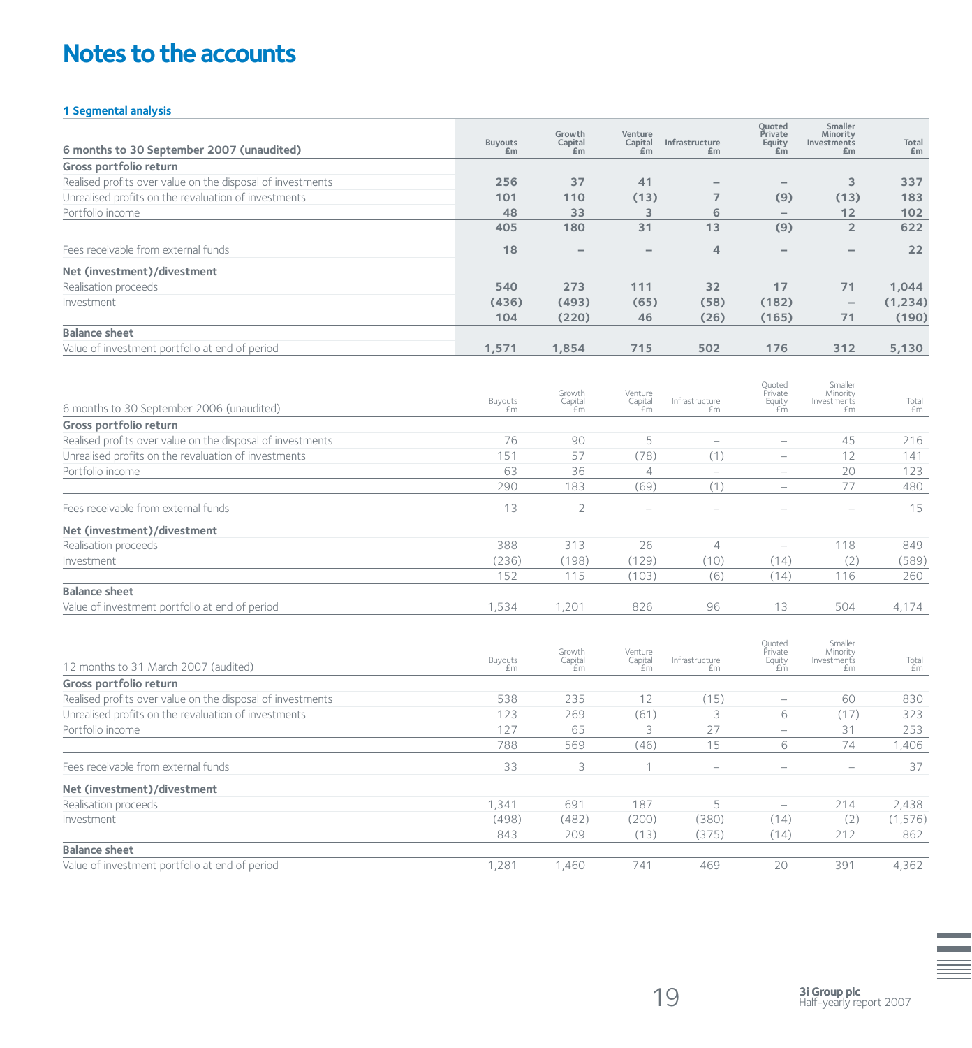# Notes to the accounts

### 1 Segmental analysis

| 6 months to 30 September 2007 (unaudited) | Buyouts £m | Growth Capital £m | Venture Capital £m | Infrastructure £m | Quoted Private Equity £m | Smaller Minority Investments £m | Total £m |
|---|---|---|---|---|---|---|---|
| **Gross portfolio return** | | | | | | | |
| Realised profits over value on the disposal of investments | 256 | 37 | 41 | – | – | 3 | 337 |
| Unrealised profits on the revaluation of investments | 101 | 110 | (13) | 7 | (9) | (13) | 183 |
| Portfolio income | 48 | 33 | 3 | 6 | – | 12 | 102 |
| | 405 | 180 | 31 | 13 | (9) | 2 | 622 |
| Fees receivable from external funds | 18 | – | – | 4 | – | – | 22 |
| **Net (investment)/divestment** | | | | | | | |
| Realisation proceeds | 540 | 273 | 111 | 32 | 17 | 71 | 1,044 |
| Investment | (436) | (493) | (65) | (58) | (182) | – | (1,234) |
| | 104 | (220) | 46 | (26) | (165) | 71 | (190) |
| **Balance sheet** | | | | | | | |
| Value of investment portfolio at end of period | 1,571 | 1,854 | 715 | 502 | 176 | 312 | 5,130 |

| 6 months to 30 September 2006 (unaudited) | Buyouts £m | Growth Capital £m | Venture Capital £m | Infrastructure £m | Quoted Private Equity £m | Smaller Minority Investments £m | Total £m |
|---|---|---|---|---|---|---|---|
| **Gross portfolio return** | | | | | | | |
| Realised profits over value on the disposal of investments | 76 | 90 | 5 | – | – | 45 | 216 |
| Unrealised profits on the revaluation of investments | 151 | 57 | (78) | (1) | – | 12 | 141 |
| Portfolio income | 63 | 36 | 4 | – | – | 20 | 123 |
| | 290 | 183 | (69) | (1) | – | 77 | 480 |
| Fees receivable from external funds | 13 | 2 | – | – | – | – | 15 |
| **Net (investment)/divestment** | | | | | | | |
| Realisation proceeds | 388 | 313 | 26 | 4 | – | 118 | 849 |
| Investment | (236) | (198) | (129) | (10) | (14) | (2) | (589) |
| | 152 | 115 | (103) | (6) | (14) | 116 | 260 |
| **Balance sheet** | | | | | | | |
| Value of investment portfolio at end of period | 1,534 | 1,201 | 826 | 96 | 13 | 504 | 4,174 |

| 12 months to 31 March 2007 (audited) | Buyouts £m | Growth Capital £m | Venture Capital £m | Infrastructure £m | Quoted Private Equity £m | Smaller Minority Investments £m | Total £m |
|---|---|---|---|---|---|---|---|
| **Gross portfolio return** | | | | | | | |
| Realised profits over value on the disposal of investments | 538 | 235 | 12 | (15) | – | 60 | 830 |
| Unrealised profits on the revaluation of investments | 123 | 269 | (61) | 3 | 6 | (17) | 323 |
| Portfolio income | 127 | 65 | 3 | 27 | – | 31 | 253 |
| | 788 | 569 | (46) | 15 | 6 | 74 | 1,406 |
| Fees receivable from external funds | 33 | 3 | 1 | – | – | – | 37 |
| **Net (investment)/divestment** | | | | | | | |
| Realisation proceeds | 1,341 | 691 | 187 | 5 | – | 214 | 2,438 |
| Investment | (498) | (482) | (200) | (380) | (14) | (2) | (1,576) |
| | 843 | 209 | (13) | (375) | (14) | 212 | 862 |
| **Balance sheet** | | | | | | | |
| Value of investment portfolio at end of period | 1,281 | 1,460 | 741 | 469 | 20 | 391 | 4,362 |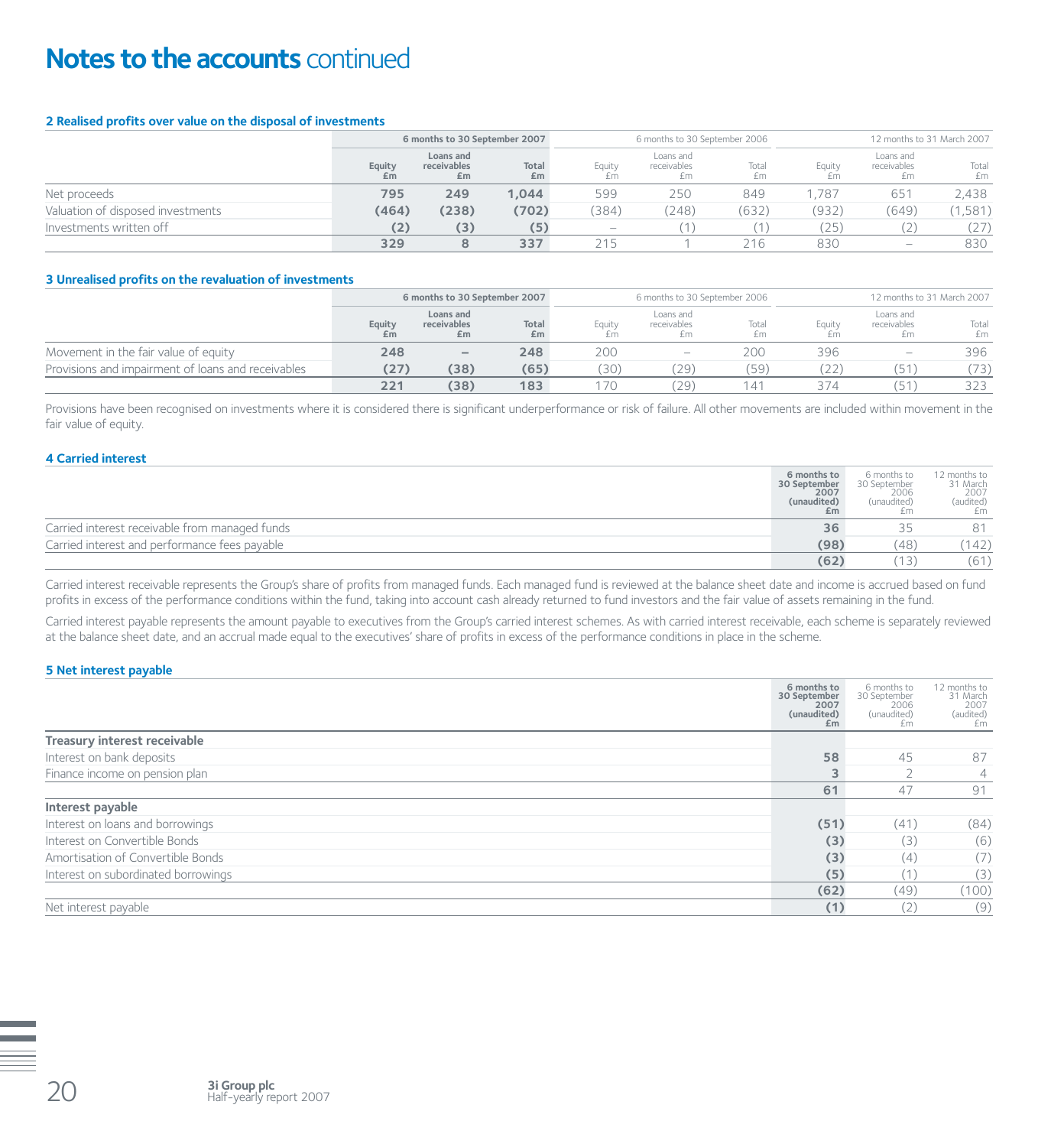# Notes to the accounts continued

## 2 Realised profits over value on the disposal of investments

| | 6 months to 30 September 2007 | | | 6 months to 30 September 2006 | | | 12 months to 31 March 2007 | | |
|---|---|---|---|---|---|---|---|---|---|
| | **Equity £m** | **Loans and receivables £m** | **Total £m** | Equity £m | Loans and receivables £m | Total £m | Equity £m | Loans and receivables £m | Total £m |
| Net proceeds | **795** | **249** | **1,044** | 599 | 250 | 849 | 1,787 | 651 | 2,438 |
| Valuation of disposed investments | **(464)** | **(238)** | **(702)** | (384) | (248) | (632) | (932) | (649) | (1,581) |
| Investments written off | **(2)** | **(3)** | **(5)** | – | (1) | (1) | (25) | (2) | (27) |
| | **329** | **8** | **337** | 215 | 1 | 216 | 830 | – | 830 |

## 3 Unrealised profits on the revaluation of investments

| | 6 months to 30 September 2007 | | | 6 months to 30 September 2006 | | | 12 months to 31 March 2007 | | |
|---|---|---|---|---|---|---|---|---|---|
| | **Equity £m** | **Loans and receivables £m** | **Total £m** | Equity £m | Loans and receivables £m | Total £m | Equity £m | Loans and receivables £m | Total £m |
| Movement in the fair value of equity | **248** | **–** | **248** | 200 | – | 200 | 396 | – | 396 |
| Provisions and impairment of loans and receivables | **(27)** | **(38)** | **(65)** | (30) | (29) | (59) | (22) | (51) | (73) |
| | **221** | **(38)** | **183** | 170 | (29) | 141 | 374 | (51) | 323 |

Provisions have been recognised on investments where it is considered there is significant underperformance or risk of failure. All other movements are included within movement in the fair value of equity.

## 4 Carried interest

| | **6 months to 30 September 2007 (unaudited) £m** | 6 months to 30 September 2006 (unaudited) £m | 12 months to 31 March 2007 (audited) £m |
|---|---|---|---|
| Carried interest receivable from managed funds | **36** | 35 | 81 |
| Carried interest and performance fees payable | **(98)** | (48) | (142) |
| | **(62)** | (13) | (61) |

Carried interest receivable represents the Group's share of profits from managed funds. Each managed fund is reviewed at the balance sheet date and income is accrued based on fund profits in excess of the performance conditions within the fund, taking into account cash already returned to fund investors and the fair value of assets remaining in the fund.

Carried interest payable represents the amount payable to executives from the Group's carried interest schemes. As with carried interest receivable, each scheme is separately reviewed at the balance sheet date, and an accrual made equal to the executives' share of profits in excess of the performance conditions in place in the scheme.

## 5 Net interest payable

| | **6 months to 30 September 2007 (unaudited) £m** | 6 months to 30 September 2006 (unaudited) £m | 12 months to 31 March 2007 (audited) £m |
|---|---|---|---|
| **Treasury interest receivable** | | | |
| Interest on bank deposits | **58** | 45 | 87 |
| Finance income on pension plan | **3** | 2 | 4 |
| | **61** | 47 | 91 |
| **Interest payable** | | | |
| Interest on loans and borrowings | **(51)** | (41) | (84) |
| Interest on Convertible Bonds | **(3)** | (3) | (6) |
| Amortisation of Convertible Bonds | **(3)** | (4) | (7) |
| Interest on subordinated borrowings | **(5)** | (1) | (3) |
| | **(62)** | (49) | (100) |
| Net interest payable | **(1)** | (2) | (9) |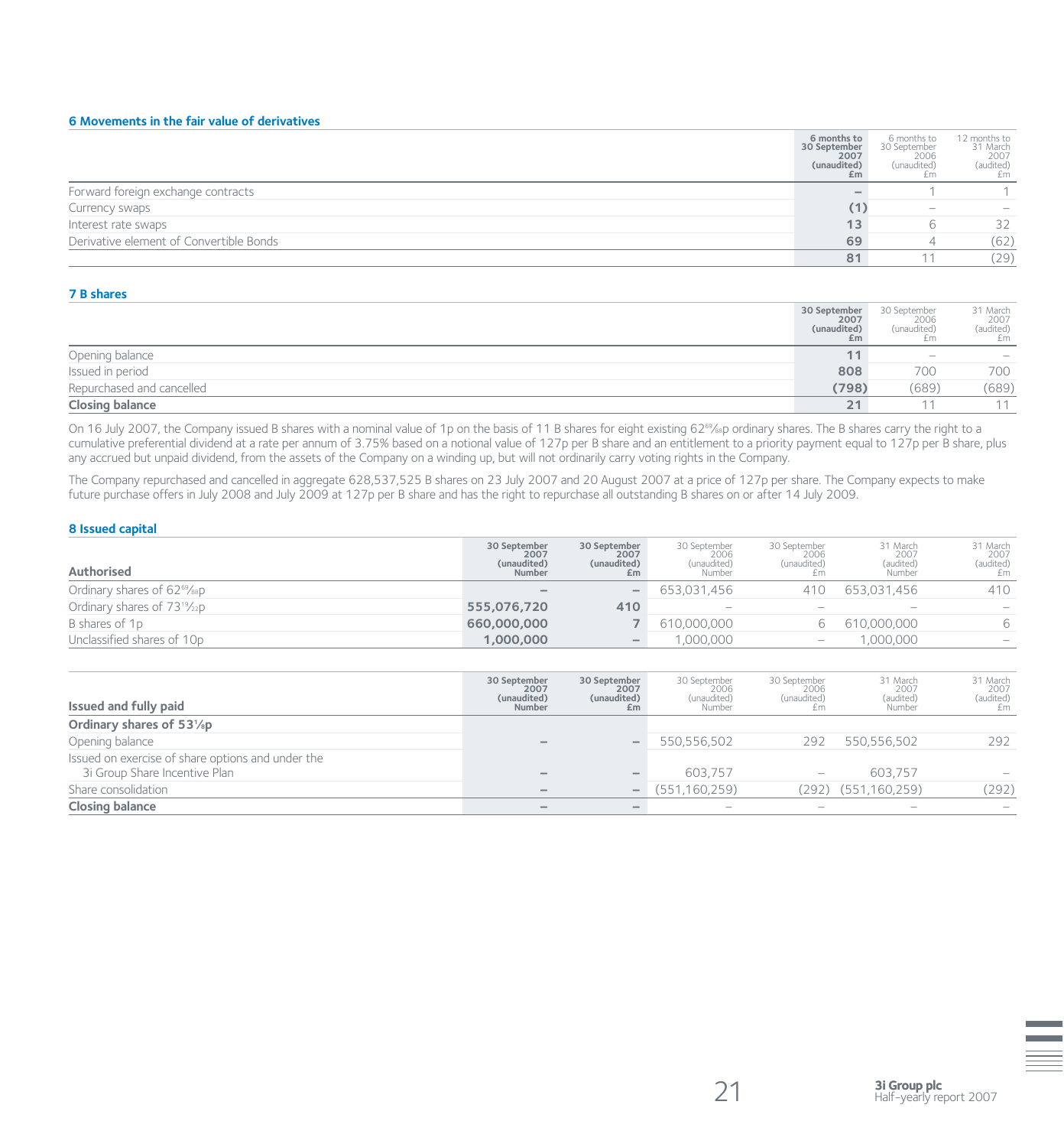### 6 Movements in the fair value of derivatives

| | 6 months to 30 September 2007 (unaudited) £m | 6 months to 30 September 2006 (unaudited) £m | 12 months to 31 March 2007 (audited) £m |
|---|---|---|---|
| Forward foreign exchange contracts | – | 1 | 1 |
| Currency swaps | (1) | – | – |
| Interest rate swaps | 13 | 6 | 32 |
| Derivative element of Convertible Bonds | 69 | 4 | (62) |
| | 81 | 11 | (29) |

### 7 B shares

| | 30 September 2007 (unaudited) £m | 30 September 2006 (unaudited) £m | 31 March 2007 (audited) £m |
|---|---|---|---|
| Opening balance | 11 | – | – |
| Issued in period | 808 | 700 | 700 |
| Repurchased and cancelled | (798) | (689) | (689) |
| **Closing balance** | 21 | 11 | 11 |

On 16 July 2007, the Company issued B shares with a nominal value of 1p on the basis of 11 B shares for eight existing 62⁶⁹⁄₈₈p ordinary shares. The B shares carry the right to a cumulative preferential dividend at a rate per annum of 3.75% based on a notional value of 127p per B share and an entitlement to a priority payment equal to 127p per B share, plus any accrued but unpaid dividend, from the assets of the Company on a winding up, but will not ordinarily carry voting rights in the Company.

The Company repurchased and cancelled in aggregate 628,537,525 B shares on 23 July 2007 and 20 August 2007 at a price of 127p per share. The Company expects to make future purchase offers in July 2008 and July 2009 at 127p per B share and has the right to repurchase all outstanding B shares on or after 14 July 2009.

### 8 Issued capital

| **Authorised** | 30 September 2007 (unaudited) Number | 30 September 2007 (unaudited) £m | 30 September 2006 (unaudited) Number | 30 September 2006 (unaudited) £m | 31 March 2007 (audited) Number | 31 March 2007 (audited) £m |
|---|---|---|---|---|---|---|
| Ordinary shares of 62⁶⁹⁄₈₈p | – | – | 653,031,456 | 410 | 653,031,456 | 410 |
| Ordinary shares of 73¹⁹⁄₂₂p | 555,076,720 | 410 | – | – | – | – |
| B shares of 1p | 660,000,000 | 7 | 610,000,000 | 6 | 610,000,000 | 6 |
| Unclassified shares of 10p | 1,000,000 | – | 1,000,000 | – | 1,000,000 | – |

| **Issued and fully paid** | 30 September 2007 (unaudited) Number | 30 September 2007 (unaudited) £m | 30 September 2006 (unaudited) Number | 30 September 2006 (unaudited) £m | 31 March 2007 (audited) Number | 31 March 2007 (audited) £m |
|---|---|---|---|---|---|---|
| **Ordinary shares of 53⅛p** | | | | | | |
| Opening balance | – | – | 550,556,502 | 292 | 550,556,502 | 292 |
| Issued on exercise of share options and under the 3i Group Share Incentive Plan | – | – | 603,757 | – | 603,757 | – |
| Share consolidation | – | – | (551,160,259) | (292) | (551,160,259) | (292) |
| **Closing balance** | – | – | – | – | – | – |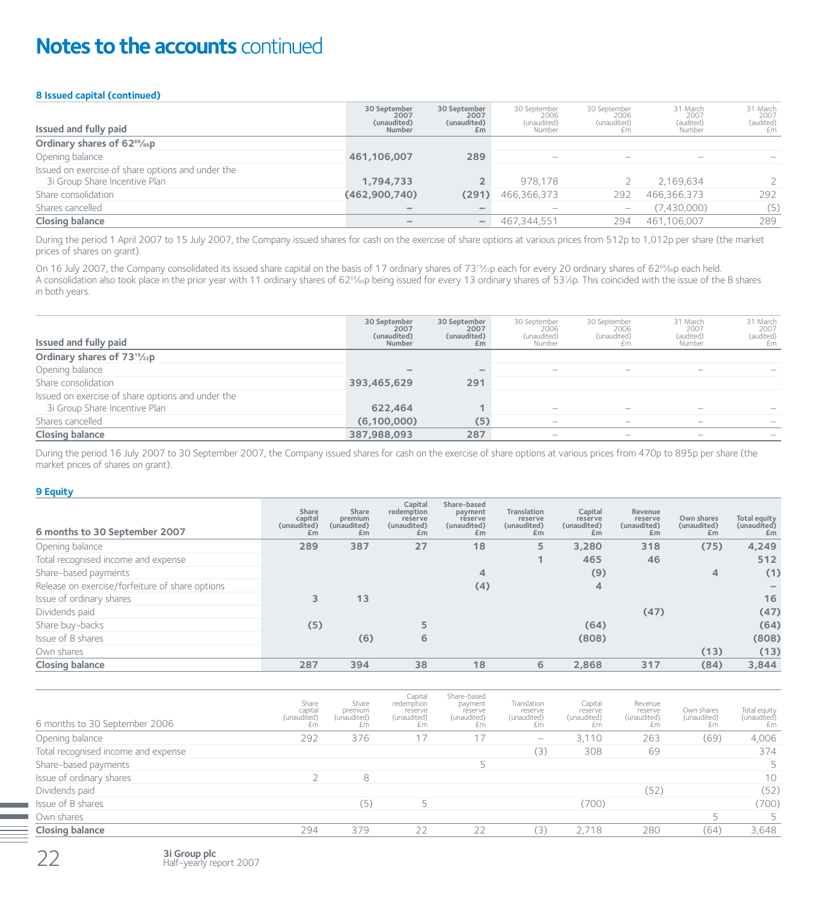# Notes to the accounts continued

### 8 Issued capital (continued)

| Issued and fully paid | 30 September 2007 (unaudited) Number | 30 September 2007 (unaudited) £m | 30 September 2006 (unaudited) Number | 30 September 2006 (unaudited) £m | 31 March 2007 (audited) Number | 31 March 2007 (audited) £m |
|---|---|---|---|---|---|---|
| **Ordinary shares of 62⁶⁹⁄₈₈p** | | | | | | |
| Opening balance | 461,106,007 | 289 | – | – | – | – |
| Issued on exercise of share options and under the 3i Group Share Incentive Plan | 1,794,733 | 2 | 978,178 | 2 | 2,169,634 | 2 |
| Share consolidation | (462,900,740) | (291) | 466,366,373 | 292 | 466,366,373 | 292 |
| Shares cancelled | – | – | – | – | (7,430,000) | (5) |
| **Closing balance** | – | – | 467,344,551 | 294 | 461,106,007 | 289 |

During the period 1 April 2007 to 15 July 2007, the Company issued shares for cash on the exercise of share options at various prices from 512p to 1,012p per share (the market prices of shares on grant).

On 16 July 2007, the Company consolidated its issued share capital on the basis of 17 ordinary shares of 73¹⁹⁄₂₂p each for every 20 ordinary shares of 62⁶⁹⁄₈₈p each held. A consolidation also took place in the prior year with 11 ordinary shares of 62⁶⁹⁄₈₈p being issued for every 13 ordinary shares of 53⅛p. This coincided with the issue of the B shares in both years.

| Issued and fully paid | 30 September 2007 (unaudited) Number | 30 September 2007 (unaudited) £m | 30 September 2006 (unaudited) Number | 30 September 2006 (unaudited) £m | 31 March 2007 (audited) Number | 31 March 2007 (audited) £m |
|---|---|---|---|---|---|---|
| **Ordinary shares of 73¹⁹⁄₂₂p** | | | | | | |
| Opening balance | – | – | – | – | – | – |
| Share consolidation | 393,465,629 | 291 | | | | |
| Issued on exercise of share options and under the 3i Group Share Incentive Plan | 622,464 | 1 | – | – | – | – |
| Shares cancelled | (6,100,000) | (5) | – | – | – | – |
| **Closing balance** | 387,988,093 | 287 | – | – | – | – |

During the period 16 July 2007 to 30 September 2007, the Company issued shares for cash on the exercise of share options at various prices from 470p to 895p per share (the market prices of shares on grant).

### 9 Equity

| 6 months to 30 September 2007 | Share capital (unaudited) £m | Share premium (unaudited) £m | Capital redemption reserve (unaudited) £m | Share-based payment reserve (unaudited) £m | Translation reserve (unaudited) £m | Capital reserve (unaudited) £m | Revenue reserve (unaudited) £m | Own shares (unaudited) £m | Total equity (unaudited) £m |
|---|---|---|---|---|---|---|---|---|---|
| Opening balance | 289 | 387 | 27 | 18 | 5 | 3,280 | 318 | (75) | 4,249 |
| Total recognised income and expense | | | | | 1 | 465 | 46 | | 512 |
| Share-based payments | | | | 4 | | (9) | | 4 | (1) |
| Release on exercise/forfeiture of share options | | | | (4) | | 4 | | | – |
| Issue of ordinary shares | 3 | 13 | | | | | | | 16 |
| Dividends paid | | | | | | | (47) | | (47) |
| Share buy-backs | (5) | | 5 | | | (64) | | | (64) |
| Issue of B shares | | (6) | 6 | | | (808) | | | (808) |
| Own shares | | | | | | | | (13) | (13) |
| **Closing balance** | 287 | 394 | 38 | 18 | 6 | 2,868 | 317 | (84) | 3,844 |

| 6 months to 30 September 2006 | Share capital (unaudited) £m | Share premium (unaudited) £m | Capital redemption reserve (unaudited) £m | Share-based payment reserve (unaudited) £m | Translation reserve (unaudited) £m | Capital reserve (unaudited) £m | Revenue reserve (unaudited) £m | Own shares (unaudited) £m | Total equity (unaudited) £m |
|---|---|---|---|---|---|---|---|---|---|
| Opening balance | 292 | 376 | 17 | 17 | – | 3,110 | 263 | (69) | 4,006 |
| Total recognised income and expense | | | | | (3) | 308 | 69 | | 374 |
| Share-based payments | | | | 5 | | | | | 5 |
| Issue of ordinary shares | 2 | 8 | | | | | | | 10 |
| Dividends paid | | | | | | | (52) | | (52) |
| Issue of B shares | | (5) | 5 | | | (700) | | | (700) |
| Own shares | | | | | | | | 5 | 5 |
| **Closing balance** | 294 | 379 | 22 | 22 | (3) | 2,718 | 280 | (64) | 3,648 |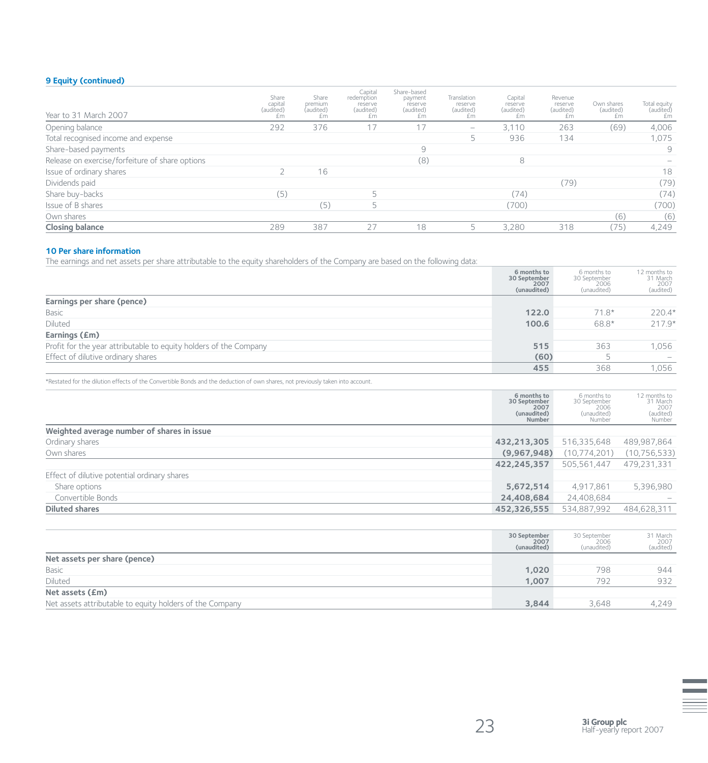### 9 Equity (continued)

| Year to 31 March 2007 | Share capital (audited) £m | Share premium (audited) £m | Capital redemption reserve (audited) £m | Share-based payment reserve (audited) £m | Translation reserve (audited) £m | Capital reserve (audited) £m | Revenue reserve (audited) £m | Own shares (audited) £m | Total equity (audited) £m |
|---|---|---|---|---|---|---|---|---|---|
| Opening balance | 292 | 376 | 17 | 17 | – | 3,110 | 263 | (69) | 4,006 |
| Total recognised income and expense | | | | | 5 | 936 | 134 | | 1,075 |
| Share-based payments | | | | 9 | | | | | 9 |
| Release on exercise/forfeiture of share options | | | | (8) | | 8 | | | – |
| Issue of ordinary shares | 2 | 16 | | | | | | | 18 |
| Dividends paid | | | | | | | (79) | | (79) |
| Share buy-backs | (5) | | 5 | | | (74) | | | (74) |
| Issue of B shares | | (5) | 5 | | | (700) | | | (700) |
| Own shares | | | | | | | | (6) | (6) |
| **Closing balance** | 289 | 387 | 27 | 18 | 5 | 3,280 | 318 | (75) | 4,249 |

### 10 Per share information

The earnings and net assets per share attributable to the equity shareholders of the Company are based on the following data:

| | **6 months to 30 September 2007 (unaudited)** | 6 months to 30 September 2006 (unaudited) | 12 months to 31 March 2007 (audited) |
|---|---|---|---|
| **Earnings per share (pence)** | | | |
| Basic | **122.0** | 71.8* | 220.4* |
| Diluted | **100.6** | 68.8* | 217.9* |
| **Earnings (£m)** | | | |
| Profit for the year attributable to equity holders of the Company | **515** | 363 | 1,056 |
| Effect of dilutive ordinary shares | **(60)** | 5 | – |
| | **455** | 368 | 1,056 |

*Restated for the dilution effects of the Convertible Bonds and the deduction of own shares, not previously taken into account.

| | **6 months to 30 September 2007 (unaudited) Number** | 6 months to 30 September 2006 (unaudited) Number | 12 months to 31 March 2007 (audited) Number |
|---|---|---|---|
| **Weighted average number of shares in issue** | | | |
| Ordinary shares | **432,213,305** | 516,335,648 | 489,987,864 |
| Own shares | **(9,967,948)** | (10,774,201) | (10,756,533) |
| | **422,245,357** | 505,561,447 | 479,231,331 |
| Effect of dilutive potential ordinary shares | | | |
| Share options | **5,672,514** | 4,917,861 | 5,396,980 |
| Convertible Bonds | **24,408,684** | 24,408,684 | – |
| **Diluted shares** | **452,326,555** | 534,887,992 | 484,628,311 |

| | **30 September 2007 (unaudited)** | 30 September 2006 (unaudited) | 31 March 2007 (audited) |
|---|---|---|---|
| **Net assets per share (pence)** | | | |
| Basic | **1,020** | 798 | 944 |
| Diluted | **1,007** | 792 | 932 |
| **Net assets (£m)** | | | |
| Net assets attributable to equity holders of the Company | **3,844** | 3,648 | 4,249 |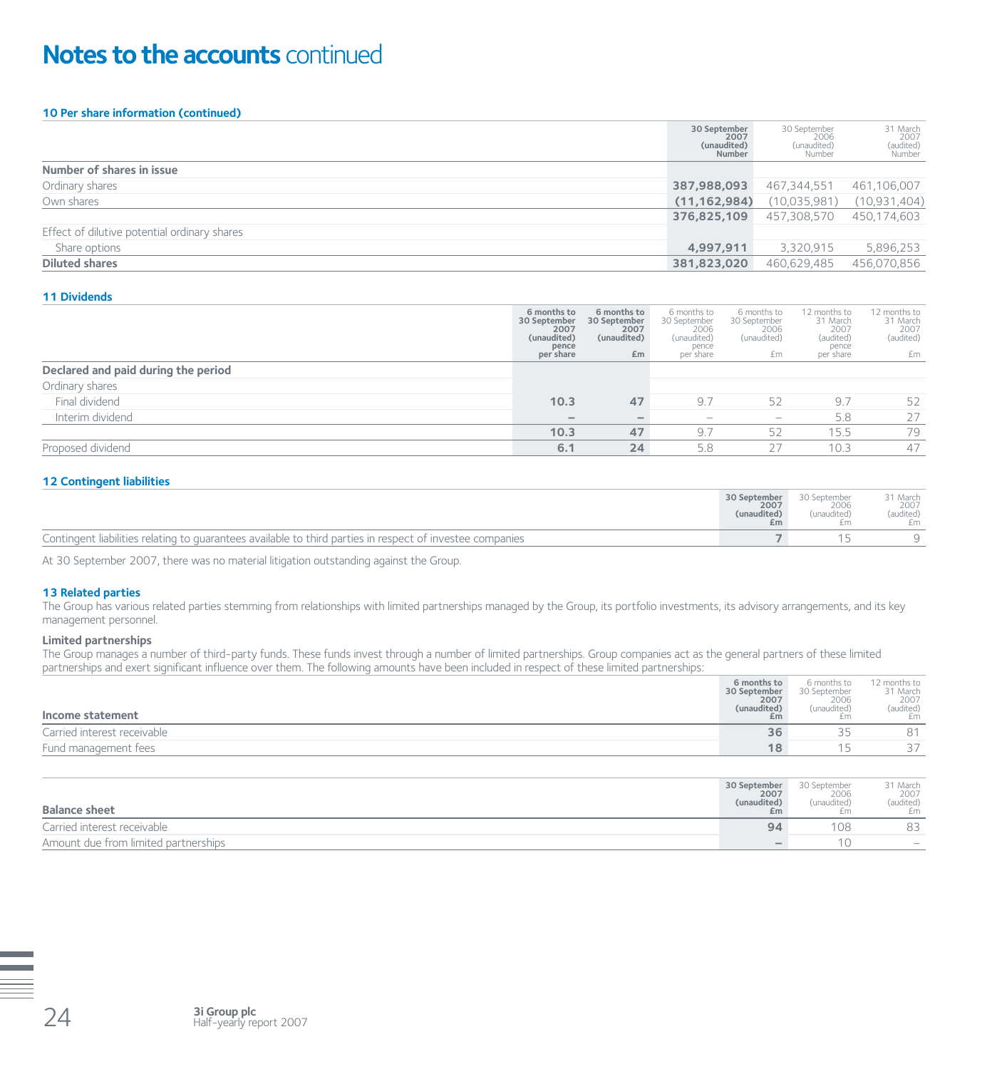# Notes to the accounts continued

### 10 Per share information (continued)

| | 30 September 2007 (unaudited) Number | 30 September 2006 (unaudited) Number | 31 March 2007 (audited) Number |
|---|---|---|---|
| **Number of shares in issue** | | | |
| Ordinary shares | **387,988,093** | 467,344,551 | 461,106,007 |
| Own shares | **(11,162,984)** | (10,035,981) | (10,931,404) |
| | **376,825,109** | 457,308,570 | 450,174,603 |
| Effect of dilutive potential ordinary shares | | | |
| Share options | **4,997,911** | 3,320,915 | 5,896,253 |
| **Diluted shares** | **381,823,020** | 460,629,485 | 456,070,856 |

### 11 Dividends

| | 6 months to 30 September 2007 (unaudited) pence per share | 6 months to 30 September 2007 (unaudited) £m | 6 months to 30 September 2006 (unaudited) pence per share | 6 months to 30 September 2006 (unaudited) £m | 12 months to 31 March 2007 (audited) pence per share | 12 months to 31 March 2007 (audited) £m |
|---|---|---|---|---|---|---|
| **Declared and paid during the period** | | | | | | |
| Ordinary shares | | | | | | |
| Final dividend | **10.3** | **47** | 9.7 | 52 | 9.7 | 52 |
| Interim dividend | **–** | **–** | – | – | 5.8 | 27 |
| | **10.3** | **47** | 9.7 | 52 | 15.5 | 79 |
| Proposed dividend | **6.1** | **24** | 5.8 | 27 | 10.3 | 47 |

### 12 Contingent liabilities

| | 30 September 2007 (unaudited) £m | 30 September 2006 (unaudited) £m | 31 March 2007 (audited) £m |
|---|---|---|---|
| Contingent liabilities relating to guarantees available to third parties in respect of investee companies | **7** | 15 | 9 |

At 30 September 2007, there was no material litigation outstanding against the Group.

### 13 Related parties

The Group has various related parties stemming from relationships with limited partnerships managed by the Group, its portfolio investments, its advisory arrangements, and its key management personnel.

**Limited partnerships**

The Group manages a number of third-party funds. These funds invest through a number of limited partnerships. Group companies act as the general partners of these limited partnerships and exert significant influence over them. The following amounts have been included in respect of these limited partnerships:

| Income statement | 6 months to 30 September 2007 (unaudited) £m | 6 months to 30 September 2006 (unaudited) £m | 12 months to 31 March 2007 (audited) £m |
|---|---|---|---|
| Carried interest receivable | **36** | 35 | 81 |
| Fund management fees | **18** | 15 | 37 |

| Balance sheet | 30 September 2007 (unaudited) £m | 30 September 2006 (unaudited) £m | 31 March 2007 (audited) £m |
|---|---|---|---|
| Carried interest receivable | **94** | 108 | 83 |
| Amount due from limited partnerships | **–** | 10 | – |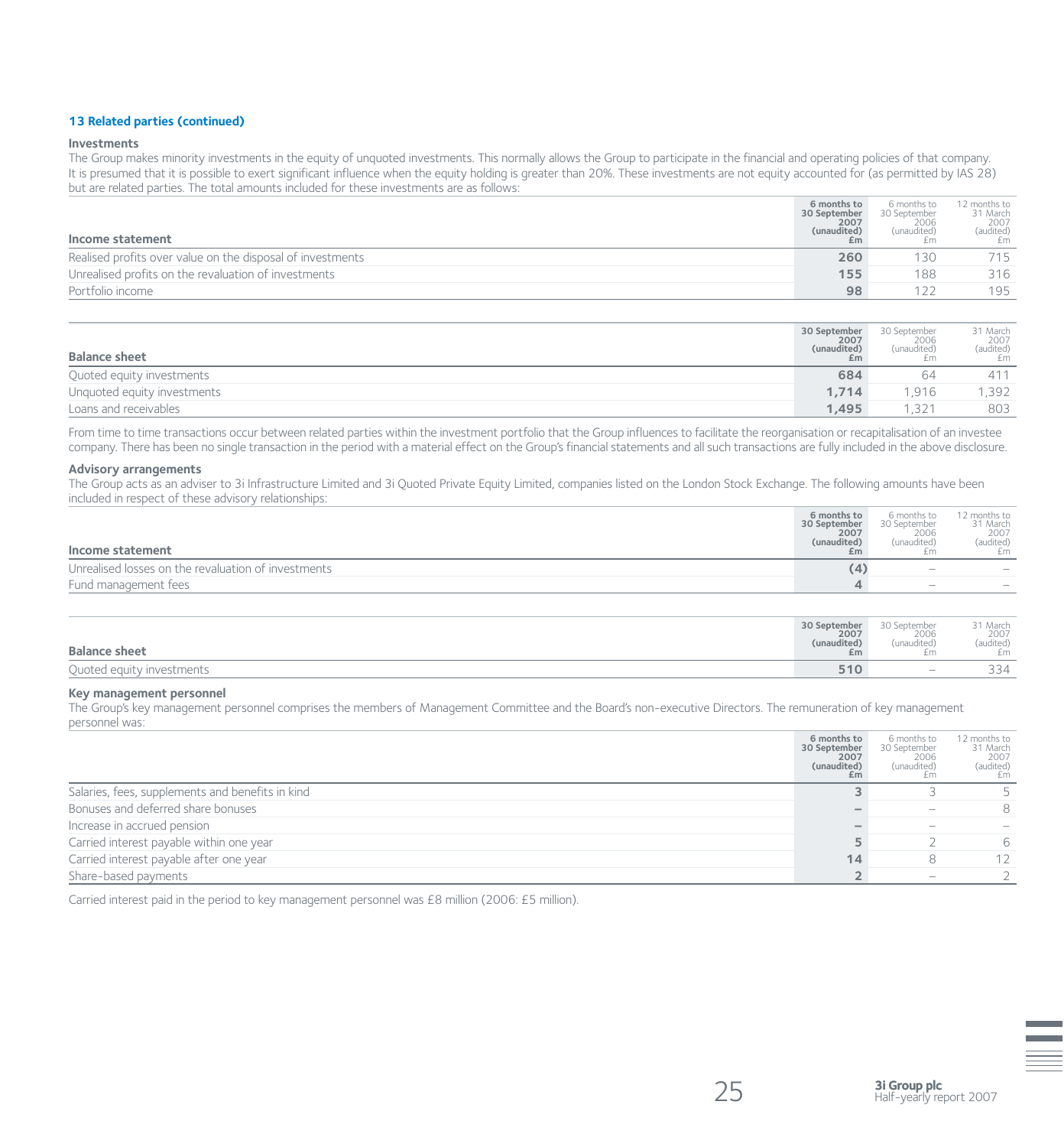## 13 Related parties (continued)

### Investments

The Group makes minority investments in the equity of unquoted investments. This normally allows the Group to participate in the financial and operating policies of that company. It is presumed that it is possible to exert significant influence when the equity holding is greater than 20%. These investments are not equity accounted for (as permitted by IAS 28) but are related parties. The total amounts included for these investments are as follows:

| Income statement | 6 months to 30 September 2007 (unaudited) £m | 6 months to 30 September 2006 (unaudited) £m | 12 months to 31 March 2007 (audited) £m |
|---|---|---|---|
| Realised profits over value on the disposal of investments | **260** | 130 | 715 |
| Unrealised profits on the revaluation of investments | **155** | 188 | 316 |
| Portfolio income | **98** | 122 | 195 |

| Balance sheet | 30 September 2007 (unaudited) £m | 30 September 2006 (unaudited) £m | 31 March 2007 (audited) £m |
|---|---|---|---|
| Quoted equity investments | **684** | 64 | 411 |
| Unquoted equity investments | **1,714** | 1,916 | 1,392 |
| Loans and receivables | **1,495** | 1,321 | 803 |

From time to time transactions occur between related parties within the investment portfolio that the Group influences to facilitate the reorganisation or recapitalisation of an investee company. There has been no single transaction in the period with a material effect on the Group's financial statements and all such transactions are fully included in the above disclosure.

### Advisory arrangements

The Group acts as an adviser to 3i Infrastructure Limited and 3i Quoted Private Equity Limited, companies listed on the London Stock Exchange. The following amounts have been included in respect of these advisory relationships:

| Income statement | 6 months to 30 September 2007 (unaudited) £m | 6 months to 30 September 2006 (unaudited) £m | 12 months to 31 March 2007 (audited) £m |
|---|---|---|---|
| Unrealised losses on the revaluation of investments | **(4)** | – | – |
| Fund management fees | **4** | – | – |

| Balance sheet | 30 September 2007 (unaudited) £m | 30 September 2006 (unaudited) £m | 31 March 2007 (audited) £m |
|---|---|---|---|
| Quoted equity investments | **510** | – | 334 |

### Key management personnel

The Group's key management personnel comprises the members of Management Committee and the Board's non-executive Directors. The remuneration of key management personnel was:

| | 6 months to 30 September 2007 (unaudited) £m | 6 months to 30 September 2006 (unaudited) £m | 12 months to 31 March 2007 (audited) £m |
|---|---|---|---|
| Salaries, fees, supplements and benefits in kind | **3** | 3 | 5 |
| Bonuses and deferred share bonuses | **–** | – | 8 |
| Increase in accrued pension | **–** | – | – |
| Carried interest payable within one year | **5** | 2 | 6 |
| Carried interest payable after one year | **14** | 8 | 12 |
| Share-based payments | **2** | – | 2 |

Carried interest paid in the period to key management personnel was £8 million (2006: £5 million).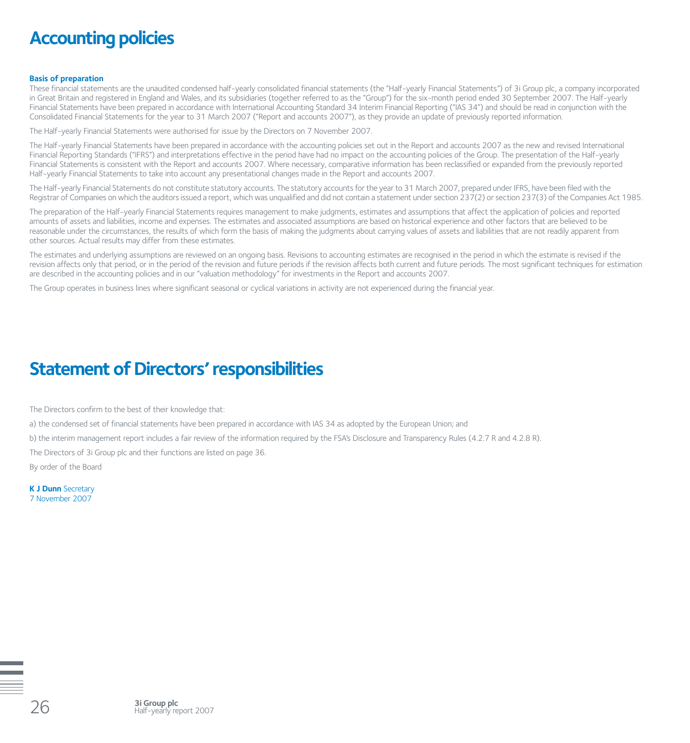# Accounting policies

### Basis of preparation

These financial statements are the unaudited condensed half-yearly consolidated financial statements (the "Half-yearly Financial Statements") of 3i Group plc, a company incorporated in Great Britain and registered in England and Wales, and its subsidiaries (together referred to as the "Group") for the six-month period ended 30 September 2007. The Half-yearly Financial Statements have been prepared in accordance with International Accounting Standard 34 Interim Financial Reporting ("IAS 34") and should be read in conjunction with the Consolidated Financial Statements for the year to 31 March 2007 ("Report and accounts 2007"), as they provide an update of previously reported information.

The Half-yearly Financial Statements were authorised for issue by the Directors on 7 November 2007.

The Half-yearly Financial Statements have been prepared in accordance with the accounting policies set out in the Report and accounts 2007 as the new and revised International Financial Reporting Standards ("IFRS") and interpretations effective in the period have had no impact on the accounting policies of the Group. The presentation of the Half-yearly Financial Statements is consistent with the Report and accounts 2007. Where necessary, comparative information has been reclassified or expanded from the previously reported Half-yearly Financial Statements to take into account any presentational changes made in the Report and accounts 2007.

The Half-yearly Financial Statements do not constitute statutory accounts. The statutory accounts for the year to 31 March 2007, prepared under IFRS, have been filed with the Registrar of Companies on which the auditors issued a report, which was unqualified and did not contain a statement under section 237(2) or section 237(3) of the Companies Act 1985.

The preparation of the Half-yearly Financial Statements requires management to make judgments, estimates and assumptions that affect the application of policies and reported amounts of assets and liabilities, income and expenses. The estimates and associated assumptions are based on historical experience and other factors that are believed to be reasonable under the circumstances, the results of which form the basis of making the judgments about carrying values of assets and liabilities that are not readily apparent from other sources. Actual results may differ from these estimates.

The estimates and underlying assumptions are reviewed on an ongoing basis. Revisions to accounting estimates are recognised in the period in which the estimate is revised if the revision affects only that period, or in the period of the revision and future periods if the revision affects both current and future periods. The most significant techniques for estimation are described in the accounting policies and in our "valuation methodology" for investments in the Report and accounts 2007.

The Group operates in business lines where significant seasonal or cyclical variations in activity are not experienced during the financial year.

# Statement of Directors' responsibilities

The Directors confirm to the best of their knowledge that:

a) the condensed set of financial statements have been prepared in accordance with IAS 34 as adopted by the European Union; and

b) the interim management report includes a fair review of the information required by the FSA's Disclosure and Transparency Rules (4.2.7 R and 4.2.8 R).

The Directors of 3i Group plc and their functions are listed on page 36.

By order of the Board

**K J Dunn** Secretary
7 November 2007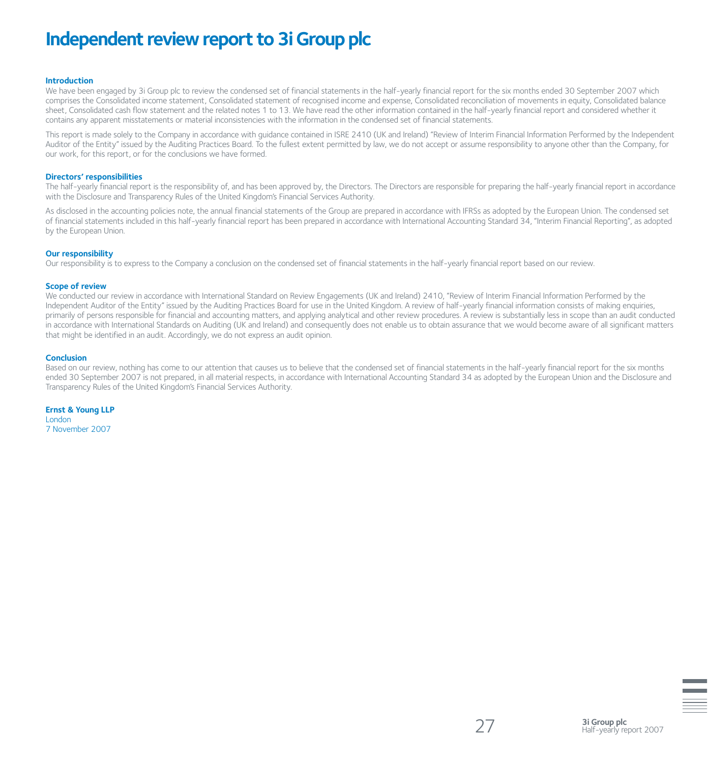# Independent review report to 3i Group plc

### Introduction

We have been engaged by 3i Group plc to review the condensed set of financial statements in the half-yearly financial report for the six months ended 30 September 2007 which comprises the Consolidated income statement, Consolidated statement of recognised income and expense, Consolidated reconciliation of movements in equity, Consolidated balance sheet, Consolidated cash flow statement and the related notes 1 to 13. We have read the other information contained in the half-yearly financial report and considered whether it contains any apparent misstatements or material inconsistencies with the information in the condensed set of financial statements.

This report is made solely to the Company in accordance with guidance contained in ISRE 2410 (UK and Ireland) "Review of Interim Financial Information Performed by the Independent Auditor of the Entity" issued by the Auditing Practices Board. To the fullest extent permitted by law, we do not accept or assume responsibility to anyone other than the Company, for our work, for this report, or for the conclusions we have formed.

### Directors' responsibilities

The half-yearly financial report is the responsibility of, and has been approved by, the Directors. The Directors are responsible for preparing the half-yearly financial report in accordance with the Disclosure and Transparency Rules of the United Kingdom's Financial Services Authority.

As disclosed in the accounting policies note, the annual financial statements of the Group are prepared in accordance with IFRSs as adopted by the European Union. The condensed set of financial statements included in this half-yearly financial report has been prepared in accordance with International Accounting Standard 34, "Interim Financial Reporting", as adopted by the European Union.

### Our responsibility

Our responsibility is to express to the Company a conclusion on the condensed set of financial statements in the half-yearly financial report based on our review.

### Scope of review

We conducted our review in accordance with International Standard on Review Engagements (UK and Ireland) 2410, "Review of Interim Financial Information Performed by the Independent Auditor of the Entity" issued by the Auditing Practices Board for use in the United Kingdom. A review of half-yearly financial information consists of making enquiries, primarily of persons responsible for financial and accounting matters, and applying analytical and other review procedures. A review is substantially less in scope than an audit conducted in accordance with International Standards on Auditing (UK and Ireland) and consequently does not enable us to obtain assurance that we would become aware of all significant matters that might be identified in an audit. Accordingly, we do not express an audit opinion.

### Conclusion

Based on our review, nothing has come to our attention that causes us to believe that the condensed set of financial statements in the half-yearly financial report for the six months ended 30 September 2007 is not prepared, in all material respects, in accordance with International Accounting Standard 34 as adopted by the European Union and the Disclosure and Transparency Rules of the United Kingdom's Financial Services Authority.

**Ernst & Young LLP**
London
7 November 2007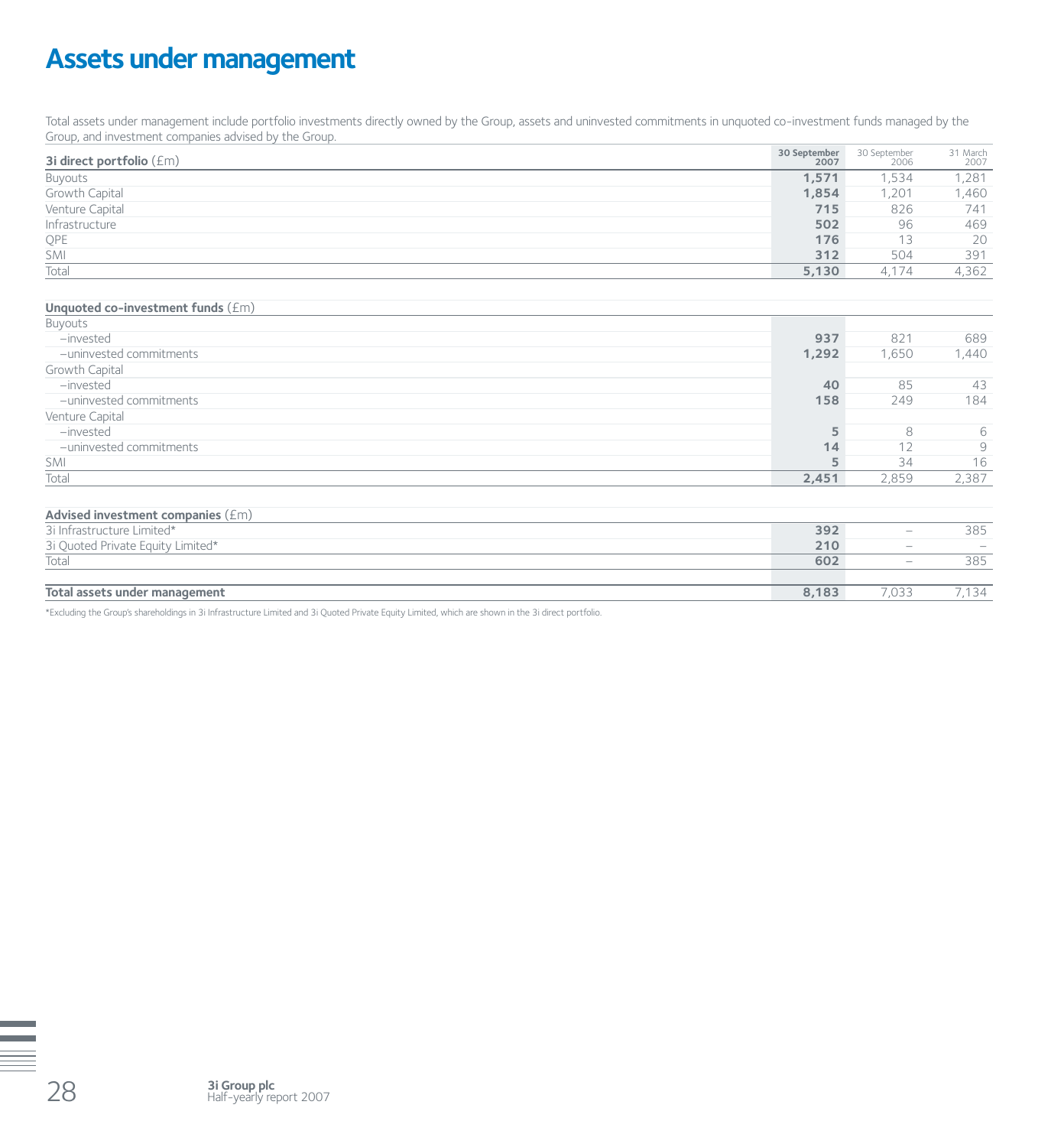# Assets under management

Total assets under management include portfolio investments directly owned by the Group, assets and uninvested commitments in unquoted co-investment funds managed by the Group, and investment companies advised by the Group.

| **3i direct portfolio** (£m) | **30 September 2007** | 30 September 2006 | 31 March 2007 |
|---|---|---|---|
| Buyouts | **1,571** | 1,534 | 1,281 |
| Growth Capital | **1,854** | 1,201 | 1,460 |
| Venture Capital | **715** | 826 | 741 |
| Infrastructure | **502** | 96 | 469 |
| QPE | **176** | 13 | 20 |
| SMI | **312** | 504 | 391 |
| Total | **5,130** | 4,174 | 4,362 |

| **Unquoted co-investment funds** (£m) | **30 September 2007** | 30 September 2006 | 31 March 2007 |
|---|---|---|---|
| Buyouts | | | |
| –invested | **937** | 821 | 689 |
| –uninvested commitments | **1,292** | 1,650 | 1,440 |
| Growth Capital | | | |
| –invested | **40** | 85 | 43 |
| –uninvested commitments | **158** | 249 | 184 |
| Venture Capital | | | |
| –invested | **5** | 8 | 6 |
| –uninvested commitments | **14** | 12 | 9 |
| SMI | **5** | 34 | 16 |
| Total | **2,451** | 2,859 | 2,387 |

| **Advised investment companies** (£m) | **30 September 2007** | 30 September 2006 | 31 March 2007 |
|---|---|---|---|
| 3i Infrastructure Limited* | **392** | – | 385 |
| 3i Quoted Private Equity Limited* | **210** | – | – |
| Total | **602** | – | 385 |

| | **30 September 2007** | 30 September 2006 | 31 March 2007 |
|---|---|---|---|
| **Total assets under management** | **8,183** | 7,033 | 7,134 |

*Excluding the Group's shareholdings in 3i Infrastructure Limited and 3i Quoted Private Equity Limited, which are shown in the 3i direct portfolio.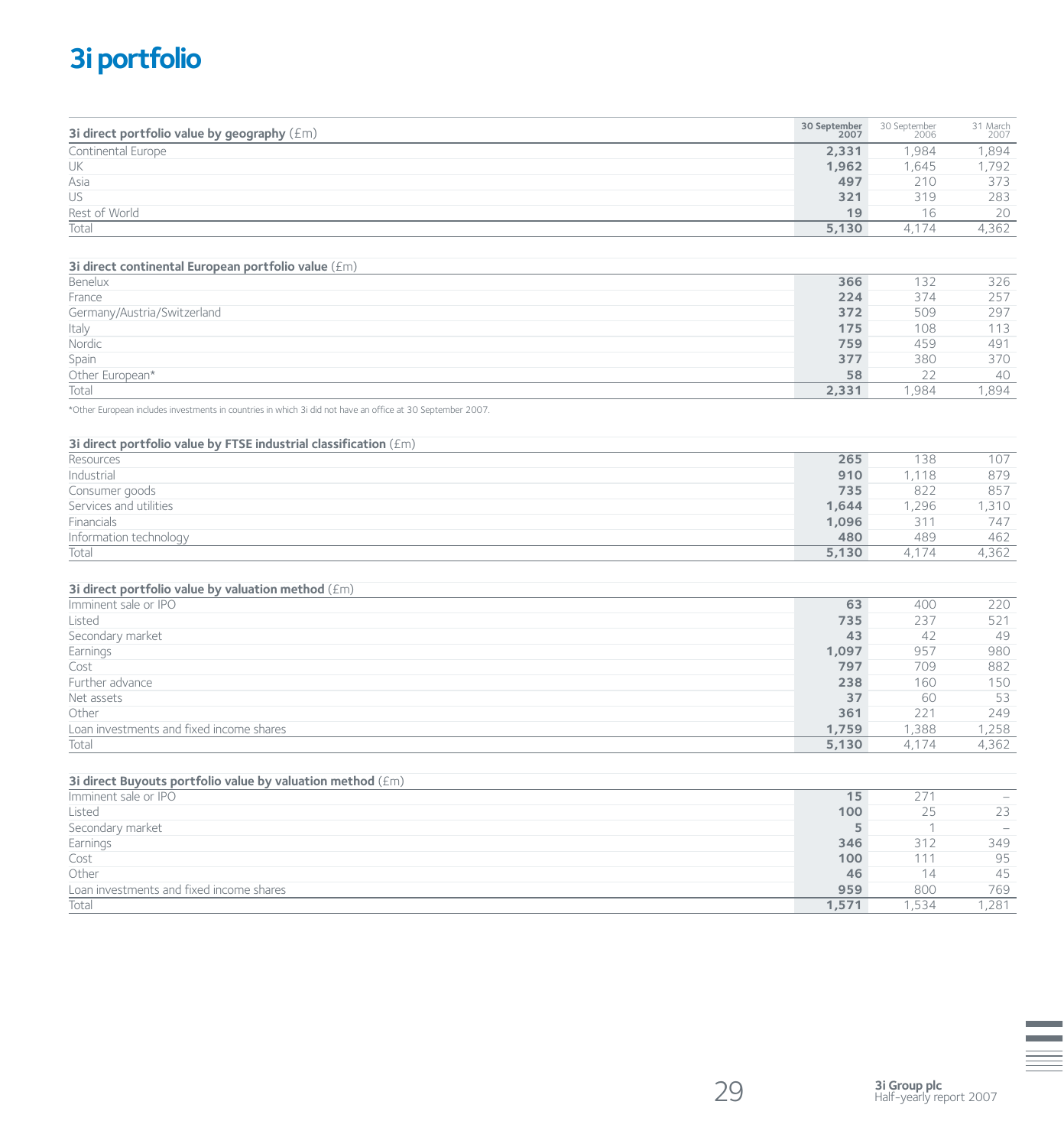# 3i portfolio

| 3i direct portfolio value by geography (£m) | 30 September 2007 | 30 September 2006 | 31 March 2007 |
|---|---|---|---|
| Continental Europe | **2,331** | 1,984 | 1,894 |
| UK | **1,962** | 1,645 | 1,792 |
| Asia | **497** | 210 | 373 |
| US | **321** | 319 | 283 |
| Rest of World | **19** | 16 | 20 |
| Total | **5,130** | 4,174 | 4,362 |

| 3i direct continental European portfolio value (£m) | 30 September 2007 | 30 September 2006 | 31 March 2007 |
|---|---|---|---|
| Benelux | **366** | 132 | 326 |
| France | **224** | 374 | 257 |
| Germany/Austria/Switzerland | **372** | 509 | 297 |
| Italy | **175** | 108 | 113 |
| Nordic | **759** | 459 | 491 |
| Spain | **377** | 380 | 370 |
| Other European* | **58** | 22 | 40 |
| Total | **2,331** | 1,984 | 1,894 |

*Other European includes investments in countries in which 3i did not have an office at 30 September 2007.

| 3i direct portfolio value by FTSE industrial classification (£m) | 30 September 2007 | 30 September 2006 | 31 March 2007 |
|---|---|---|---|
| Resources | **265** | 138 | 107 |
| Industrial | **910** | 1,118 | 879 |
| Consumer goods | **735** | 822 | 857 |
| Services and utilities | **1,644** | 1,296 | 1,310 |
| Financials | **1,096** | 311 | 747 |
| Information technology | **480** | 489 | 462 |
| Total | **5,130** | 4,174 | 4,362 |

| 3i direct portfolio value by valuation method (£m) | 30 September 2007 | 30 September 2006 | 31 March 2007 |
|---|---|---|---|
| Imminent sale or IPO | **63** | 400 | 220 |
| Listed | **735** | 237 | 521 |
| Secondary market | **43** | 42 | 49 |
| Earnings | **1,097** | 957 | 980 |
| Cost | **797** | 709 | 882 |
| Further advance | **238** | 160 | 150 |
| Net assets | **37** | 60 | 53 |
| Other | **361** | 221 | 249 |
| Loan investments and fixed income shares | **1,759** | 1,388 | 1,258 |
| Total | **5,130** | 4,174 | 4,362 |

| 3i direct Buyouts portfolio value by valuation method (£m) | 30 September 2007 | 30 September 2006 | 31 March 2007 |
|---|---|---|---|
| Imminent sale or IPO | **15** | 271 | – |
| Listed | **100** | 25 | 23 |
| Secondary market | **5** | 1 | – |
| Earnings | **346** | 312 | 349 |
| Cost | **100** | 111 | 95 |
| Other | **46** | 14 | 45 |
| Loan investments and fixed income shares | **959** | 800 | 769 |
| Total | **1,571** | 1,534 | 1,281 |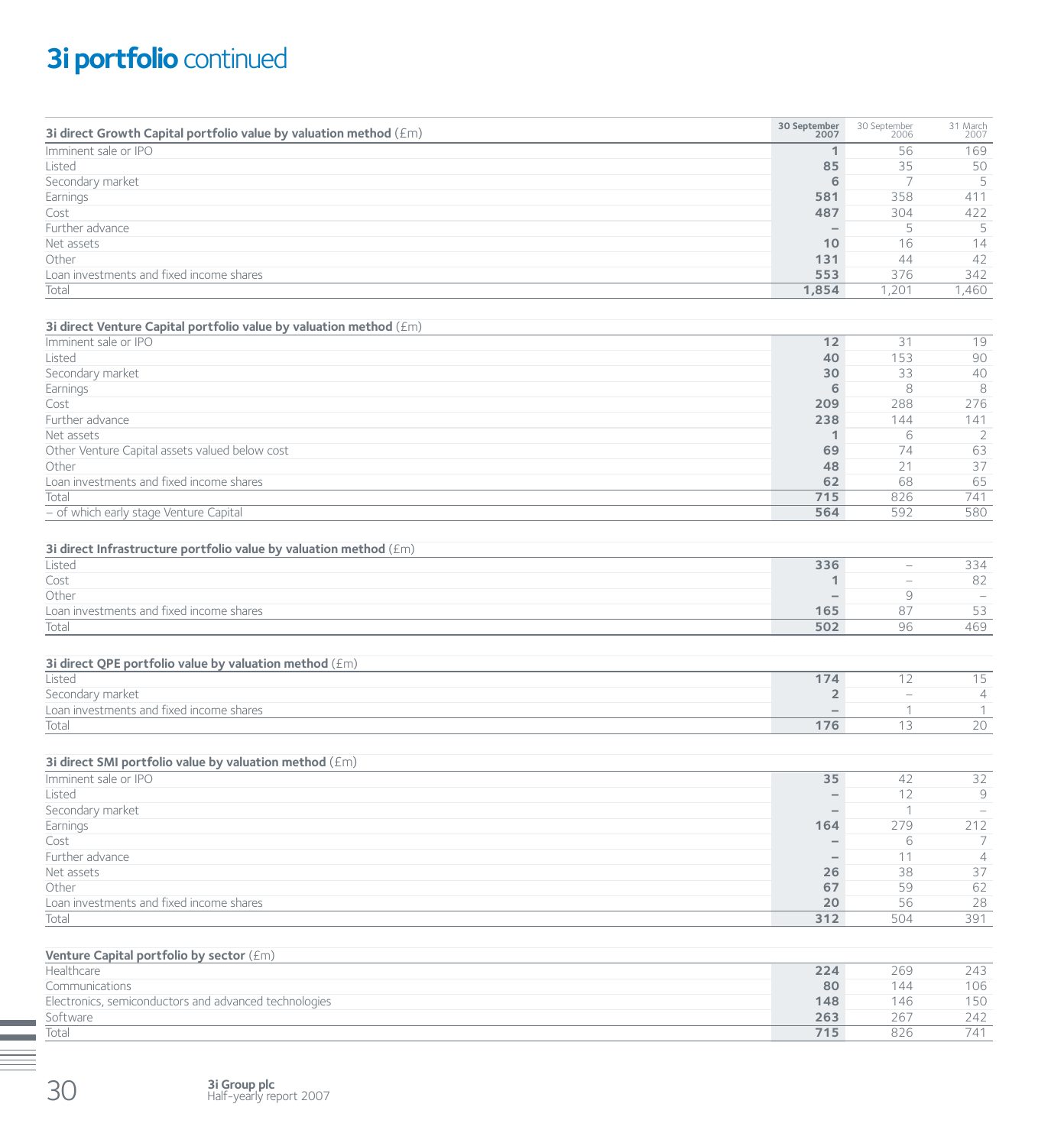# 3i portfolio continued

| 3i direct Growth Capital portfolio value by valuation method (£m) | 30 September 2007 | 30 September 2006 | 31 March 2007 |
|---|---|---|---|
| Imminent sale or IPO | **1** | 56 | 169 |
| Listed | **85** | 35 | 50 |
| Secondary market | **6** | 7 | 5 |
| Earnings | **581** | 358 | 411 |
| Cost | **487** | 304 | 422 |
| Further advance | **–** | 5 | 5 |
| Net assets | **10** | 16 | 14 |
| Other | **131** | 44 | 42 |
| Loan investments and fixed income shares | **553** | 376 | 342 |
| Total | **1,854** | 1,201 | 1,460 |

| 3i direct Venture Capital portfolio value by valuation method (£m) | 30 September 2007 | 30 September 2006 | 31 March 2007 |
|---|---|---|---|
| Imminent sale or IPO | **12** | 31 | 19 |
| Listed | **40** | 153 | 90 |
| Secondary market | **30** | 33 | 40 |
| Earnings | **6** | 8 | 8 |
| Cost | **209** | 288 | 276 |
| Further advance | **238** | 144 | 141 |
| Net assets | **1** | 6 | 2 |
| Other Venture Capital assets valued below cost | **69** | 74 | 63 |
| Other | **48** | 21 | 37 |
| Loan investments and fixed income shares | **62** | 68 | 65 |
| Total | **715** | 826 | 741 |
| – of which early stage Venture Capital | **564** | 592 | 580 |

| 3i direct Infrastructure portfolio value by valuation method (£m) | 30 September 2007 | 30 September 2006 | 31 March 2007 |
|---|---|---|---|
| Listed | **336** | – | 334 |
| Cost | **1** | – | 82 |
| Other | **–** | 9 | – |
| Loan investments and fixed income shares | **165** | 87 | 53 |
| Total | **502** | 96 | 469 |

| 3i direct QPE portfolio value by valuation method (£m) | 30 September 2007 | 30 September 2006 | 31 March 2007 |
|---|---|---|---|
| Listed | **174** | 12 | 15 |
| Secondary market | **2** | – | 4 |
| Loan investments and fixed income shares | **–** | 1 | 1 |
| Total | **176** | 13 | 20 |

| 3i direct SMI portfolio value by valuation method (£m) | 30 September 2007 | 30 September 2006 | 31 March 2007 |
|---|---|---|---|
| Imminent sale or IPO | **35** | 42 | 32 |
| Listed | **–** | 12 | 9 |
| Secondary market | **–** | 1 | – |
| Earnings | **164** | 279 | 212 |
| Cost | **–** | 6 | 7 |
| Further advance | **–** | 11 | 4 |
| Net assets | **26** | 38 | 37 |
| Other | **67** | 59 | 62 |
| Loan investments and fixed income shares | **20** | 56 | 28 |
| Total | **312** | 504 | 391 |

| Venture Capital portfolio by sector (£m) | 30 September 2007 | 30 September 2006 | 31 March 2007 |
|---|---|---|---|
| Healthcare | **224** | 269 | 243 |
| Communications | **80** | 144 | 106 |
| Electronics, semiconductors and advanced technologies | **148** | 146 | 150 |
| Software | **263** | 267 | 242 |
| Total | **715** | 826 | 741 |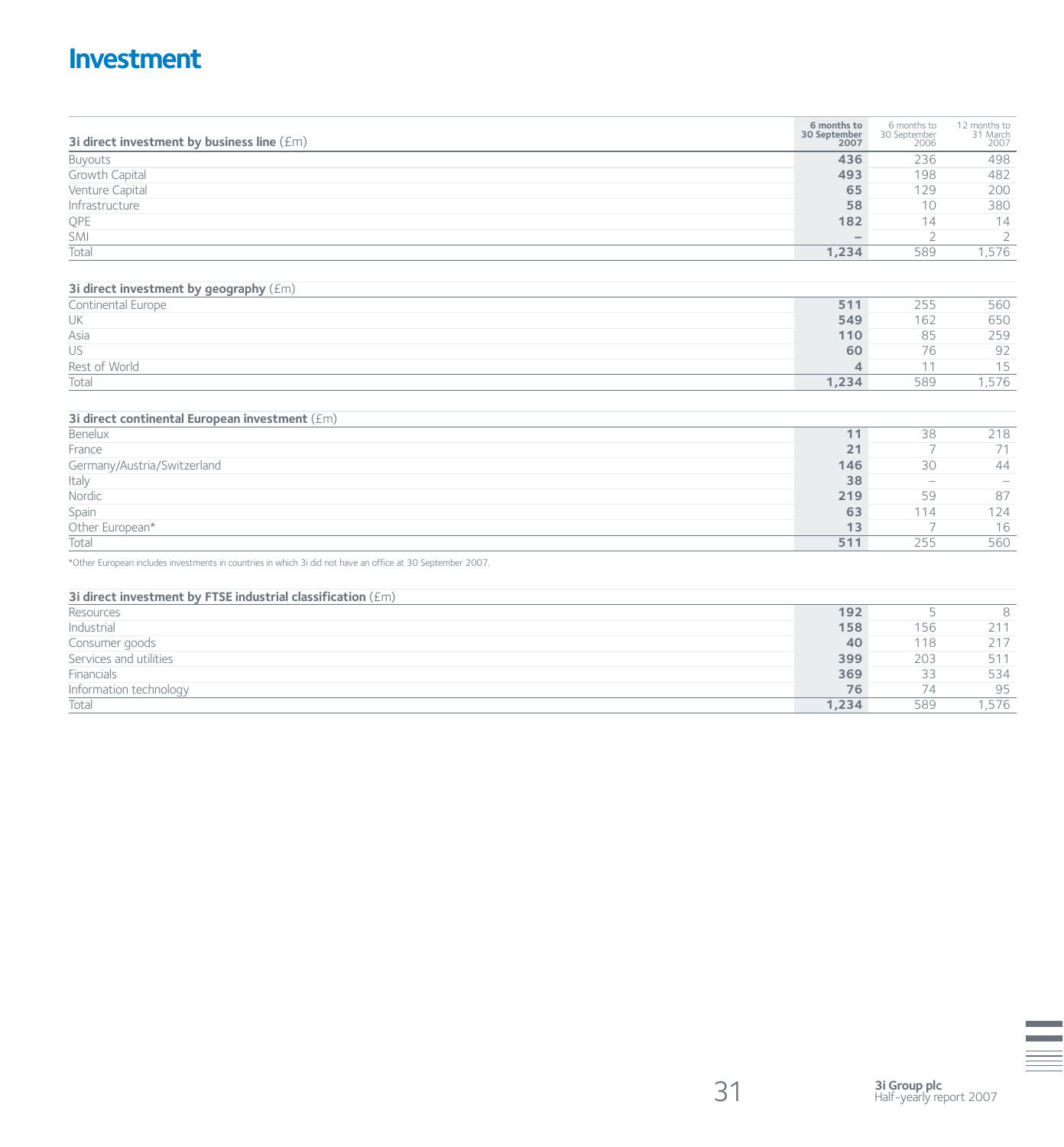# Investment

| 3i direct investment by business line (£m) | **6 months to 30 September 2007** | 6 months to 30 September 2006 | 12 months to 31 March 2007 |
|---|---|---|---|
| Buyouts | **436** | 236 | 498 |
| Growth Capital | **493** | 198 | 482 |
| Venture Capital | **65** | 129 | 200 |
| Infrastructure | **58** | 10 | 380 |
| QPE | **182** | 14 | 14 |
| SMI | **–** | 2 | 2 |
| Total | **1,234** | 589 | 1,576 |

| 3i direct investment by geography (£m) | | | |
|---|---|---|---|
| Continental Europe | **511** | 255 | 560 |
| UK | **549** | 162 | 650 |
| Asia | **110** | 85 | 259 |
| US | **60** | 76 | 92 |
| Rest of World | **4** | 11 | 15 |
| Total | **1,234** | 589 | 1,576 |

| 3i direct continental European investment (£m) | | | |
|---|---|---|---|
| Benelux | **11** | 38 | 218 |
| France | **21** | 7 | 71 |
| Germany/Austria/Switzerland | **146** | 30 | 44 |
| Italy | **38** | – | – |
| Nordic | **219** | 59 | 87 |
| Spain | **63** | 114 | 124 |
| Other European* | **13** | 7 | 16 |
| Total | **511** | 255 | 560 |

*Other European includes investments in countries in which 3i did not have an office at 30 September 2007.

| 3i direct investment by FTSE industrial classification (£m) | | | |
|---|---|---|---|
| Resources | **192** | 5 | 8 |
| Industrial | **158** | 156 | 211 |
| Consumer goods | **40** | 118 | 217 |
| Services and utilities | **399** | 203 | 511 |
| Financials | **369** | 33 | 534 |
| Information technology | **76** | 74 | 95 |
| Total | **1,234** | 589 | 1,576 |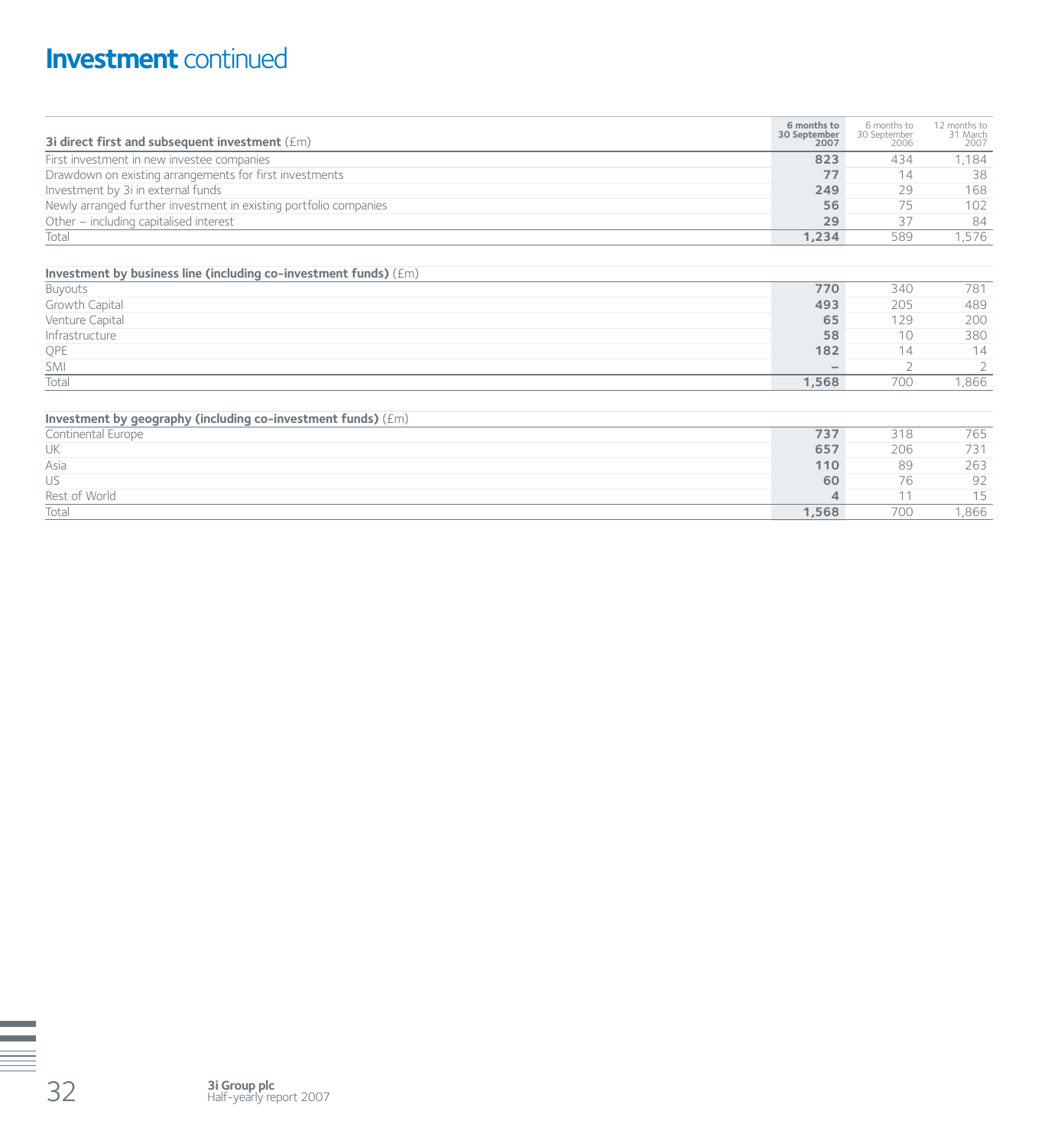# Investment continued

| 3i direct first and subsequent investment (£m) | 6 months to 30 September 2007 | 6 months to 30 September 2006 | 12 months to 31 March 2007 |
|---|---|---|---|
| First investment in new investee companies | **823** | 434 | 1,184 |
| Drawdown on existing arrangements for first investments | **77** | 14 | 38 |
| Investment by 3i in external funds | **249** | 29 | 168 |
| Newly arranged further investment in existing portfolio companies | **56** | 75 | 102 |
| Other – including capitalised interest | **29** | 37 | 84 |
| Total | **1,234** | 589 | 1,576 |

| Investment by business line (including co-investment funds) (£m) | 6 months to 30 September 2007 | 6 months to 30 September 2006 | 12 months to 31 March 2007 |
|---|---|---|---|
| Buyouts | **770** | 340 | 781 |
| Growth Capital | **493** | 205 | 489 |
| Venture Capital | **65** | 129 | 200 |
| Infrastructure | **58** | 10 | 380 |
| QPE | **182** | 14 | 14 |
| SMI | **–** | 2 | 2 |
| Total | **1,568** | 700 | 1,866 |

| Investment by geography (including co-investment funds) (£m) | 6 months to 30 September 2007 | 6 months to 30 September 2006 | 12 months to 31 March 2007 |
|---|---|---|---|
| Continental Europe | **737** | 318 | 765 |
| UK | **657** | 206 | 731 |
| Asia | **110** | 89 | 263 |
| US | **60** | 76 | 92 |
| Rest of World | **4** | 11 | 15 |
| Total | **1,568** | 700 | 1,866 |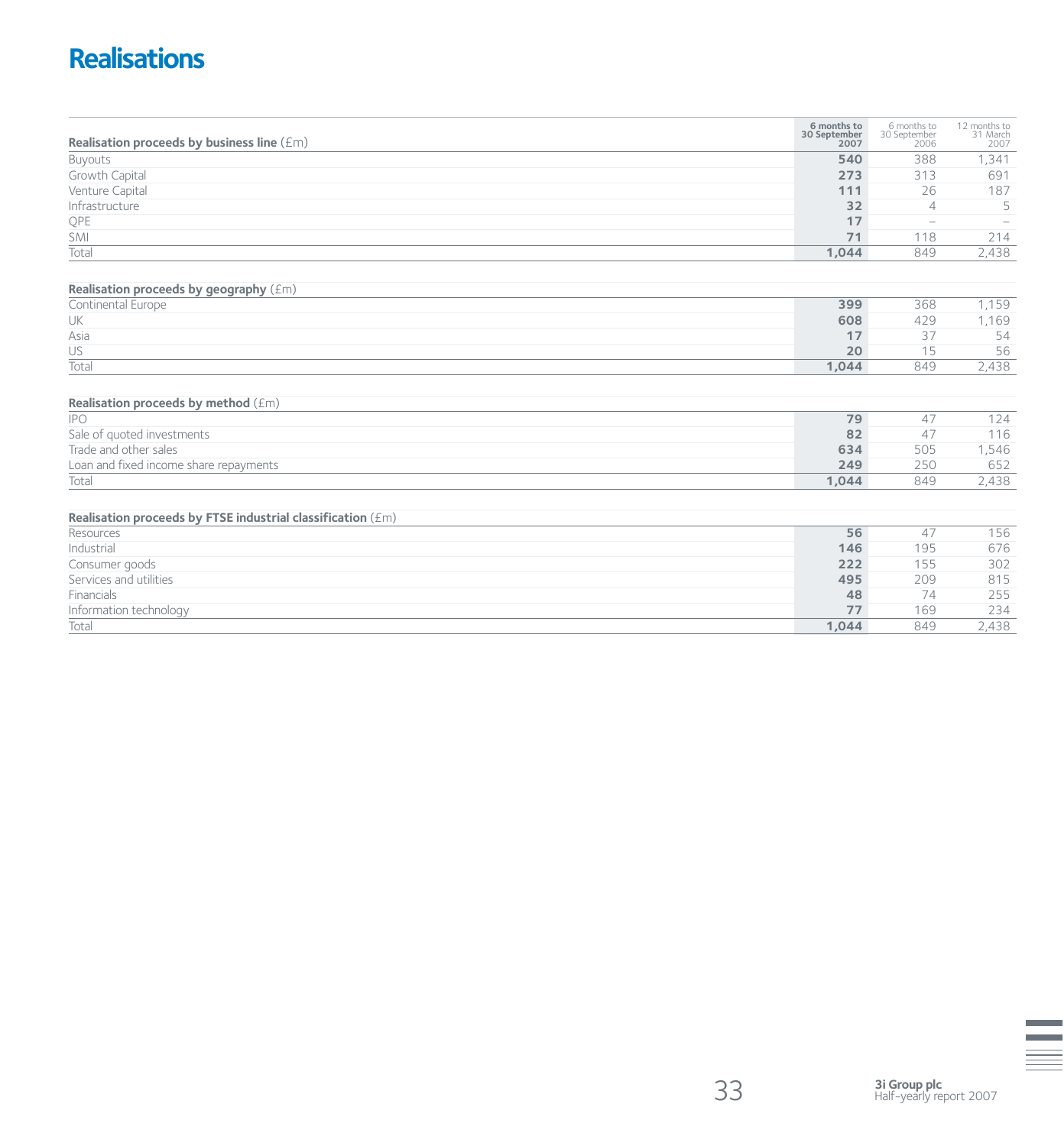# Realisations

| Realisation proceeds by business line (£m) | 6 months to 30 September 2007 | 6 months to 30 September 2006 | 12 months to 31 March 2007 |
|---|---|---|---|
| Buyouts | **540** | 388 | 1,341 |
| Growth Capital | **273** | 313 | 691 |
| Venture Capital | **111** | 26 | 187 |
| Infrastructure | **32** | 4 | 5 |
| QPE | **17** | – | – |
| SMI | **71** | 118 | 214 |
| Total | **1,044** | 849 | 2,438 |

| Realisation proceeds by geography (£m) | 6 months to 30 September 2007 | 6 months to 30 September 2006 | 12 months to 31 March 2007 |
|---|---|---|---|
| Continental Europe | **399** | 368 | 1,159 |
| UK | **608** | 429 | 1,169 |
| Asia | **17** | 37 | 54 |
| US | **20** | 15 | 56 |
| Total | **1,044** | 849 | 2,438 |

| Realisation proceeds by method (£m) | 6 months to 30 September 2007 | 6 months to 30 September 2006 | 12 months to 31 March 2007 |
|---|---|---|---|
| IPO | **79** | 47 | 124 |
| Sale of quoted investments | **82** | 47 | 116 |
| Trade and other sales | **634** | 505 | 1,546 |
| Loan and fixed income share repayments | **249** | 250 | 652 |
| Total | **1,044** | 849 | 2,438 |

| Realisation proceeds by FTSE industrial classification (£m) | 6 months to 30 September 2007 | 6 months to 30 September 2006 | 12 months to 31 March 2007 |
|---|---|---|---|
| Resources | **56** | 47 | 156 |
| Industrial | **146** | 195 | 676 |
| Consumer goods | **222** | 155 | 302 |
| Services and utilities | **495** | 209 | 815 |
| Financials | **48** | 74 | 255 |
| Information technology | **77** | 169 | 234 |
| Total | **1,044** | 849 | 2,438 |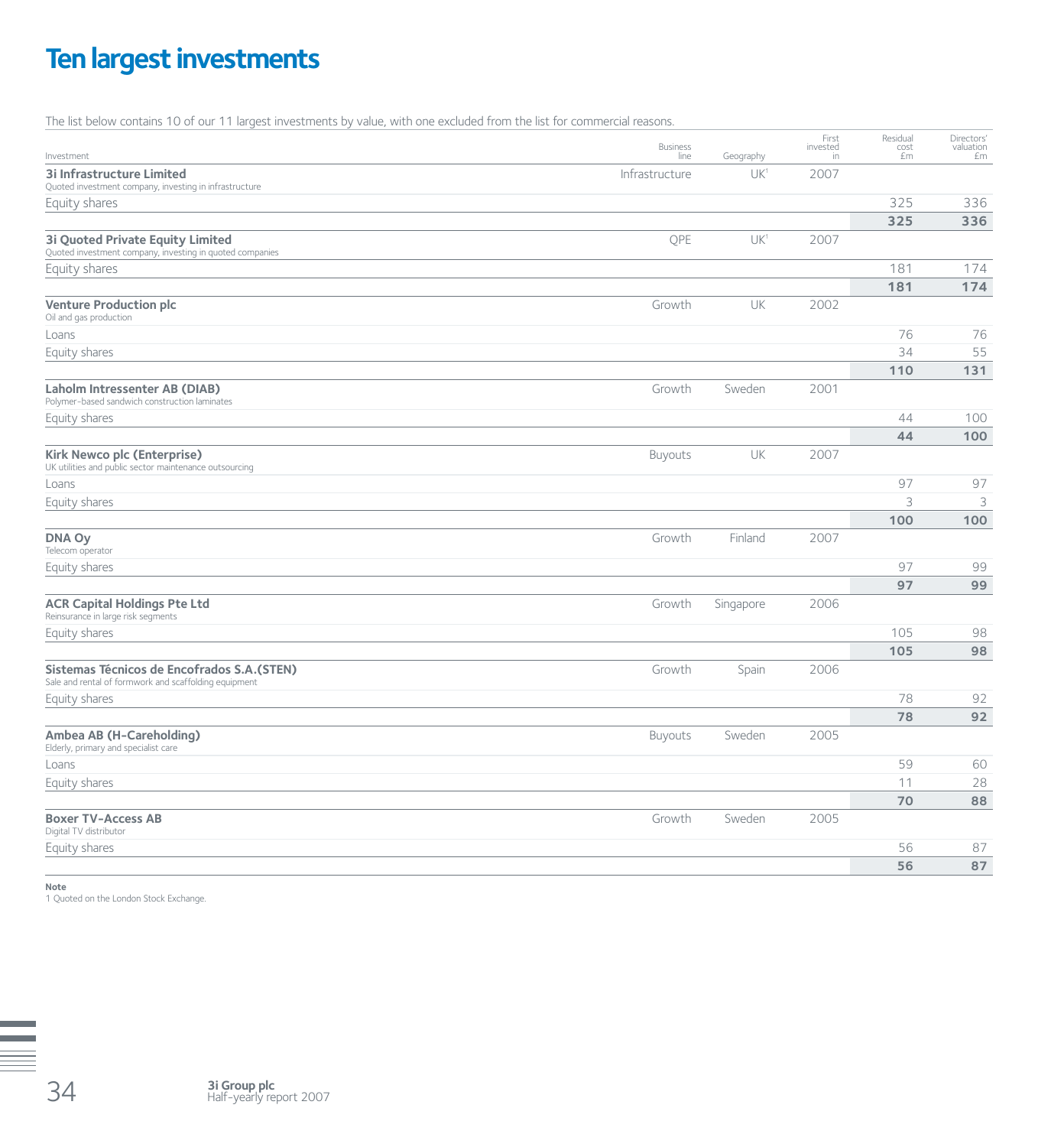# Ten largest investments

The list below contains 10 of our 11 largest investments by value, with one excluded from the list for commercial reasons.

| Investment | Business line | Geography | First invested in | Residual cost £m | Directors' valuation £m |
|---|---|---|---|---|---|
| **3i Infrastructure Limited**<br>Quoted investment company, investing in infrastructure | Infrastructure | UK[1] | 2007 | | |
| Equity shares | | | | 325 | 336 |
| | | | | **325** | **336** |
| **3i Quoted Private Equity Limited**<br>Quoted investment company, investing in quoted companies | QPE | UK[1] | 2007 | | |
| Equity shares | | | | 181 | 174 |
| | | | | **181** | **174** |
| **Venture Production plc**<br>Oil and gas production | Growth | UK | 2002 | | |
| Loans | | | | 76 | 76 |
| Equity shares | | | | 34 | 55 |
| | | | | **110** | **131** |
| **Laholm Intressenter AB (DIAB)**<br>Polymer-based sandwich construction laminates | Growth | Sweden | 2001 | | |
| Equity shares | | | | 44 | 100 |
| | | | | **44** | **100** |
| **Kirk Newco plc (Enterprise)**<br>UK utilities and public sector maintenance outsourcing | Buyouts | UK | 2007 | | |
| Loans | | | | 97 | 97 |
| Equity shares | | | | 3 | 3 |
| | | | | **100** | **100** |
| **DNA Oy**<br>Telecom operator | Growth | Finland | 2007 | | |
| Equity shares | | | | 97 | 99 |
| | | | | **97** | **99** |
| **ACR Capital Holdings Pte Ltd**<br>Reinsurance in large risk segments | Growth | Singapore | 2006 | | |
| Equity shares | | | | 105 | 98 |
| | | | | **105** | **98** |
| **Sistemas Técnicos de Encofrados S.A.(STEN)**<br>Sale and rental of formwork and scaffolding equipment | Growth | Spain | 2006 | | |
| Equity shares | | | | 78 | 92 |
| | | | | **78** | **92** |
| **Ambea AB (H-Careholding)**<br>Elderly, primary and specialist care | Buyouts | Sweden | 2005 | | |
| Loans | | | | 59 | 60 |
| Equity shares | | | | 11 | 28 |
| | | | | **70** | **88** |
| **Boxer TV-Access AB**<br>Digital TV distributor | Growth | Sweden | 2005 | | |
| Equity shares | | | | 56 | 87 |
| | | | | **56** | **87** |

**Note**
1 Quoted on the London Stock Exchange.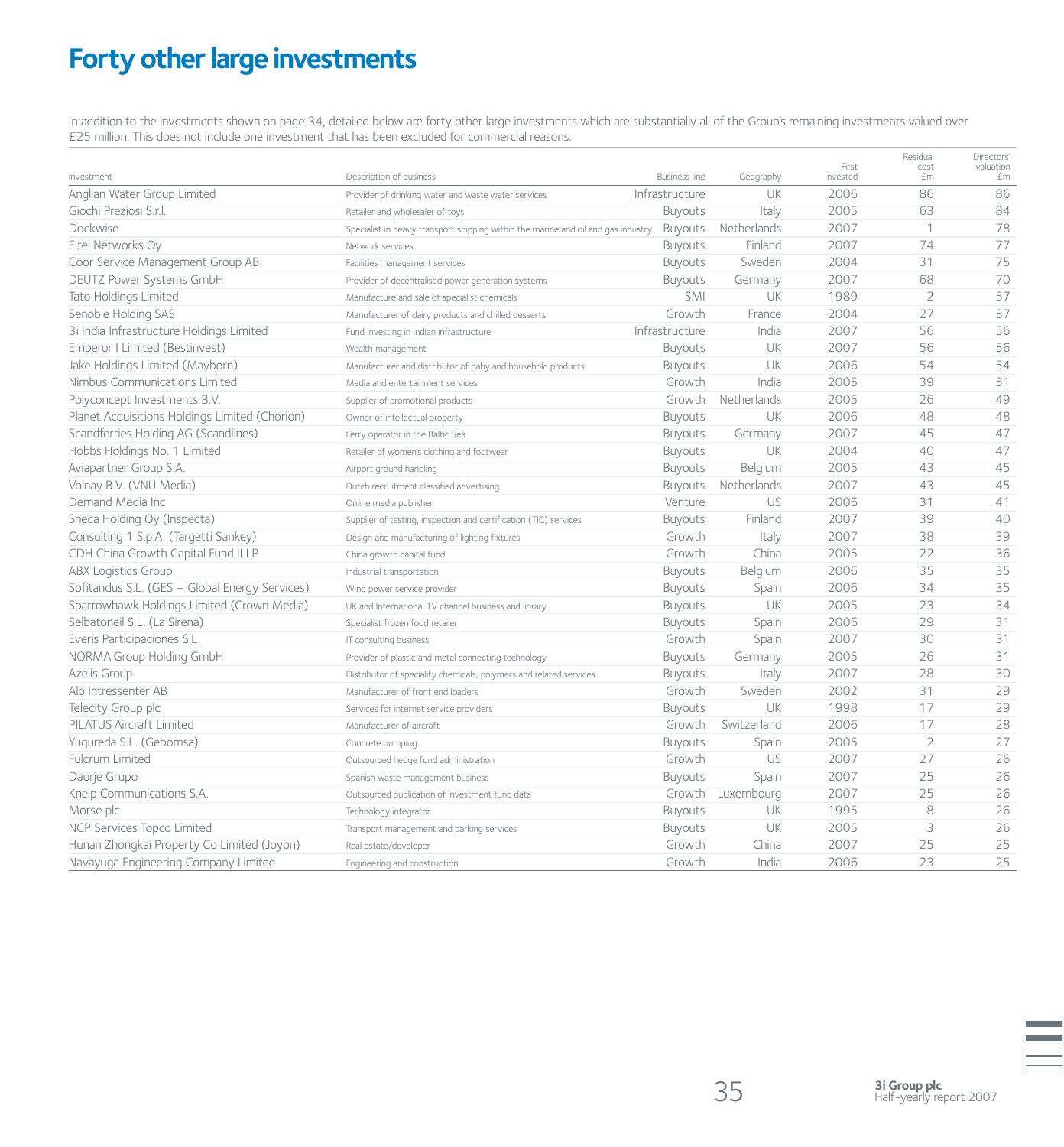# Forty other large investments

In addition to the investments shown on page 34, detailed below are forty other large investments which are substantially all of the Group's remaining investments valued over £25 million. This does not include one investment that has been excluded for commercial reasons.

| Investment | Description of business | Business line | Geography | First invested | Residual cost £m | Directors' valuation £m |
|---|---|---|---|---|---|---|
| Anglian Water Group Limited | Provider of drinking water and waste water services | Infrastructure | UK | 2006 | 86 | 86 |
| Giochi Preziosi S.r.l. | Retailer and wholesaler of toys | Buyouts | Italy | 2005 | 63 | 84 |
| Dockwise | Specialist in heavy transport shipping within the marine and oil and gas industry | Buyouts | Netherlands | 2007 | 1 | 78 |
| Eltel Networks Oy | Network services | Buyouts | Finland | 2007 | 74 | 77 |
| Coor Service Management Group AB | Facilities management services | Buyouts | Sweden | 2004 | 31 | 75 |
| DEUTZ Power Systems GmbH | Provider of decentralised power generation systems | Buyouts | Germany | 2007 | 68 | 70 |
| Tato Holdings Limited | Manufacture and sale of specialist chemicals | SMI | UK | 1989 | 2 | 57 |
| Senoble Holding SAS | Manufacturer of dairy products and chilled desserts | Growth | France | 2004 | 27 | 57 |
| 3i India Infrastructure Holdings Limited | Fund investing in Indian infrastructure | Infrastructure | India | 2007 | 56 | 56 |
| Emperor I Limited (Bestinvest) | Wealth management | Buyouts | UK | 2007 | 56 | 56 |
| Jake Holdings Limited (Mayborn) | Manufacturer and distributor of baby and household products | Buyouts | UK | 2006 | 54 | 54 |
| Nimbus Communications Limited | Media and entertainment services | Growth | India | 2005 | 39 | 51 |
| Polyconcept Investments B.V. | Supplier of promotional products | Growth | Netherlands | 2005 | 26 | 49 |
| Planet Acquisitions Holdings Limited (Chorion) | Owner of intellectual property | Buyouts | UK | 2006 | 48 | 48 |
| Scandferries Holding AG (Scandlines) | Ferry operator in the Baltic Sea | Buyouts | Germany | 2007 | 45 | 47 |
| Hobbs Holdings No. 1 Limited | Retailer of women's clothing and footwear | Buyouts | UK | 2004 | 40 | 47 |
| Aviapartner Group S.A. | Airport ground handling | Buyouts | Belgium | 2005 | 43 | 45 |
| Volnay B.V. (VNU Media) | Dutch recruitment classified advertising | Buyouts | Netherlands | 2007 | 43 | 45 |
| Demand Media Inc | Online media publisher | Venture | US | 2006 | 31 | 41 |
| Sneca Holding Oy (Inspecta) | Supplier of testing, inspection and certification (TIC) services | Buyouts | Finland | 2007 | 39 | 40 |
| Consulting 1 S.p.A. (Targetti Sankey) | Design and manufacturing of lighting fixtures | Growth | Italy | 2007 | 38 | 39 |
| CDH China Growth Capital Fund II LP | China growth capital fund | Growth | China | 2005 | 22 | 36 |
| ABX Logistics Group | Industrial transportation | Buyouts | Belgium | 2006 | 35 | 35 |
| Sofitandus S.L. (GES – Global Energy Services) | Wind power service provider | Buyouts | Spain | 2006 | 34 | 35 |
| Sparrowhawk Holdings Limited (Crown Media) | UK and International TV channel business and library | Buyouts | UK | 2005 | 23 | 34 |
| Selbatoneil S.L. (La Sirena) | Specialist frozen food retailer | Buyouts | Spain | 2006 | 29 | 31 |
| Everis Participaciones S.L. | IT consulting business | Growth | Spain | 2007 | 30 | 31 |
| NORMA Group Holding GmbH | Provider of plastic and metal connecting technology | Buyouts | Germany | 2005 | 26 | 31 |
| Azelis Group | Distributor of speciality chemicals, polymers and related services | Buyouts | Italy | 2007 | 28 | 30 |
| Alö Intressenter AB | Manufacturer of front end loaders | Growth | Sweden | 2002 | 31 | 29 |
| Telecity Group plc | Services for internet service providers | Buyouts | UK | 1998 | 17 | 29 |
| PILATUS Aircraft Limited | Manufacturer of aircraft | Growth | Switzerland | 2006 | 17 | 28 |
| Yugureda S.L. (Gebomsa) | Concrete pumping | Buyouts | Spain | 2005 | 2 | 27 |
| Fulcrum Limited | Outsourced hedge fund administration | Growth | US | 2007 | 27 | 26 |
| Daorje Grupo | Spanish waste management business | Buyouts | Spain | 2007 | 25 | 26 |
| Kneip Communications S.A. | Outsourced publication of investment fund data | Growth | Luxembourg | 2007 | 25 | 26 |
| Morse plc | Technology integrator | Buyouts | UK | 1995 | 8 | 26 |
| NCP Services Topco Limited | Transport management and parking services | Buyouts | UK | 2005 | 3 | 26 |
| Hunan Zhongkai Property Co Limited (Joyon) | Real estate/developer | Growth | China | 2007 | 25 | 25 |
| Navayuga Engineering Company Limited | Engineering and construction | Growth | India | 2006 | 23 | 25 |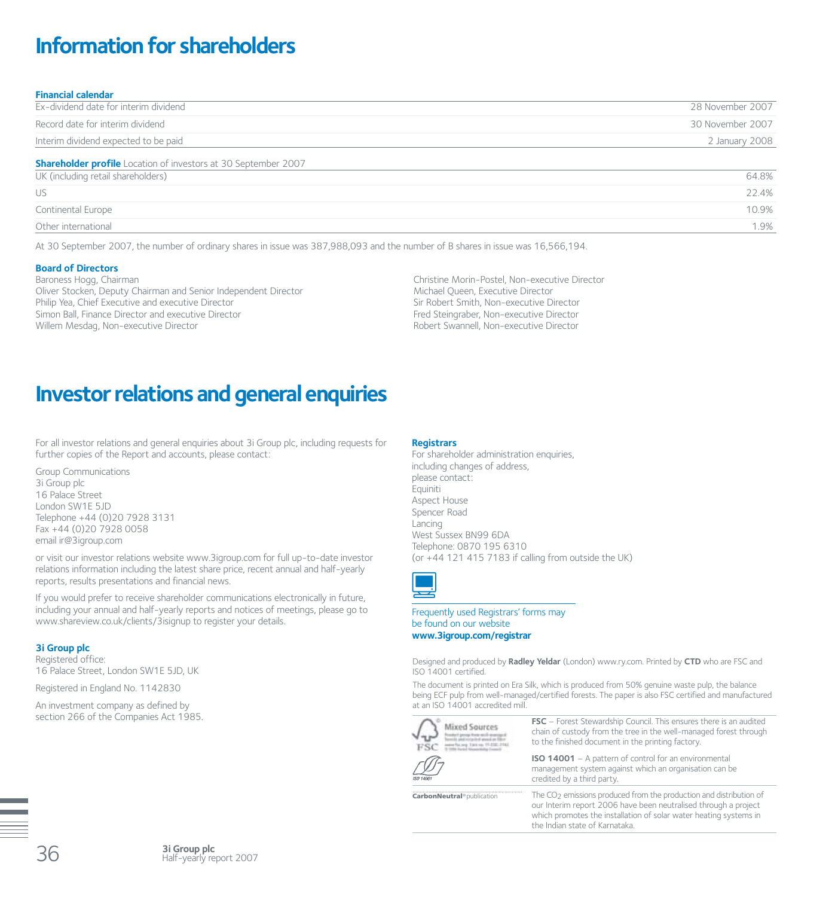# Information for shareholders

**Financial calendar**

| | |
|---|---|
| Ex-dividend date for interim dividend | 28 November 2007 |
| Record date for interim dividend | 30 November 2007 |
| Interim dividend expected to be paid | 2 January 2008 |

**Shareholder profile** Location of investors at 30 September 2007

| | |
|---|---|
| UK (including retail shareholders) | 64.8% |
| US | 22.4% |
| Continental Europe | 10.9% |
| Other international | 1.9% |

At 30 September 2007, the number of ordinary shares in issue was 387,988,093 and the number of B shares in issue was 16,566,194.

**Board of Directors**

Baroness Hogg, Chairman
Oliver Stocken, Deputy Chairman and Senior Independent Director
Philip Yea, Chief Executive and executive Director
Simon Ball, Finance Director and executive Director
Willem Mesdag, Non-executive Director
Christine Morin-Postel, Non-executive Director
Michael Queen, Executive Director
Sir Robert Smith, Non-executive Director
Fred Steingraber, Non-executive Director
Robert Swannell, Non-executive Director

# Investor relations and general enquiries

For all investor relations and general enquiries about 3i Group plc, including requests for further copies of the Report and accounts, please contact:

Group Communications
3i Group plc
16 Palace Street
London SW1E 5JD
Telephone +44 (0)20 7928 3131
Fax +44 (0)20 7928 0058
email ir@3igroup.com

or visit our investor relations website www.3igroup.com for full up-to-date investor relations information including the latest share price, recent annual and half-yearly reports, results presentations and financial news.

If you would prefer to receive shareholder communications electronically in future, including your annual and half-yearly reports and notices of meetings, please go to www.shareview.co.uk/clients/3isignup to register your details.

**3i Group plc**
Registered office:
16 Palace Street, London SW1E 5JD, UK

Registered in England No. 1142830

An investment company as defined by section 266 of the Companies Act 1985.

**Registrars**
For shareholder administration enquiries, including changes of address, please contact:
Equiniti
Aspect House
Spencer Road
Lancing
West Sussex BN99 6DA
Telephone: 0870 195 6310
(or +44 121 415 7183 if calling from outside the UK)

Frequently used Registrars' forms may be found on our website
**www.3igroup.com/registrar**

Designed and produced by **Radley Yeldar** (London) www.ry.com. Printed by **CTD** who are FSC and ISO 14001 certified.

The document is printed on Era Silk, which is produced from 50% genuine waste pulp, the balance being ECF pulp from well-managed/certified forests. The paper is also FSC certified and manufactured at an ISO 14001 accredited mill.

**FSC** – Forest Stewardship Council. This ensures there is an audited chain of custody from the tree in the well-managed forest through to the finished document in the printing factory.

**ISO 14001** – A pattern of control for an environmental management system against which an organisation can be credited by a third party.

**CarbonNeutral**® publication

The $CO_2$ emissions produced from the production and distribution of our Interim report 2006 have been neutralised through a project which promotes the installation of solar water heating systems in the Indian state of Karnataka.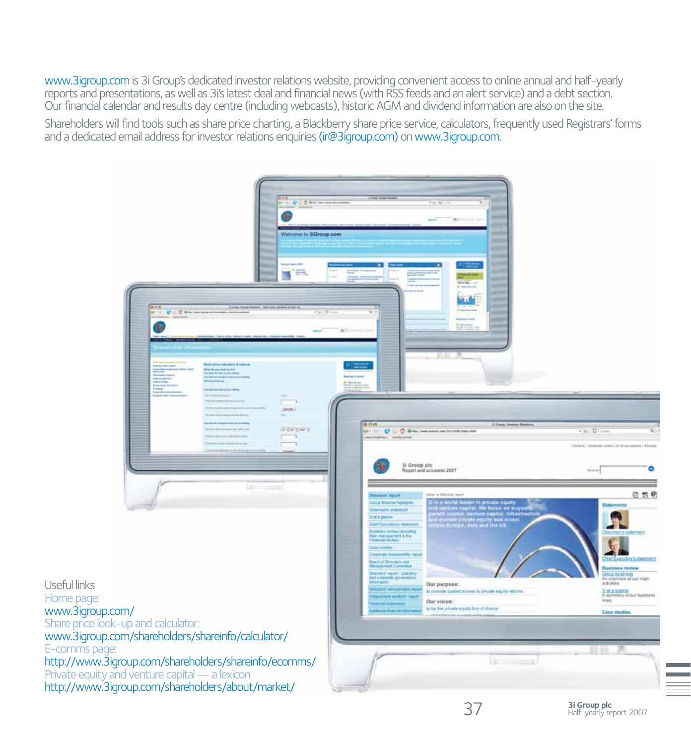www.3igroup.com is 3i Group's dedicated investor relations website, providing convenient access to online annual and half-yearly reports and presentations, as well as 3i's latest deal and financial news (with RSS feeds and an alert service) and a debt section. Our financial calendar and results day centre (including webcasts), historic AGM and dividend information are also on the site.

Shareholders will find tools such as share price charting, a Blackberry share price service, calculators, frequently used Registrars' forms and a dedicated email address for investor relations enquiries (ir@3igroup.com) on www.3igroup.com.

Useful links

Home page:
www.3igroup.com/

Share price look-up and calculator:
www.3igroup.com/shareholders/shareinfo/calculator/

E-comms page:
http://www.3igroup.com/shareholders/shareinfo/ecomms/

Private equity and venture capital — a lexicon
http://www.3igroup.com/shareholders/about/market/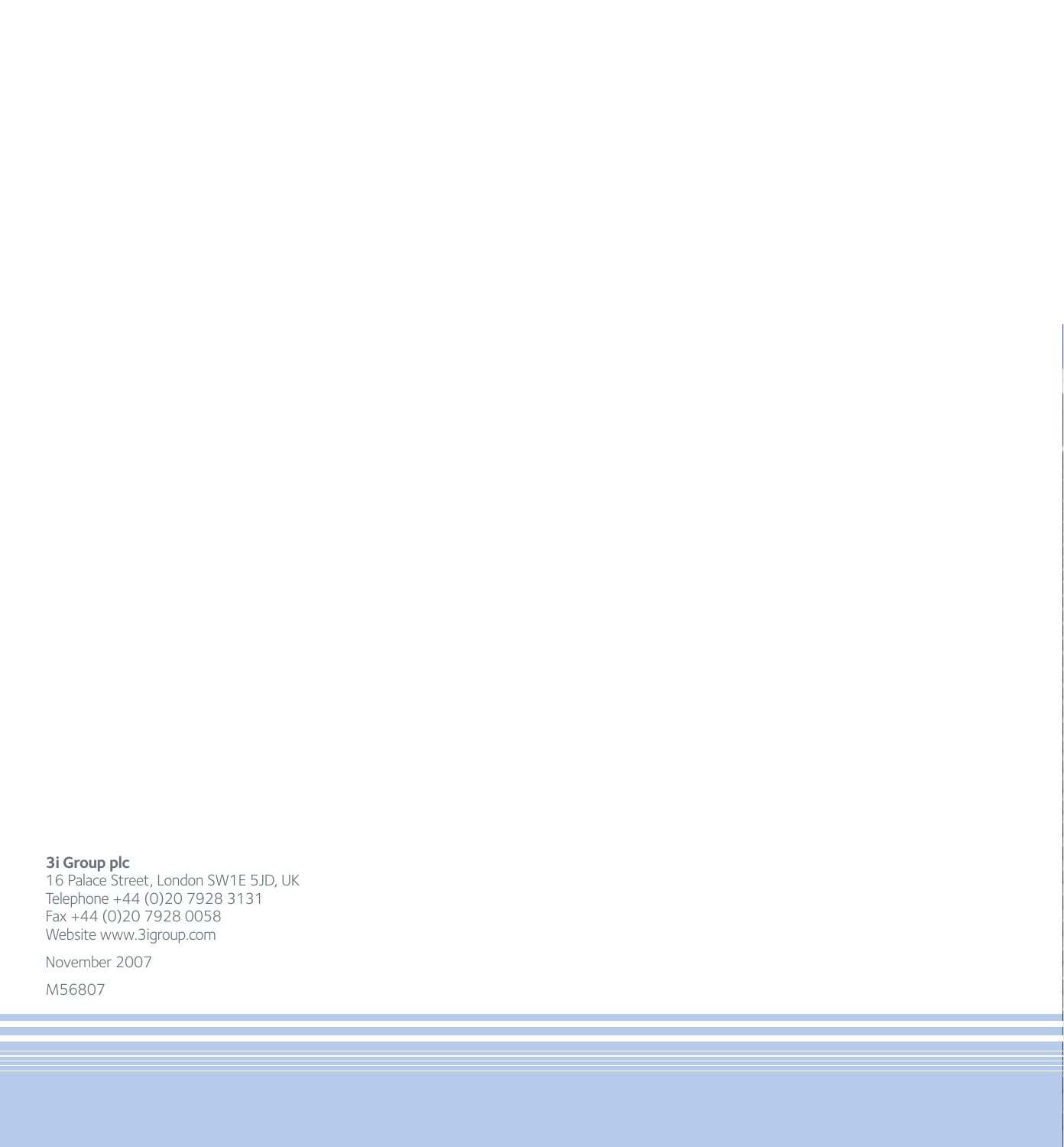**3i Group plc**
16 Palace Street, London SW1E 5JD, UK
Telephone +44 (0)20 7928 3131
Fax +44 (0)20 7928 0058
Website www.3igroup.com

November 2007

M56807